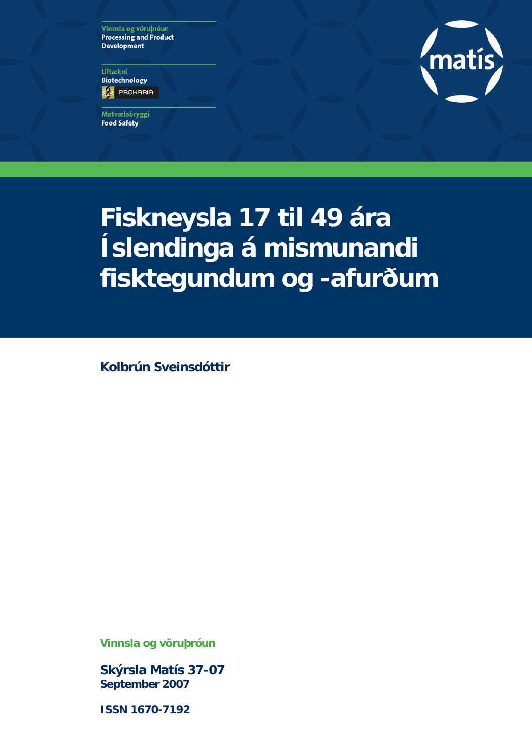Vinnsla og vöruþróun
Processing and Product Development

Líftækni
Biotechnology

PROKARIA

Matvælaöryggi
Food Safety

matís

# Fiskneysla 17 til 49 ára Íslendinga á mismunandi fisktegundum og -afurðum

**Kolbrún Sveinsdóttir**

**Vinnsla og vöruþróun**

**Skýrsla Matís 37-07**
**September 2007**

**ISSN 1670-7192**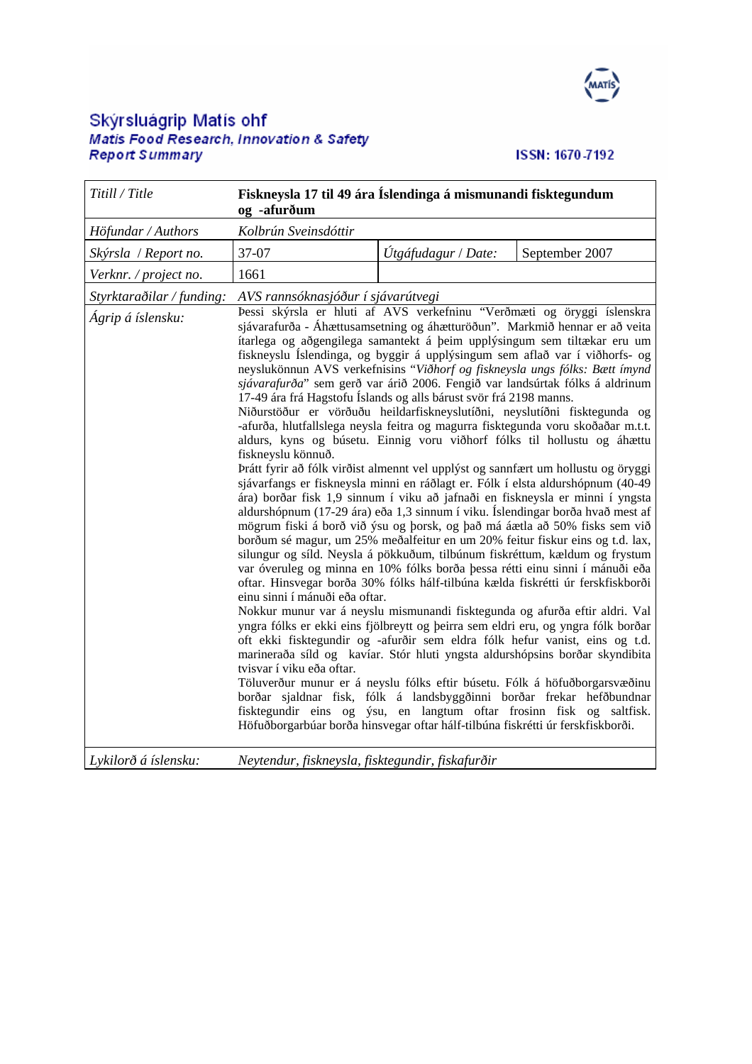# Skýrsluágrip Matís ohf
### Matis Food Research, Innovation & Safety
### Report Summary

ISSN: 1670-7192

| *Titill / Title* | **Fiskneysla 17 til 49 ára Íslendinga á mismunandi fisktegundum og -afurðum** | | |
|---|---|---|---|
| *Höfundar / Authors* | *Kolbrún Sveinsdóttir* | | |
| *Skýrsla / Report no.* | 37-07 | *Útgáfudagur / Date:* | September 2007 |
| *Verknr. / project no.* | 1661 | | |
| *Styrktaraðilar / funding:* | *AVS rannsóknasjóður í sjávarútvegi* | | |
| *Ágrip á íslensku:* | Þessi skýrsla er hluti af AVS verkefninu "Verðmæti og öryggi íslenskra sjávarafurða - Áhættusamsetning og áhætturöðun". Markmið hennar er að veita ítarlega og aðgengilega samantekt á þeim upplýsingum sem tiltækar eru um fiskneyslu Íslendinga, og byggir á upplýsingum sem aflað var í viðhorfs- og neyslukönnun AVS verkefnisins "*Viðhorf og fiskneysla ungs fólks: Bætt ímynd sjávarafurða*" sem gerð var árið 2006. Fengið var landsúrtak fólks á aldrinum 17-49 ára frá Hagstofu Íslands og alls bárust svör frá 2198 manns.<br>Niðurstöður er vörðuðu heildarfiskneyslutíðni, neyslutíðni fisktegunda og -afurða, hlutfallslega neysla feitra og magurra fisktegunda voru skoðaðar m.t.t. aldurs, kyns og búsetu. Einnig voru viðhorf fólks til hollustu og áhættu fiskneyslu könnuð.<br>Þrátt fyrir að fólk virðist almennt vel upplýst og sannfært um hollustu og öryggi sjávarfangs er fiskneysla minni en ráðlagt er. Fólk í elsta aldurshópnum (40-49 ára) borðar fisk 1,9 sinnum í viku að jafnaði en fiskneysla er minni í yngsta aldurshópnum (17-29 ára) eða 1,3 sinnum í viku. Íslendingar borða hvað mest af mögrum fiski á borð við ýsu og þorsk, og það má áætla að 50% fisks sem við borðum sé magur, um 25% meðalfeitur en um 20% feitur fiskur eins og t.d. lax, silungur og síld. Neysla á pökkuðum, tilbúnum fiskréttum, kældum og frystum var óveruleg og minna en 10% fólks borða þessa rétti einu sinni í mánuði eða oftar. Hinsvegar borða 30% fólks hálf-tilbúna kælda fiskrétti úr ferskfiskborði einu sinni í mánuði eða oftar.<br>Nokkur munur var á neyslu mismunandi fisktegunda og afurða eftir aldri. Val yngra fólks er ekki eins fjölbreytt og þeirra sem eldri eru, og yngra fólk borðar oft ekki fisktegundir og -afurðir sem eldra fólk hefur vanist, eins og t.d. marineraða síld og kavíar. Stór hluti yngsta aldurshópsins borðar skyndibita tvisvar í viku eða oftar.<br>Töluverður munur er á neyslu fólks eftir búsetu. Fólk á höfuðborgarsvæðinu borðar sjaldnar fisk, fólk á landsbyggðinni borðar frekar hefðbundnar fisktegundir eins og ýsu, en langtum oftar frosinn fisk og saltfisk. Höfuðborgarbúar borða hinsvegar oftar hálf-tilbúna fiskrétti úr ferskfiskborði. | | |
| *Lykilorð á íslensku:* | *Neytendur, fiskneysla, fisktegundir, fiskafurðir* | | |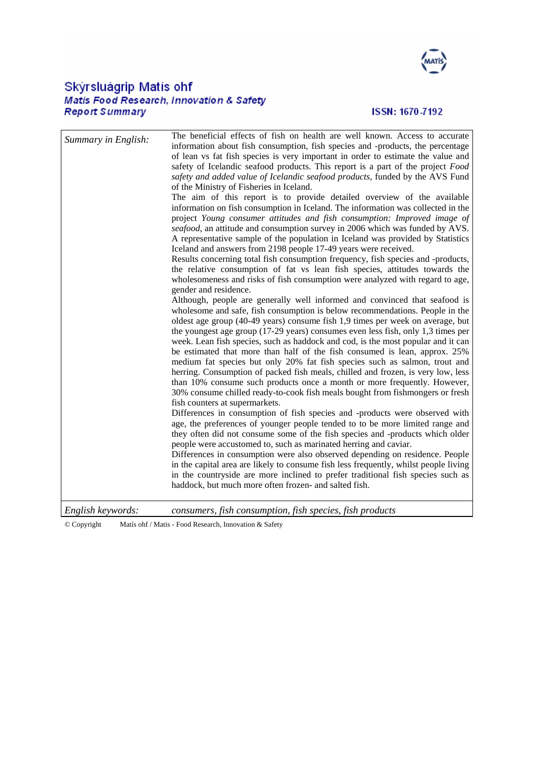# Skýrsluágrip Matís ohf

***Matis Food Research, Innovation & Safety***
***Report Summary***

ISSN: 1670-7192

| | |
|---|---|
| *Summary in English:* | The beneficial effects of fish on health are well known. Access to accurate information about fish consumption, fish species and -products, the percentage of lean vs fat fish species is very important in order to estimate the value and safety of Icelandic seafood products. This report is a part of the project *Food safety and added value of Icelandic seafood products*, funded by the AVS Fund of the Ministry of Fisheries in Iceland.<br>The aim of this report is to provide detailed overview of the available information on fish consumption in Iceland. The information was collected in the project *Young consumer attitudes and fish consumption: Improved image of seafood*, an attitude and consumption survey in 2006 which was funded by AVS. A representative sample of the population in Iceland was provided by Statistics Iceland and answers from 2198 people 17-49 years were received.<br>Results concerning total fish consumption frequency, fish species and -products, the relative consumption of fat vs lean fish species, attitudes towards the wholesomeness and risks of fish consumption were analyzed with regard to age, gender and residence.<br>Although, people are generally well informed and convinced that seafood is wholesome and safe, fish consumption is below recommendations. People in the oldest age group (40-49 years) consume fish 1,9 times per week on average, but the youngest age group (17-29 years) consumes even less fish, only 1,3 times per week. Lean fish species, such as haddock and cod, is the most popular and it can be estimated that more than half of the fish consumed is lean, approx. 25% medium fat species but only 20% fat fish species such as salmon, trout and herring. Consumption of packed fish meals, chilled and frozen, is very low, less than 10% consume such products once a month or more frequently. However, 30% consume chilled ready-to-cook fish meals bought from fishmongers or fresh fish counters at supermarkets.<br>Differences in consumption of fish species and -products were observed with age, the preferences of younger people tended to to be more limited range and they often did not consume some of the fish species and -products which older people were accustomed to, such as marinated herring and caviar.<br>Differences in consumption were also observed depending on residence. People in the capital area are likely to consume fish less frequently, whilst people living in the countryside are more inclined to prefer traditional fish species such as haddock, but much more often frozen- and salted fish. |
| *English keywords:* | *consumers, fish consumption, fish species, fish products* |

© Copyright Matís ohf / Matis - Food Research, Innovation & Safety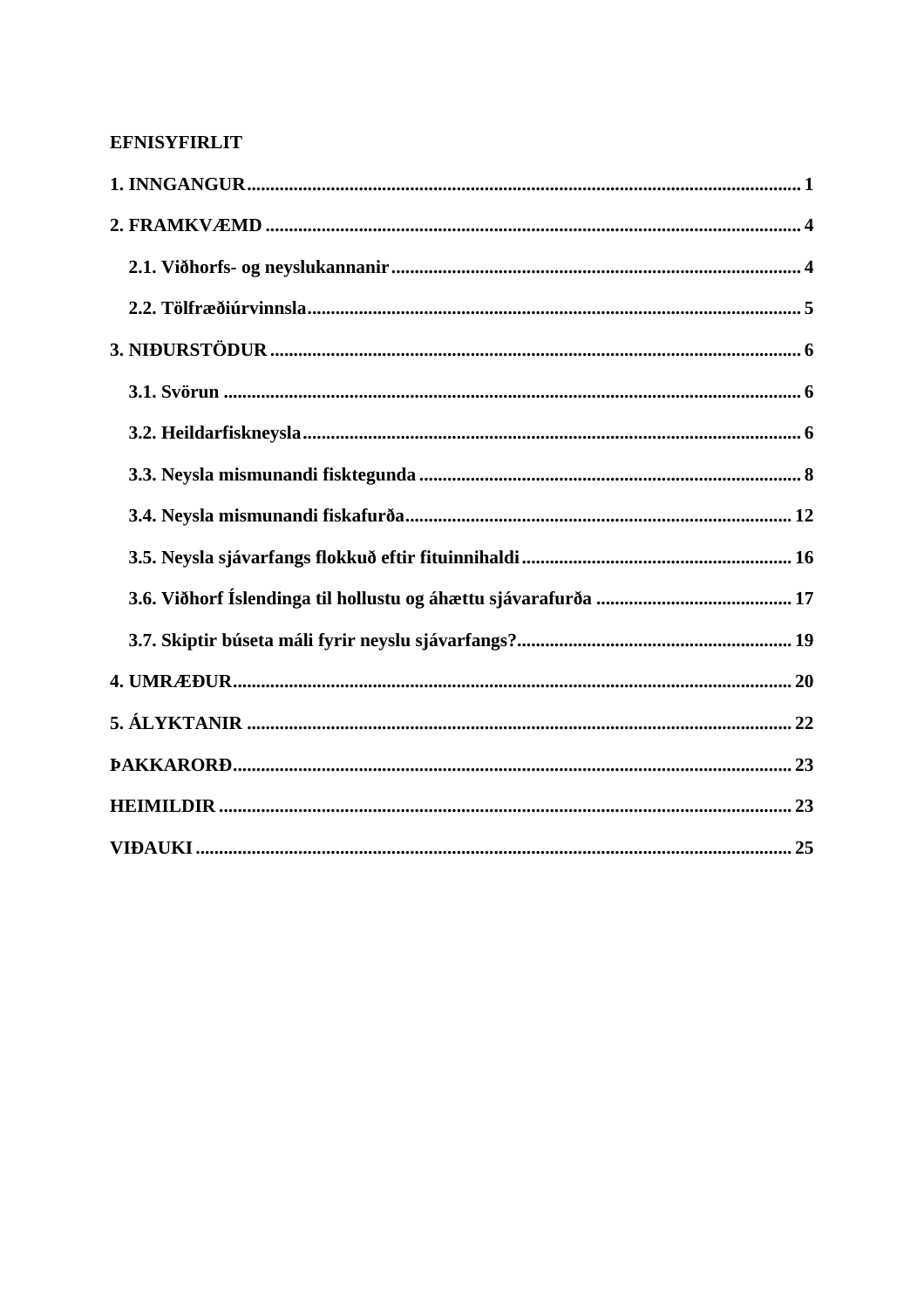**EFNISYFIRLIT**

**1. INNGANGUR** ..................................................................................................... 1

**2. FRAMKVÆMD** .................................................................................................. 4

**2.1. Viðhorfs- og neyslukannanir** ........................................................................ 4

**2.2. Tölfræðiúrvinnsla** ......................................................................................... 5

**3. NIÐURSTÖÐUR** ................................................................................................ 6

**3.1. Svörun** ........................................................................................................... 6

**3.2. Heildarfiskneysla** .......................................................................................... 6

**3.3. Neysla mismunandi fisktegunda** ................................................................... 8

**3.4. Neysla mismunandi fiskafurða** .................................................................... 12

**3.5. Neysla sjávarfangs flokkuð eftir fituinnihaldi** ............................................ 16

**3.6. Viðhorf Íslendinga til hollustu og áhættu sjávarafurða** .............................. 17

**3.7. Skiptir búseta máli fyrir neyslu sjávarfangs?** .............................................. 19

**4. UMRÆÐUR** ....................................................................................................... 20

**5. ÁLYKTANIR** .................................................................................................... 22

**ÞAKKARORÐ** ...................................................................................................... 23

**HEIMILDIR** .......................................................................................................... 23

**VIÐAUKI** .............................................................................................................. 25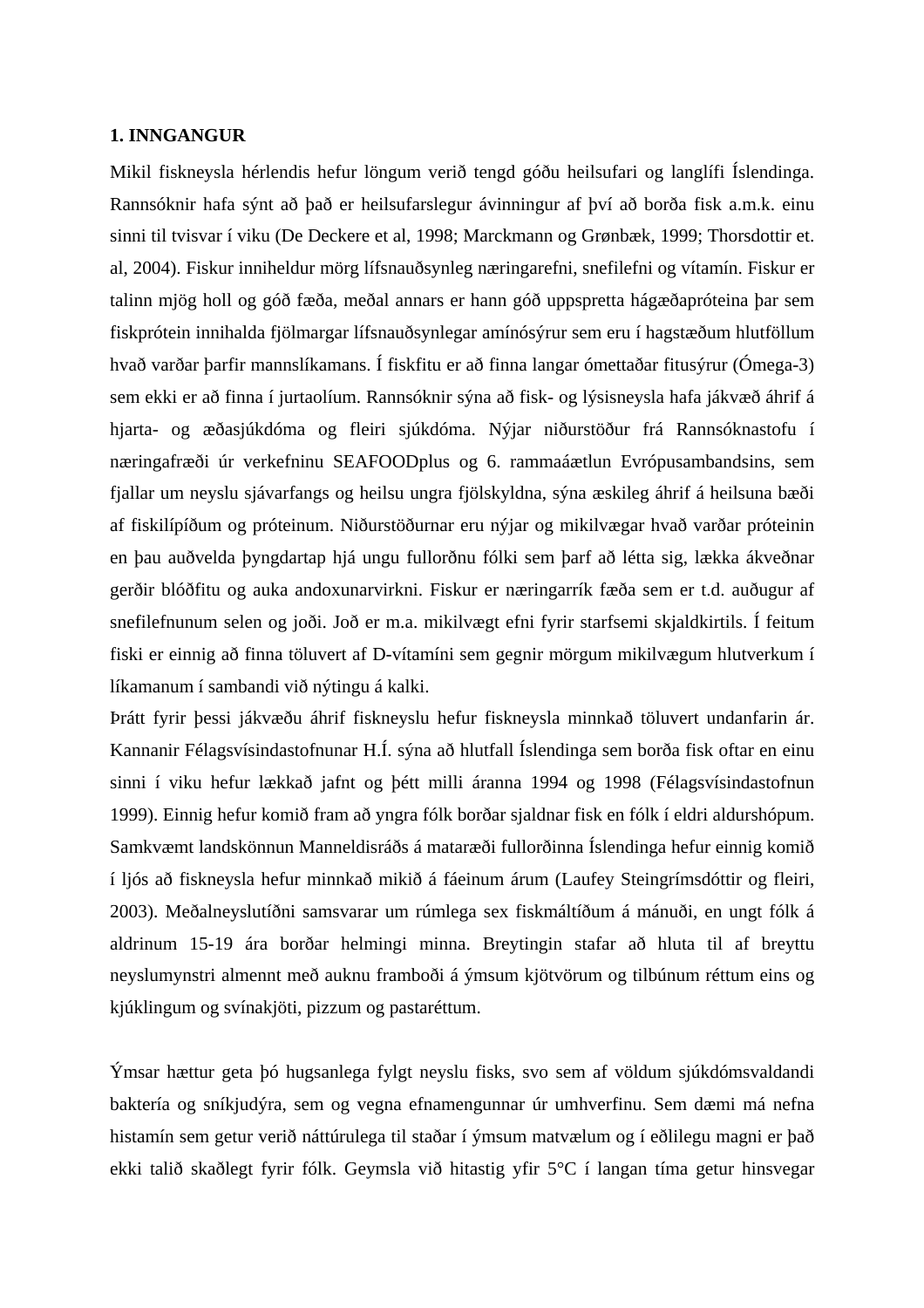## 1. INNGANGUR

Mikil fiskneysla hérlendis hefur löngum verið tengd góðu heilsufari og langlífi Íslendinga. Rannsóknir hafa sýnt að það er heilsufarslegur ávinningur af því að borða fisk a.m.k. einu sinni til tvisvar í viku (De Deckere et al, 1998; Marckmann og Grønbæk, 1999; Thorsdottir et. al, 2004). Fiskur inniheldur mörg lífsnauðsynleg næringarefni, snefilefni og vítamín. Fiskur er talinn mjög holl og góð fæða, meðal annars er hann góð uppspretta hágæðapróteina þar sem fiskprótein innihalda fjölmargar lífsnauðsynlegar amínósýrur sem eru í hagstæðum hlutföllum hvað varðar þarfir mannslíkamans. Í fiskfitu er að finna langar ómettaðar fitusýrur (Ómega-3) sem ekki er að finna í jurtaolíum. Rannsóknir sýna að fisk- og lýsisneysla hafa jákvæð áhrif á hjarta- og æðasjúkdóma og fleiri sjúkdóma. Nýjar niðurstöður frá Rannsóknastofu í næringafræði úr verkefninu SEAFOODplus og 6. rammaáætlun Evrópusambandsins, sem fjallar um neyslu sjávarfangs og heilsu ungra fjölskyldna, sýna æskileg áhrif á heilsuna bæði af fiskilípíðum og próteinum. Niðurstöðurnar eru nýjar og mikilvægar hvað varðar próteinin en þau auðvelda þyngdartap hjá ungu fullorðnu fólki sem þarf að létta sig, lækka ákveðnar gerðir blóðfitu og auka andoxunarvirkni. Fiskur er næringarrík fæða sem er t.d. auðugur af snefilefnunum selen og joði. Joð er m.a. mikilvægt efni fyrir starfsemi skjaldkirtils. Í feitum fiski er einnig að finna töluvert af D-vítamíni sem gegnir mörgum mikilvægum hlutverkum í líkamanum í sambandi við nýtingu á kalki.

Þrátt fyrir þessi jákvæðu áhrif fiskneyslu hefur fiskneysla minnkað töluvert undanfarin ár. Kannanir Félagsvísindastofnunar H.Í. sýna að hlutfall Íslendinga sem borða fisk oftar en einu sinni í viku hefur lækkað jafnt og þétt milli áranna 1994 og 1998 (Félagsvísindastofnun 1999). Einnig hefur komið fram að yngra fólk borðar sjaldnar fisk en fólk í eldri aldurshópum. Samkvæmt landskönnun Manneldisráðs á mataræði fullorðinna Íslendinga hefur einnig komið í ljós að fiskneysla hefur minnkað mikið á fáeinum árum (Laufey Steingrímsdóttir og fleiri, 2003). Meðalneyslutíðni samsvarar um rúmlega sex fiskmáltíðum á mánuði, en ungt fólk á aldrinum 15-19 ára borðar helmingi minna. Breytingin stafar að hluta til af breyttu neyslumynstri almennt með auknu framboði á ýmsum kjötvörum og tilbúnum réttum eins og kjúklingum og svínakjöti, pizzum og pastaréttum.

Ýmsar hættur geta þó hugsanlega fylgt neyslu fisks, svo sem af völdum sjúkdómsvaldandi baktería og sníkjudýra, sem og vegna efnamengunnar úr umhverfinu. Sem dæmi má nefna histamín sem getur verið náttúrulega til staðar í ýmsum matvælum og í eðlilegu magni er það ekki talið skaðlegt fyrir fólk. Geymsla við hitastig yfir 5°C í langan tíma getur hinsvegar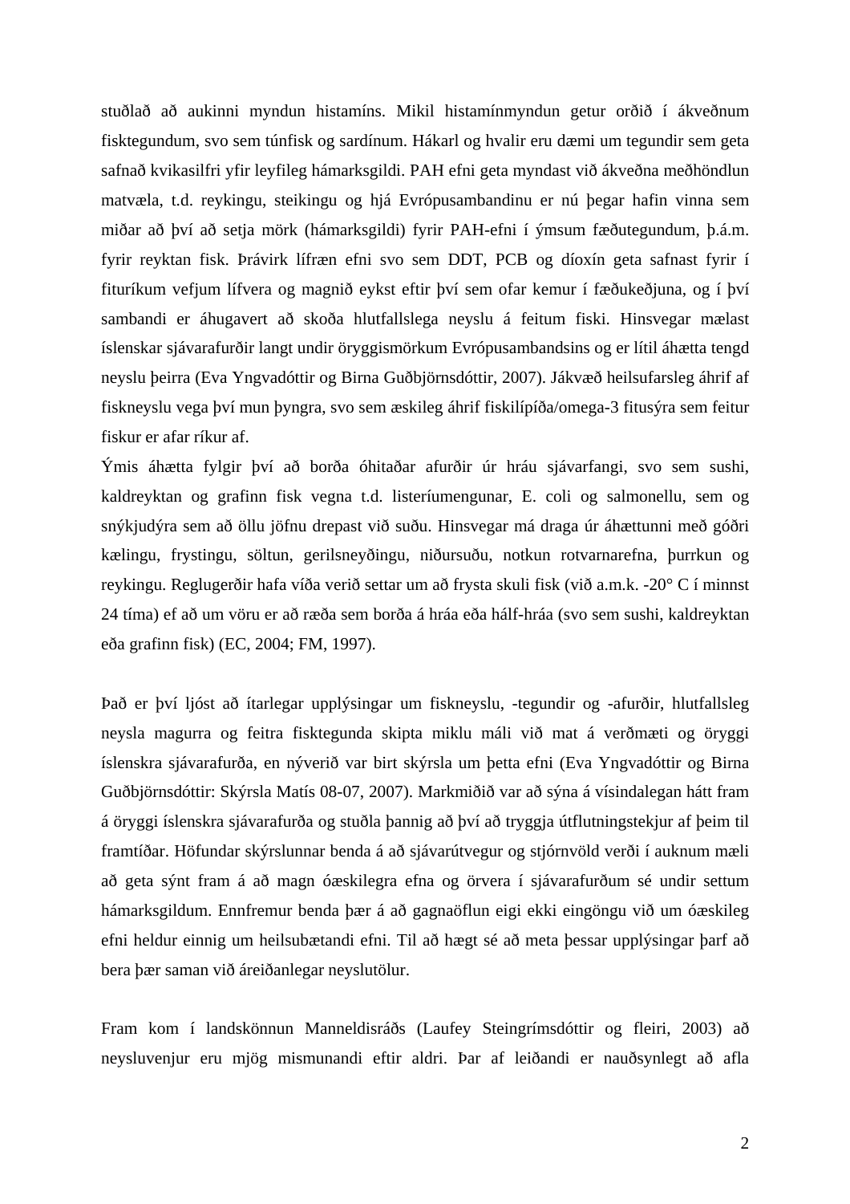stuðlað að aukinni myndun histamíns. Mikil histamínmyndun getur orðið í ákveðnum fisktegundum, svo sem túnfisk og sardínum. Hákarl og hvalir eru dæmi um tegundir sem geta safnað kvikasilfri yfir leyfileg hámarksgildi. PAH efni geta myndast við ákveðna meðhöndlun matvæla, t.d. reykingu, steikingu og hjá Evrópusambandinu er nú þegar hafin vinna sem miðar að því að setja mörk (hámarksgildi) fyrir PAH-efni í ýmsum fæðutegundum, þ.á.m. fyrir reyktan fisk. Þrávirk lífræn efni svo sem DDT, PCB og díoxín geta safnast fyrir í fituríkum vefjum lífvera og magnið eykst eftir því sem ofar kemur í fæðukeðjuna, og í því sambandi er áhugavert að skoða hlutfallslega neyslu á feitum fiski. Hinsvegar mælast íslenskar sjávarafurðir langt undir öryggismörkum Evrópusambandsins og er lítil áhætta tengd neyslu þeirra (Eva Yngvadóttir og Birna Guðbjörnsdóttir, 2007). Jákvæð heilsufarsleg áhrif af fiskneyslu vega því mun þyngra, svo sem æskileg áhrif fiskilípíða/omega-3 fitusýra sem feitur fiskur er afar ríkur af.

Ýmis áhætta fylgir því að borða óhitaðar afurðir úr hráu sjávarfangi, svo sem sushi, kaldreyktan og grafinn fisk vegna t.d. listeríumengunar, E. coli og salmonellu, sem og snýkjudýra sem að öllu jöfnu drepast við suðu. Hinsvegar má draga úr áhættunni með góðri kælingu, frystingu, söltun, gerilsneyðingu, niðursuðu, notkun rotvarnarefna, þurrkun og reykingu. Reglugerðir hafa víða verið settar um að frysta skuli fisk (við a.m.k. -20° C í minnst 24 tíma) ef að um vöru er að ræða sem borða á hráa eða hálf-hráa (svo sem sushi, kaldreyktan eða grafinn fisk) (EC, 2004; FM, 1997).

Það er því ljóst að ítarlegar upplýsingar um fiskneyslu, -tegundir og -afurðir, hlutfallsleg neysla magurra og feitra fisktegunda skipta miklu máli við mat á verðmæti og öryggi íslenskra sjávarafurða, en nýverið var birt skýrsla um þetta efni (Eva Yngvadóttir og Birna Guðbjörnsdóttir: Skýrsla Matís 08-07, 2007). Markmiðið var að sýna á vísindalegan hátt fram á öryggi íslenskra sjávarafurða og stuðla þannig að því að tryggja útflutningstekjur af þeim til framtíðar. Höfundar skýrslunnar benda á að sjávarútvegur og stjórnvöld verði í auknum mæli að geta sýnt fram á að magn óæskilegra efna og örvera í sjávarafurðum sé undir settum hámarksgildum. Ennfremur benda þær á að gagnaöflun eigi ekki eingöngu við um óæskileg efni heldur einnig um heilsubætandi efni. Til að hægt sé að meta þessar upplýsingar þarf að bera þær saman við áreiðanlegar neyslutölur.

Fram kom í landskönnun Manneldisráðs (Laufey Steingrímsdóttir og fleiri, 2003) að neysluvenjur eru mjög mismunandi eftir aldri. Þar af leiðandi er nauðsynlegt að afla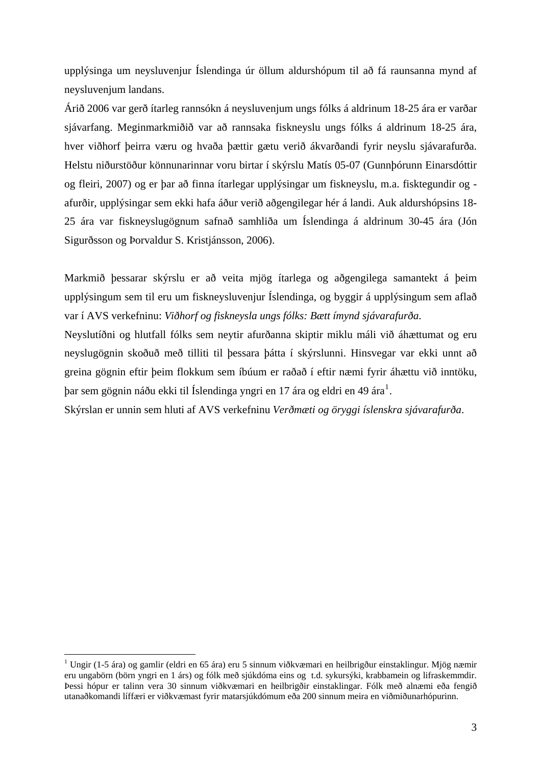upplýsinga um neysluvenjur Íslendinga úr öllum aldurshópum til að fá raunsanna mynd af neysluvenjum landans.

Árið 2006 var gerð ítarleg rannsókn á neysluvenjum ungs fólks á aldrinum 18-25 ára er varðar sjávarfang. Meginmarkmiðið var að rannsaka fiskneyslu ungs fólks á aldrinum 18-25 ára, hver viðhorf þeirra væru og hvaða þættir gætu verið ákvarðandi fyrir neyslu sjávarafurða. Helstu niðurstöður könnunarinnar voru birtar í skýrslu Matís 05-07 (Gunnþórunn Einarsdóttir og fleiri, 2007) og er þar að finna ítarlegar upplýsingar um fiskneyslu, m.a. fisktegundir og -afurðir, upplýsingar sem ekki hafa áður verið aðgengilegar hér á landi. Auk aldurshópsins 18-25 ára var fiskneyslugögnum safnað samhliða um Íslendinga á aldrinum 30-45 ára (Jón Sigurðsson og Þorvaldur S. Kristjánsson, 2006).

Markmið þessarar skýrslu er að veita mjög ítarlega og aðgengilega samantekt á þeim upplýsingum sem til eru um fiskneysluvenjur Íslendinga, og byggir á upplýsingum sem aflað var í AVS verkefninu: *Viðhorf og fiskneysla ungs fólks: Bætt ímynd sjávarafurða*.

Neyslutíðni og hlutfall fólks sem neytir afurðanna skiptir miklu máli við áhættumat og eru neyslugögnin skoðuð með tilliti til þessara þátta í skýrslunni. Hinsvegar var ekki unnt að greina gögnin eftir þeim flokkum sem íbúum er raðað í eftir næmi fyrir áhættu við inntöku, þar sem gögnin náðu ekki til Íslendinga yngri en 17 ára og eldri en 49 ára[1].

Skýrslan er unnin sem hluti af AVS verkefninu *Verðmæti og öryggi íslenskra sjávarafurða*.

---

[1] Ungir (1-5 ára) og gamlir (eldri en 65 ára) eru 5 sinnum viðkvæmari en heilbrigður einstaklingur. Mjög næmir eru ungabörn (börn yngri en 1 árs) og fólk með sjúkdóma eins og t.d. sykursýki, krabbamein og lifraskemmdir. Þessi hópur er talinn vera 30 sinnum viðkvæmari en heilbrigðir einstaklingar. Fólk með alnæmi eða fengið utanaðkomandi líffæri er viðkvæmast fyrir matarsjúkdómum eða 200 sinnum meira en viðmiðunarhópurinn.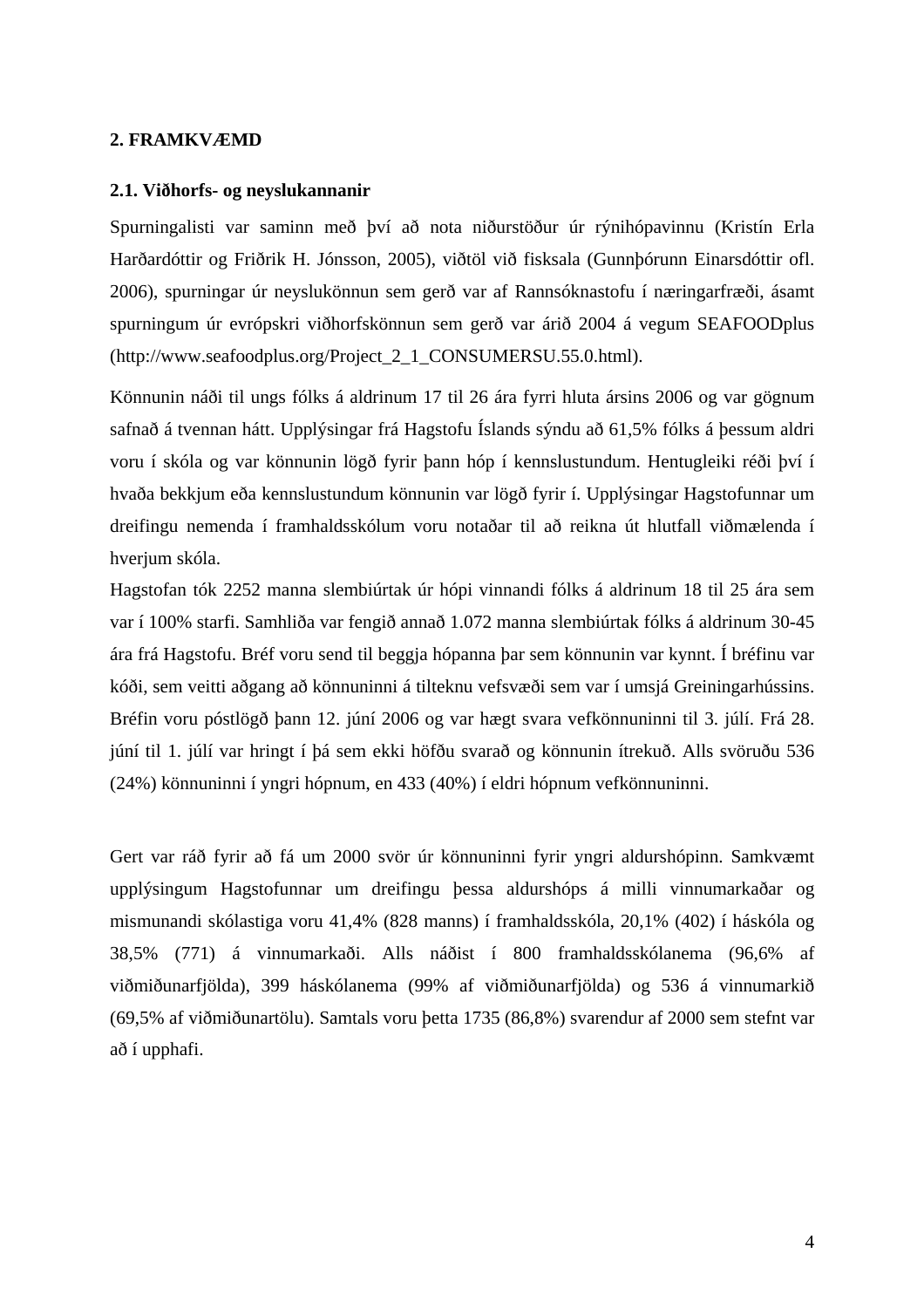## 2. FRAMKVÆMD

### 2.1. Viðhorfs- og neyslukannanir

Spurningalisti var saminn með því að nota niðurstöður úr rýnihópavinnu (Kristín Erla Harðardóttir og Friðrik H. Jónsson, 2005), viðtöl við fisksala (Gunnþórunn Einarsdóttir ofl. 2006), spurningar úr neyslukönnun sem gerð var af Rannsóknastofu í næringarfræði, ásamt spurningum úr evrópskri viðhorfskönnun sem gerð var árið 2004 á vegum SEAFOODplus (http://www.seafoodplus.org/Project_2_1_CONSUMERSU.55.0.html).

Könnunin náði til ungs fólks á aldrinum 17 til 26 ára fyrri hluta ársins 2006 og var gögnum safnað á tvennan hátt. Upplýsingar frá Hagstofu Íslands sýndu að 61,5% fólks á þessum aldri voru í skóla og var könnunin lögð fyrir þann hóp í kennslustundum. Hentugleiki réði því í hvaða bekkjum eða kennslustundum könnunin var lögð fyrir í. Upplýsingar Hagstofunnar um dreifingu nemenda í framhaldsskólum voru notaðar til að reikna út hlutfall viðmælenda í hverjum skóla.
Hagstofan tók 2252 manna slembiúrtak úr hópi vinnandi fólks á aldrinum 18 til 25 ára sem var í 100% starfi. Samhliða var fengið annað 1.072 manna slembiúrtak fólks á aldrinum 30-45 ára frá Hagstofu. Bréf voru send til beggja hópanna þar sem könnunin var kynnt. Í bréfinu var kóði, sem veitti aðgang að könnuninni á tilteknu vefsvæði sem var í umsjá Greiningarhússins. Bréfin voru póstlögð þann 12. júní 2006 og var hægt svara vefkönnuninni til 3. júlí. Frá 28. júní til 1. júlí var hringt í þá sem ekki höfðu svarað og könnunin ítrekuð. Alls svöruðu 536 (24%) könnuninni í yngri hópnum, en 433 (40%) í eldri hópnum vefkönnuninni.

Gert var ráð fyrir að fá um 2000 svör úr könnuninni fyrir yngri aldurshópinn. Samkvæmt upplýsingum Hagstofunnar um dreifingu þessa aldurshóps á milli vinnumarkaðar og mismunandi skólastiga voru 41,4% (828 manns) í framhaldsskóla, 20,1% (402) í háskóla og 38,5% (771) á vinnumarkaði. Alls náðist í 800 framhaldsskólanema (96,6% af viðmiðunarfjölda), 399 háskólanema (99% af viðmiðunarfjölda) og 536 á vinnumarkið (69,5% af viðmiðunartölu). Samtals voru þetta 1735 (86,8%) svarendur af 2000 sem stefnt var að í upphafi.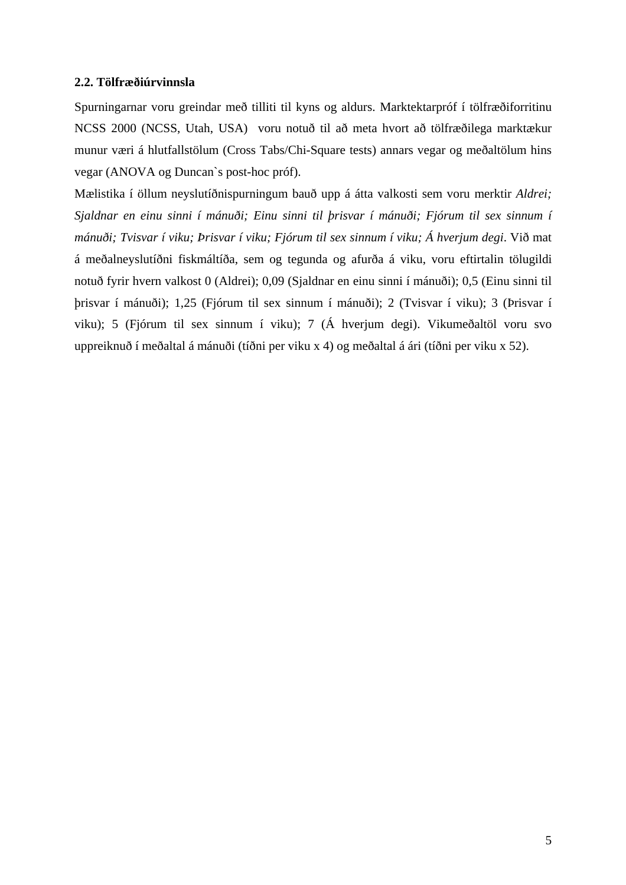### 2.2. Tölfræðiúrvinnsla

Spurningarnar voru greindar með tilliti til kyns og aldurs. Marktektarpróf í tölfræðiforritinu NCSS 2000 (NCSS, Utah, USA) voru notuð til að meta hvort að tölfræðilega marktækur munur væri á hlutfallstölum (Cross Tabs/Chi-Square tests) annars vegar og meðaltölum hins vegar (ANOVA og Duncan`s post-hoc próf).

Mælistika í öllum neyslutíðnispurningum bauð upp á átta valkosti sem voru merktir *Aldrei; Sjaldnar en einu sinni í mánuði; Einu sinni til þrisvar í mánuði; Fjórum til sex sinnum í mánuði; Tvisvar í viku; Þrisvar í viku; Fjórum til sex sinnum í viku; Á hverjum degi*. Við mat á meðalneyslutíðni fiskmáltíða, sem og tegunda og afurða á viku, voru eftirtalin tölugildi notuð fyrir hvern valkost 0 (Aldrei); 0,09 (Sjaldnar en einu sinni í mánuði); 0,5 (Einu sinni til þrisvar í mánuði); 1,25 (Fjórum til sex sinnum í mánuði); 2 (Tvisvar í viku); 3 (Þrisvar í viku); 5 (Fjórum til sex sinnum í viku); 7 (Á hverjum degi). Vikumeðaltöl voru svo uppreiknuð í meðaltal á mánuði (tíðni per viku x 4) og meðaltal á ári (tíðni per viku x 52).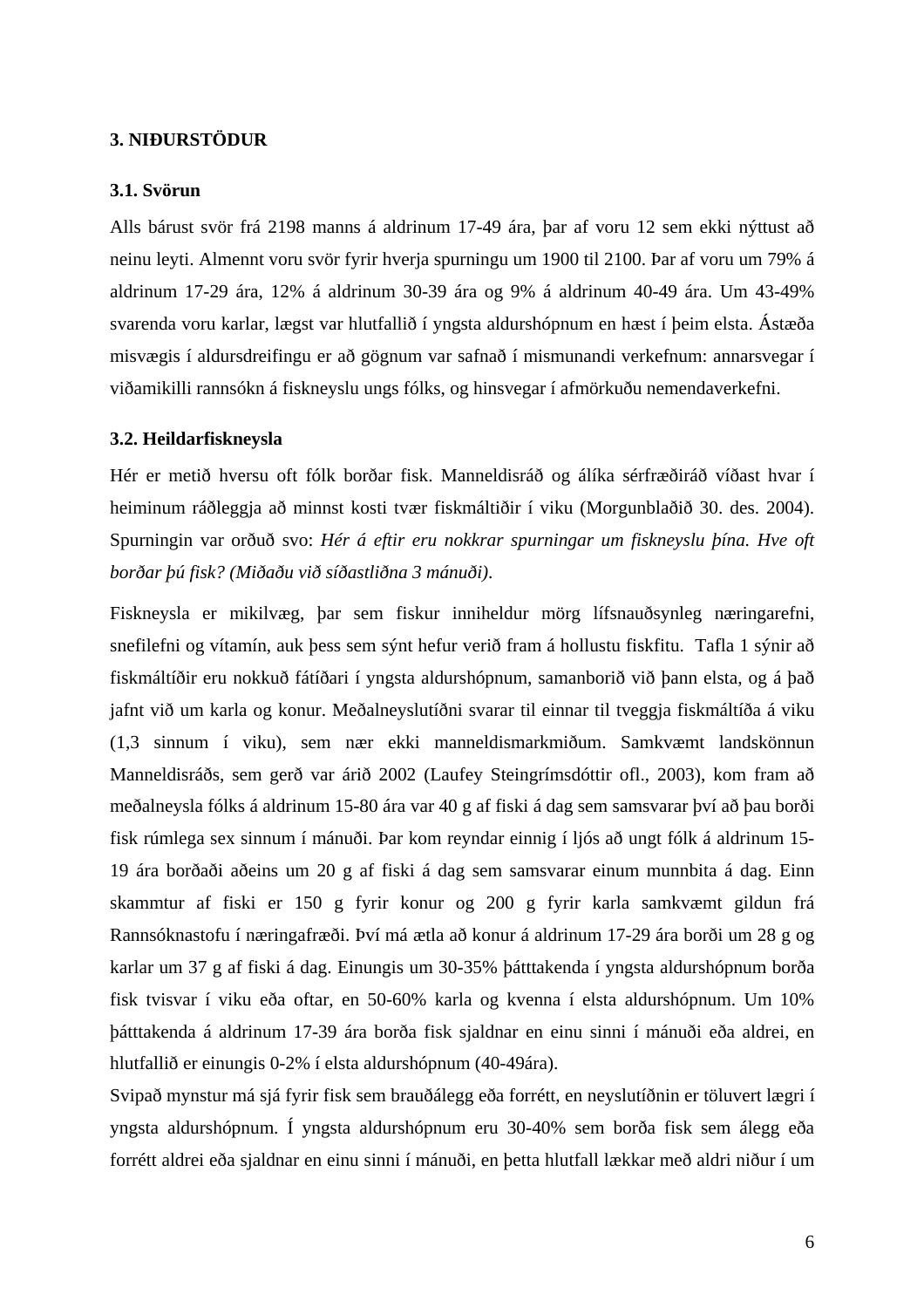# 3. NIÐURSTÖÐUR

## 3.1. Svörun

Alls bárust svör frá 2198 manns á aldrinum 17-49 ára, þar af voru 12 sem ekki nýttust að neinu leyti. Almennt voru svör fyrir hverja spurningu um 1900 til 2100. Þar af voru um 79% á aldrinum 17-29 ára, 12% á aldrinum 30-39 ára og 9% á aldrinum 40-49 ára. Um 43-49% svarenda voru karlar, lægst var hlutfallið í yngsta aldurshópnum en hæst í þeim elsta. Ástæða misvægis í aldursdreifingu er að gögnum var safnað í mismunandi verkefnum: annarsvegar í viðamikilli rannsókn á fiskneyslu ungs fólks, og hinsvegar í afmörkuðu nemendaverkefni.

## 3.2. Heildarfiskneysla

Hér er metið hversu oft fólk borðar fisk. Manneldisráð og álíka sérfræðiráð víðast hvar í heiminum ráðleggja að minnst kosti tvær fiskmáltiðir í viku (Morgunblaðið 30. des. 2004). Spurningin var orðuð svo: *Hér á eftir eru nokkrar spurningar um fiskneyslu þína. Hve oft borðar þú fisk? (Miðaðu við síðastliðna 3 mánuði).*

Fiskneysla er mikilvæg, þar sem fiskur inniheldur mörg lífsnauðsynleg næringarefni, snefilefni og vítamín, auk þess sem sýnt hefur verið fram á hollustu fiskfitu. Tafla 1 sýnir að fiskmáltíðir eru nokkuð fátíðari í yngsta aldurshópnum, samanborið við þann elsta, og á það jafnt við um karla og konur. Meðalneyslutíðni svarar til einnar til tveggja fiskmáltíða á viku (1,3 sinnum í viku), sem nær ekki manneldismarkmiðum. Samkvæmt landskönnun Manneldisráðs, sem gerð var árið 2002 (Laufey Steingrímsdóttir ofl., 2003), kom fram að meðalneysla fólks á aldrinum 15-80 ára var 40 g af fiski á dag sem samsvarar því að þau borði fisk rúmlega sex sinnum í mánuði. Þar kom reyndar einnig í ljós að ungt fólk á aldrinum 15-19 ára borðaði aðeins um 20 g af fiski á dag sem samsvarar einum munnbita á dag. Einn skammtur af fiski er 150 g fyrir konur og 200 g fyrir karla samkvæmt gildun frá Rannsóknastofu í næringafræði. Því má ætla að konur á aldrinum 17-29 ára borði um 28 g og karlar um 37 g af fiski á dag. Einungis um 30-35% þátttakenda í yngsta aldurshópnum borða fisk tvisvar í viku eða oftar, en 50-60% karla og kvenna í elsta aldurshópnum. Um 10% þátttakenda á aldrinum 17-39 ára borða fisk sjaldnar en einu sinni í mánuði eða aldrei, en hlutfallið er einungis 0-2% í elsta aldurshópnum (40-49ára).

Svipað mynstur má sjá fyrir fisk sem brauðálegg eða forrétt, en neyslutíðnin er töluvert lægri í yngsta aldurshópnum. Í yngsta aldurshópnum eru 30-40% sem borða fisk sem álegg eða forrétt aldrei eða sjaldnar en einu sinni í mánuði, en þetta hlutfall lækkar með aldri niður í um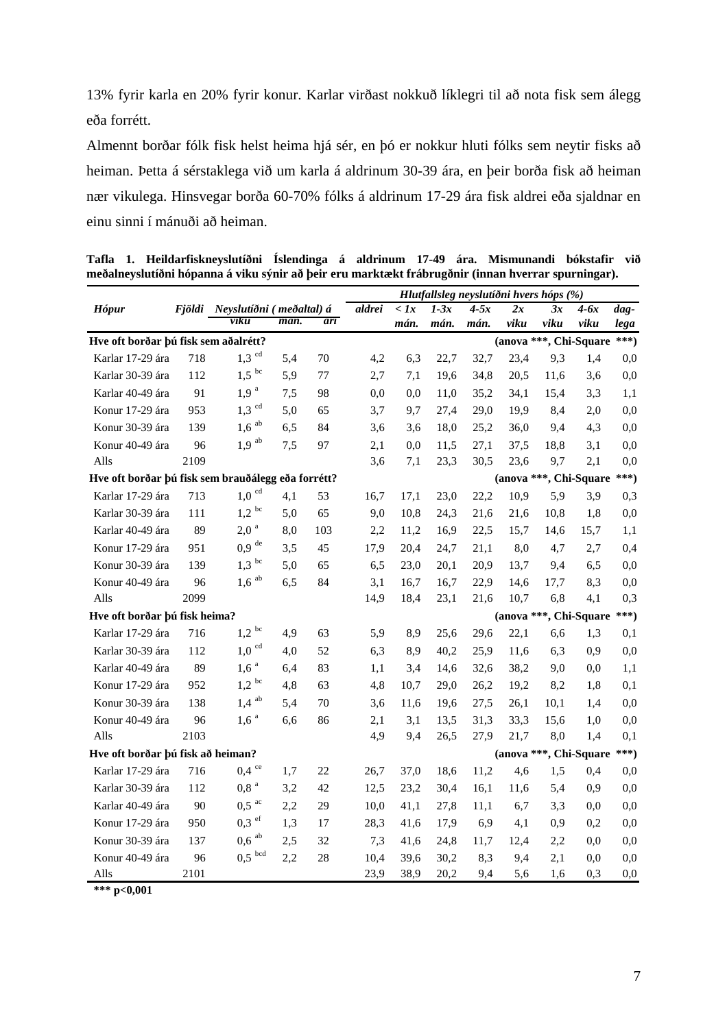13% fyrir karla en 20% fyrir konur. Karlar virðast nokkuð líklegri til að nota fisk sem álegg eða forrétt.

Almennt borðar fólk fisk helst heima hjá sér, en þó er nokkur hluti fólks sem neytir fisks að heiman. Þetta á sérstaklega við um karla á aldrinum 30-39 ára, en þeir borða fisk að heiman nær vikulega. Hinsvegar borða 60-70% fólks á aldrinum 17-29 ára fisk aldrei eða sjaldnar en einu sinni í mánuði að heiman.

**Tafla 1. Heildarfiskneyslutíðni Íslendinga á aldrinum 17-49 ára. Mismunandi bókstafir við meðalneyslutíðni hópanna á viku sýnir að þeir eru marktækt frábrugðnir (innan hverrar spurningar).**

| *Hópur* | *Fjöldi* | *Neyslutíðni ( meðaltal) á* | | | *Hlutfallsleg neyslutíðni hvers hóps (%)* | | | | | | | |
|---|---|---|---|---|---|---|---|---|---|---|---|---|
| | | *viku* | *mán.* | *ári* | *aldrei* | *< 1x mán.* | *1-3x mán.* | *4-5x mán.* | *2x viku* | *3x viku* | *4-6x viku* | *dag-lega* |
| **Hve oft borðar þú fisk sem aðalrétt?** | | | | | | | | | **(anova \*\*\*, Chi-Square \*\*\*)** | | | |
| Karlar 17-29 ára | 718 | 1,3 [cd] | 5,4 | 70 | 4,2 | 6,3 | 22,7 | 32,7 | 23,4 | 9,3 | 1,4 | 0,0 |
| Karlar 30-39 ára | 112 | 1,5 [bc] | 5,9 | 77 | 2,7 | 7,1 | 19,6 | 34,8 | 20,5 | 11,6 | 3,6 | 0,0 |
| Karlar 40-49 ára | 91 | 1,9 [a] | 7,5 | 98 | 0,0 | 0,0 | 11,0 | 35,2 | 34,1 | 15,4 | 3,3 | 1,1 |
| Konur 17-29 ára | 953 | 1,3 [cd] | 5,0 | 65 | 3,7 | 9,7 | 27,4 | 29,0 | 19,9 | 8,4 | 2,0 | 0,0 |
| Konur 30-39 ára | 139 | 1,6 [ab] | 6,5 | 84 | 3,6 | 3,6 | 18,0 | 25,2 | 36,0 | 9,4 | 4,3 | 0,0 |
| Konur 40-49 ára | 96 | 1,9 [ab] | 7,5 | 97 | 2,1 | 0,0 | 11,5 | 27,1 | 37,5 | 18,8 | 3,1 | 0,0 |
| Alls | 2109 | | | | 3,6 | 7,1 | 23,3 | 30,5 | 23,6 | 9,7 | 2,1 | 0,0 |
| **Hve oft borðar þú fisk sem brauðálegg eða forrétt?** | | | | | | | | | **(anova \*\*\*, Chi-Square \*\*\*)** | | | |
| Karlar 17-29 ára | 713 | 1,0 [cd] | 4,1 | 53 | 16,7 | 17,1 | 23,0 | 22,2 | 10,9 | 5,9 | 3,9 | 0,3 |
| Karlar 30-39 ára | 111 | 1,2 [bc] | 5,0 | 65 | 9,0 | 10,8 | 24,3 | 21,6 | 21,6 | 10,8 | 1,8 | 0,0 |
| Karlar 40-49 ára | 89 | 2,0 [a] | 8,0 | 103 | 2,2 | 11,2 | 16,9 | 22,5 | 15,7 | 14,6 | 15,7 | 1,1 |
| Konur 17-29 ára | 951 | 0,9 [de] | 3,5 | 45 | 17,9 | 20,4 | 24,7 | 21,1 | 8,0 | 4,7 | 2,7 | 0,4 |
| Konur 30-39 ára | 139 | 1,3 [bc] | 5,0 | 65 | 6,5 | 23,0 | 20,1 | 20,9 | 13,7 | 9,4 | 6,5 | 0,0 |
| Konur 40-49 ára | 96 | 1,6 [ab] | 6,5 | 84 | 3,1 | 16,7 | 16,7 | 22,9 | 14,6 | 17,7 | 8,3 | 0,0 |
| Alls | 2099 | | | | 14,9 | 18,4 | 23,1 | 21,6 | 10,7 | 6,8 | 4,1 | 0,3 |
| **Hve oft borðar þú fisk heima?** | | | | | | | | | **(anova \*\*\*, Chi-Square \*\*\*)** | | | |
| Karlar 17-29 ára | 716 | 1,2 [bc] | 4,9 | 63 | 5,9 | 8,9 | 25,6 | 29,6 | 22,1 | 6,6 | 1,3 | 0,1 |
| Karlar 30-39 ára | 112 | 1,0 [cd] | 4,0 | 52 | 6,3 | 8,9 | 40,2 | 25,9 | 11,6 | 6,3 | 0,9 | 0,0 |
| Karlar 40-49 ára | 89 | 1,6 [a] | 6,4 | 83 | 1,1 | 3,4 | 14,6 | 32,6 | 38,2 | 9,0 | 0,0 | 1,1 |
| Konur 17-29 ára | 952 | 1,2 [bc] | 4,8 | 63 | 4,8 | 10,7 | 29,0 | 26,2 | 19,2 | 8,2 | 1,8 | 0,1 |
| Konur 30-39 ára | 138 | 1,4 [ab] | 5,4 | 70 | 3,6 | 11,6 | 19,6 | 27,5 | 26,1 | 10,1 | 1,4 | 0,0 |
| Konur 40-49 ára | 96 | 1,6 [a] | 6,6 | 86 | 2,1 | 3,1 | 13,5 | 31,3 | 33,3 | 15,6 | 1,0 | 0,0 |
| Alls | 2103 | | | | 4,9 | 9,4 | 26,5 | 27,9 | 21,7 | 8,0 | 1,4 | 0,1 |
| **Hve oft borðar þú fisk að heiman?** | | | | | | | | | **(anova \*\*\*, Chi-Square \*\*\*)** | | | |
| Karlar 17-29 ára | 716 | 0,4 [ce] | 1,7 | 22 | 26,7 | 37,0 | 18,6 | 11,2 | 4,6 | 1,5 | 0,4 | 0,0 |
| Karlar 30-39 ára | 112 | 0,8 [a] | 3,2 | 42 | 12,5 | 23,2 | 30,4 | 16,1 | 11,6 | 5,4 | 0,9 | 0,0 |
| Karlar 40-49 ára | 90 | 0,5 [ac] | 2,2 | 29 | 10,0 | 41,1 | 27,8 | 11,1 | 6,7 | 3,3 | 0,0 | 0,0 |
| Konur 17-29 ára | 950 | 0,3 [ef] | 1,3 | 17 | 28,3 | 41,6 | 17,9 | 6,9 | 4,1 | 0,9 | 0,2 | 0,0 |
| Konur 30-39 ára | 137 | 0,6 [ab] | 2,5 | 32 | 7,3 | 41,6 | 24,8 | 11,7 | 12,4 | 2,2 | 0,0 | 0,0 |
| Konur 40-49 ára | 96 | 0,5 [bcd] | 2,2 | 28 | 10,4 | 39,6 | 30,2 | 8,3 | 9,4 | 2,1 | 0,0 | 0,0 |
| Alls | 2101 | | | | 23,9 | 38,9 | 20,2 | 9,4 | 5,6 | 1,6 | 0,3 | 0,0 |

**\*\*\* p<0,001**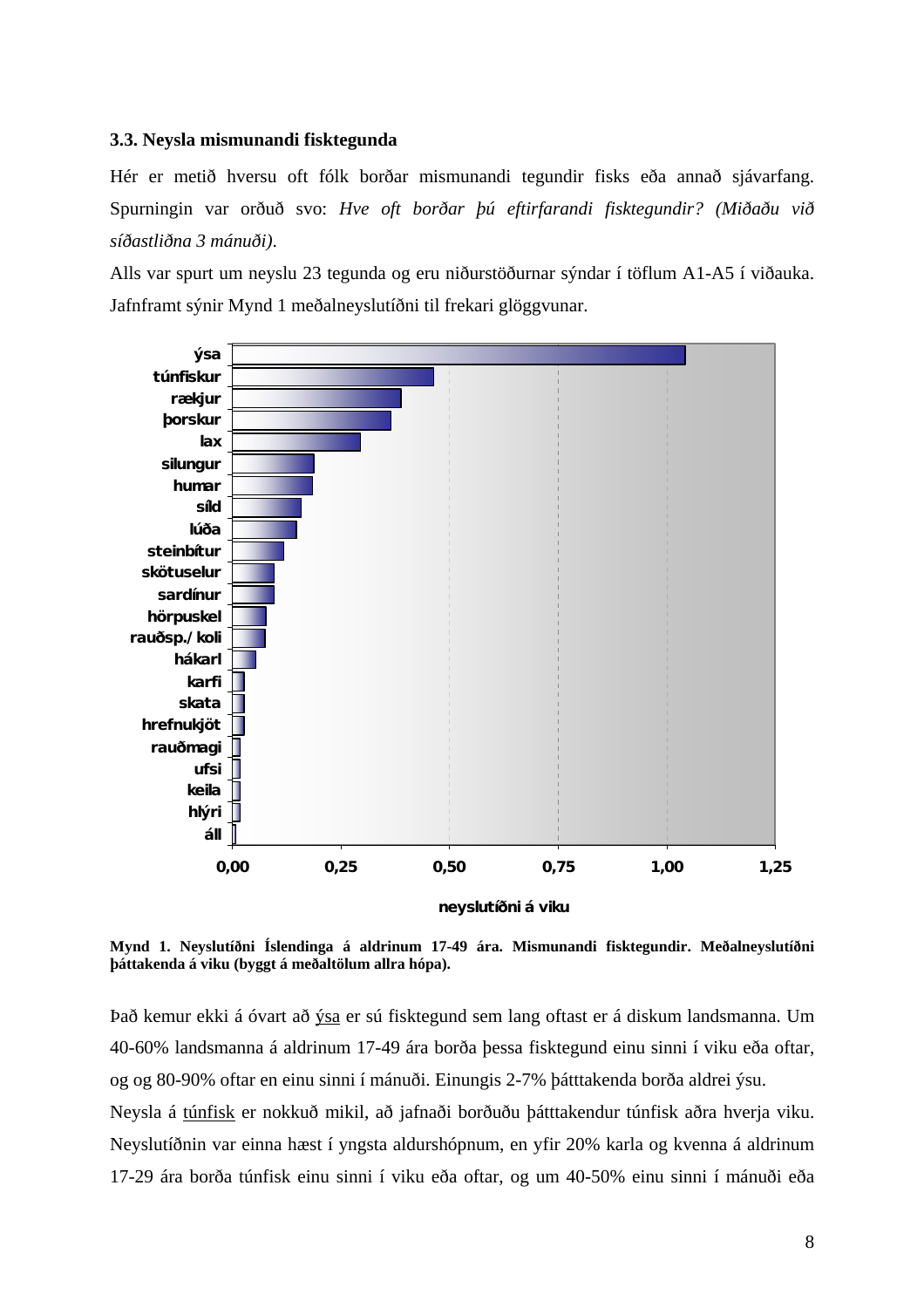### 3.3. Neysla mismunandi fisktegunda

Hér er metið hversu oft fólk borðar mismunandi tegundir fisks eða annað sjávarfang. Spurningin var orðuð svo: *Hve oft borðar þú eftirfarandi fisktegundir? (Miðaðu við síðastliðna 3 mánuði).*

Alls var spurt um neyslu 23 tegunda og eru niðurstöðurnar sýndar í töflum A1-A5 í viðauka. Jafnframt sýnir Mynd 1 meðalneyslutíðni til frekari glöggvunar.

**Mynd 1. Neyslutíðni Íslendinga á aldrinum 17-49 ára. Mismunandi fisktegundir. Meðalneyslutíðni þáttakenda á viku (byggt á meðaltölum allra hópa).**

Það kemur ekki á óvart að ýsa er sú fisktegund sem lang oftast er á diskum landsmanna. Um 40-60% landsmanna á aldrinum 17-49 ára borða þessa fisktegund einu sinni í viku eða oftar, og og 80-90% oftar en einu sinni í mánuði. Einungis 2-7% þátttakenda borða aldrei ýsu.

Neysla á túnfisk er nokkuð mikil, að jafnaði borðuðu þátttakendur túnfisk aðra hverja viku. Neyslutíðnin var einna hæst í yngsta aldurshópnum, en yfir 20% karla og kvenna á aldrinum 17-29 ára borða túnfisk einu sinni í viku eða oftar, og um 40-50% einu sinni í mánuði eða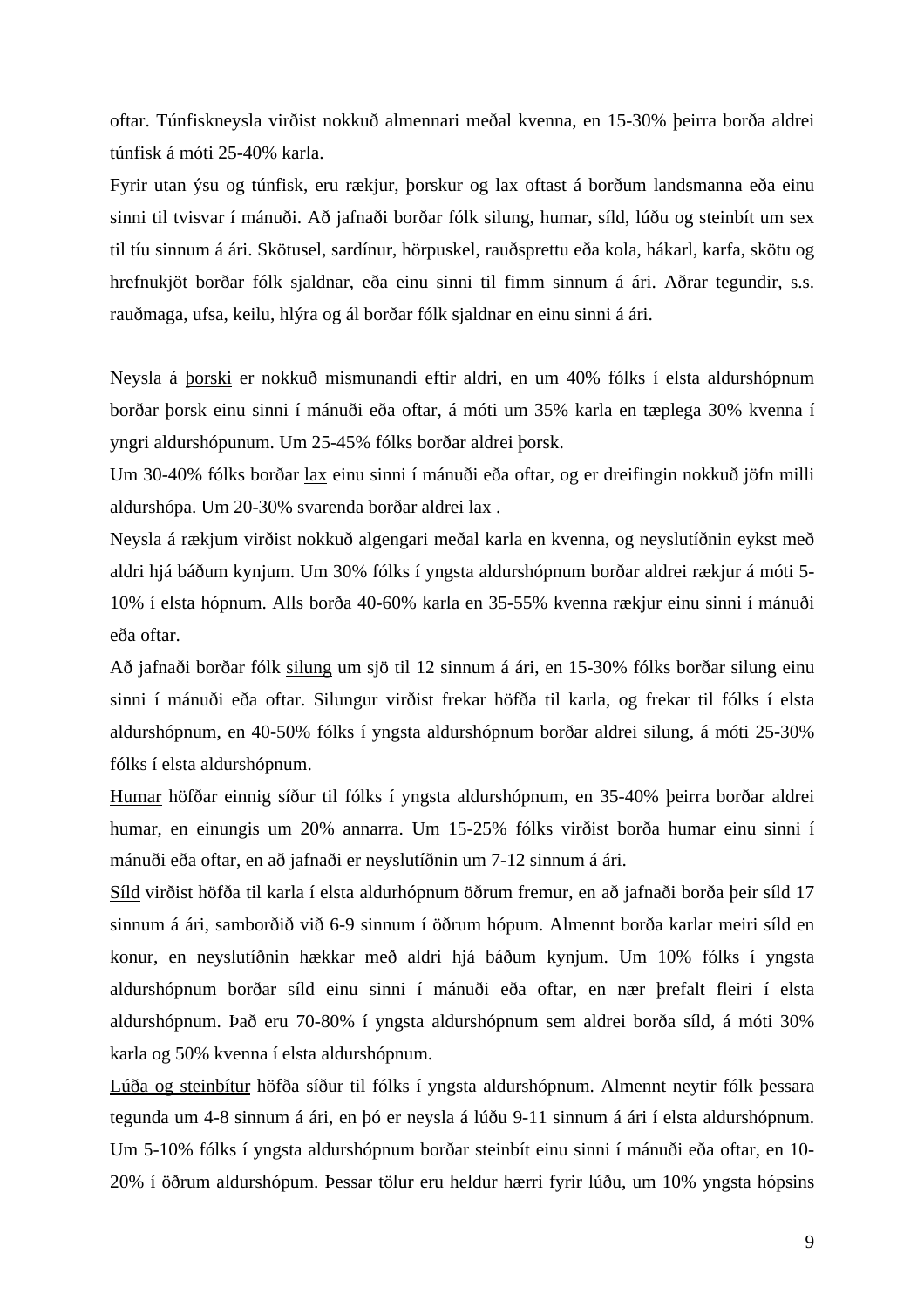oftar. Túnfiskneysla virðist nokkuð almennari meðal kvenna, en 15-30% þeirra borða aldrei túnfisk á móti 25-40% karla.

Fyrir utan ýsu og túnfisk, eru rækjur, þorskur og lax oftast á borðum landsmanna eða einu sinni til tvisvar í mánuði. Að jafnaði borðar fólk silung, humar, síld, lúðu og steinbít um sex til tíu sinnum á ári. Skötusel, sardínur, hörpuskel, rauðsprettu eða kola, hákarl, karfa, skötu og hrefnukjöt borðar fólk sjaldnar, eða einu sinni til fimm sinnum á ári. Aðrar tegundir, s.s. rauðmaga, ufsa, keilu, hlýra og ál borðar fólk sjaldnar en einu sinni á ári.

Neysla á <u>þorski</u> er nokkuð mismunandi eftir aldri, en um 40% fólks í elsta aldurshópnum borðar þorsk einu sinni í mánuði eða oftar, á móti um 35% karla en tæplega 30% kvenna í yngri aldurshópunum. Um 25-45% fólks borðar aldrei þorsk.

Um 30-40% fólks borðar <u>lax</u> einu sinni í mánuði eða oftar, og er dreifingin nokkuð jöfn milli aldurshópa. Um 20-30% svarenda borðar aldrei lax .

Neysla á <u>rækjum</u> virðist nokkuð algengari meðal karla en kvenna, og neyslutíðnin eykst með aldri hjá báðum kynjum. Um 30% fólks í yngsta aldurshópnum borðar aldrei rækjur á móti 5-10% í elsta hópnum. Alls borða 40-60% karla en 35-55% kvenna rækjur einu sinni í mánuði eða oftar.

Að jafnaði borðar fólk <u>silung</u> um sjö til 12 sinnum á ári, en 15-30% fólks borðar silung einu sinni í mánuði eða oftar. Silungur virðist frekar höfða til karla, og frekar til fólks í elsta aldurshópnum, en 40-50% fólks í yngsta aldurshópnum borðar aldrei silung, á móti 25-30% fólks í elsta aldurshópnum.

<u>Humar</u> höfðar einnig síður til fólks í yngsta aldurshópnum, en 35-40% þeirra borðar aldrei humar, en einungis um 20% annarra. Um 15-25% fólks virðist borða humar einu sinni í mánuði eða oftar, en að jafnaði er neyslutíðnin um 7-12 sinnum á ári.

<u>Síld</u> virðist höfða til karla í elsta aldurhópnum öðrum fremur, en að jafnaði borða þeir síld 17 sinnum á ári, samborðið við 6-9 sinnum í öðrum hópum. Almennt borða karlar meiri síld en konur, en neyslutíðnin hækkar með aldri hjá báðum kynjum. Um 10% fólks í yngsta aldurshópnum borðar síld einu sinni í mánuði eða oftar, en nær þrefalt fleiri í elsta aldurshópnum. Það eru 70-80% í yngsta aldurshópnum sem aldrei borða síld, á móti 30% karla og 50% kvenna í elsta aldurshópnum.

<u>Lúða og steinbítur</u> höfða síður til fólks í yngsta aldurshópnum. Almennt neytir fólk þessara tegunda um 4-8 sinnum á ári, en þó er neysla á lúðu 9-11 sinnum á ári í elsta aldurshópnum. Um 5-10% fólks í yngsta aldurshópnum borðar steinbít einu sinni í mánuði eða oftar, en 10-20% í öðrum aldurshópum. Þessar tölur eru heldur hærri fyrir lúðu, um 10% yngsta hópsins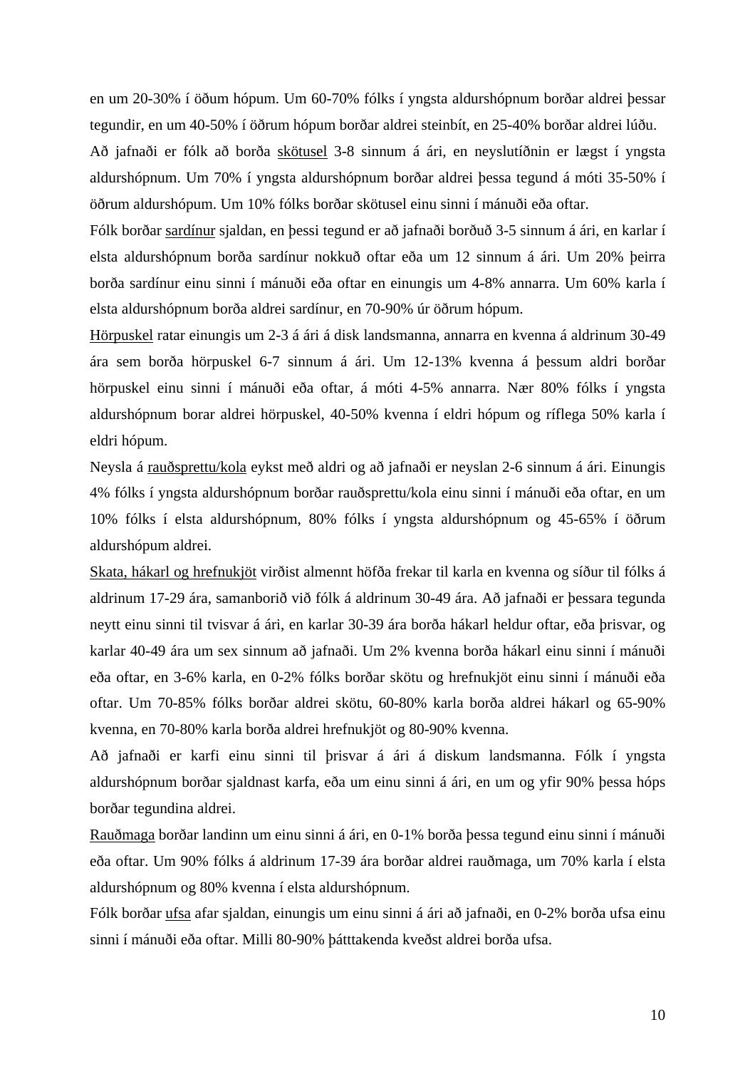en um 20-30% í öðum hópum. Um 60-70% fólks í yngsta aldurshópnum borðar aldrei þessar tegundir, en um 40-50% í öðrum hópum borðar aldrei steinbít, en 25-40% borðar aldrei lúðu.

Að jafnaði er fólk að borða <u>skötusel</u> 3-8 sinnum á ári, en neyslutíðnin er lægst í yngsta aldurshópnum. Um 70% í yngsta aldurshópnum borðar aldrei þessa tegund á móti 35-50% í öðrum aldurshópum. Um 10% fólks borðar skötusel einu sinni í mánuði eða oftar.

Fólk borðar <u>sardínur</u> sjaldan, en þessi tegund er að jafnaði borðuð 3-5 sinnum á ári, en karlar í elsta aldurshópnum borða sardínur nokkuð oftar eða um 12 sinnum á ári. Um 20% þeirra borða sardínur einu sinni í mánuði eða oftar en einungis um 4-8% annarra. Um 60% karla í elsta aldurshópnum borða aldrei sardínur, en 70-90% úr öðrum hópum.

<u>Hörpuskel</u> ratar einungis um 2-3 á ári á disk landsmanna, annarra en kvenna á aldrinum 30-49 ára sem borða hörpuskel 6-7 sinnum á ári. Um 12-13% kvenna á þessum aldri borðar hörpuskel einu sinni í mánuði eða oftar, á móti 4-5% annarra. Nær 80% fólks í yngsta aldurshópnum borar aldrei hörpuskel, 40-50% kvenna í eldri hópum og ríflega 50% karla í eldri hópum.

Neysla á <u>rauðsprettu/kola</u> eykst með aldri og að jafnaði er neyslan 2-6 sinnum á ári. Einungis 4% fólks í yngsta aldurshópnum borðar rauðsprettu/kola einu sinni í mánuði eða oftar, en um 10% fólks í elsta aldurshópnum, 80% fólks í yngsta aldurshópnum og 45-65% í öðrum aldurshópum aldrei.

<u>Skata, hákarl og hrefnukjöt</u> virðist almennt höfða frekar til karla en kvenna og síður til fólks á aldrinum 17-29 ára, samanborið við fólk á aldrinum 30-49 ára. Að jafnaði er þessara tegunda neytt einu sinni til tvisvar á ári, en karlar 30-39 ára borða hákarl heldur oftar, eða þrisvar, og karlar 40-49 ára um sex sinnum að jafnaði. Um 2% kvenna borða hákarl einu sinni í mánuði eða oftar, en 3-6% karla, en 0-2% fólks borðar skötu og hrefnukjöt einu sinni í mánuði eða oftar. Um 70-85% fólks borðar aldrei skötu, 60-80% karla borða aldrei hákarl og 65-90% kvenna, en 70-80% karla borða aldrei hrefnukjöt og 80-90% kvenna.

Að jafnaði er karfi einu sinni til þrisvar á ári á diskum landsmanna. Fólk í yngsta aldurshópnum borðar sjaldnast karfa, eða um einu sinni á ári, en um og yfir 90% þessa hóps borðar tegundina aldrei.

<u>Rauðmaga</u> borðar landinn um einu sinni á ári, en 0-1% borða þessa tegund einu sinni í mánuði eða oftar. Um 90% fólks á aldrinum 17-39 ára borðar aldrei rauðmaga, um 70% karla í elsta aldurshópnum og 80% kvenna í elsta aldurshópnum.

Fólk borðar <u>ufsa</u> afar sjaldan, einungis um einu sinni á ári að jafnaði, en 0-2% borða ufsa einu sinni í mánuði eða oftar. Milli 80-90% þátttakenda kveðst aldrei borða ufsa.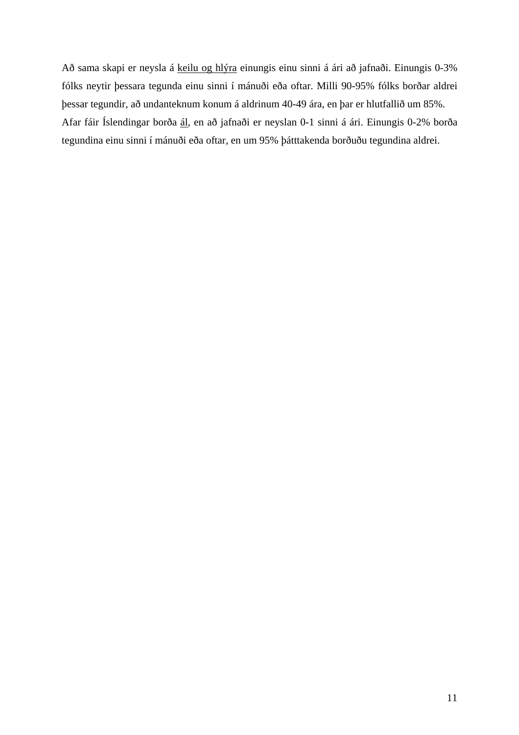Að sama skapi er neysla á <u>keilu og hlýra</u> einungis einu sinni á ári að jafnaði. Einungis 0-3% fólks neytir þessara tegunda einu sinni í mánuði eða oftar. Milli 90-95% fólks borðar aldrei þessar tegundir, að undanteknum konum á aldrinum 40-49 ára, en þar er hlutfallið um 85%.
Afar fáir Íslendingar borða <u>ál</u>, en að jafnaði er neyslan 0-1 sinni á ári. Einungis 0-2% borða tegundina einu sinni í mánuði eða oftar, en um 95% þátttakenda borðuðu tegundina aldrei.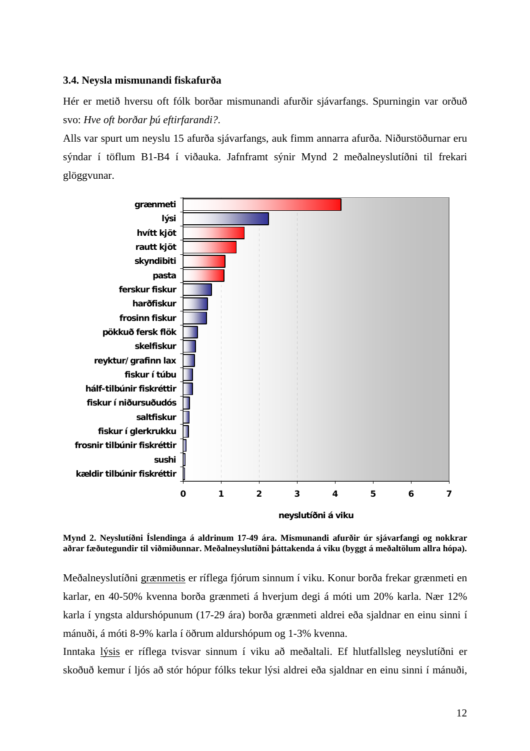### 3.4. Neysla mismunandi fiskafurða

Hér er metið hversu oft fólk borðar mismunandi afurðir sjávarfangs. Spurningin var orðuð svo: *Hve oft borðar þú eftirfarandi?.*

Alls var spurt um neyslu 15 afurða sjávarfangs, auk fimm annarra afurða. Niðurstöðurnar eru sýndar í töflum B1-B4 í viðauka. Jafnframt sýnir Mynd 2 meðalneyslutíðni til frekari glöggvunar.

**Mynd 2. Neyslutíðni Íslendinga á aldrinum 17-49 ára. Mismunandi afurðir úr sjávarfangi og nokkrar aðrar fæðutegundir til viðmiðunnar. Meðalneyslutíðni þáttakenda á viku (byggt á meðaltölum allra hópa).**

Meðalneyslutíðni grænmetis er ríflega fjórum sinnum í viku. Konur borða frekar grænmeti en karlar, en 40-50% kvenna borða grænmeti á hverjum degi á móti um 20% karla. Nær 12% karla í yngsta aldurshópunum (17-29 ára) borða grænmeti aldrei eða sjaldnar en einu sinni í mánuði, á móti 8-9% karla í öðrum aldurshópum og 1-3% kvenna.

Inntaka lýsis er ríflega tvisvar sinnum í viku að meðaltali. Ef hlutfallsleg neyslutíðni er skoðuð kemur í ljós að stór hópur fólks tekur lýsi aldrei eða sjaldnar en einu sinni í mánuði,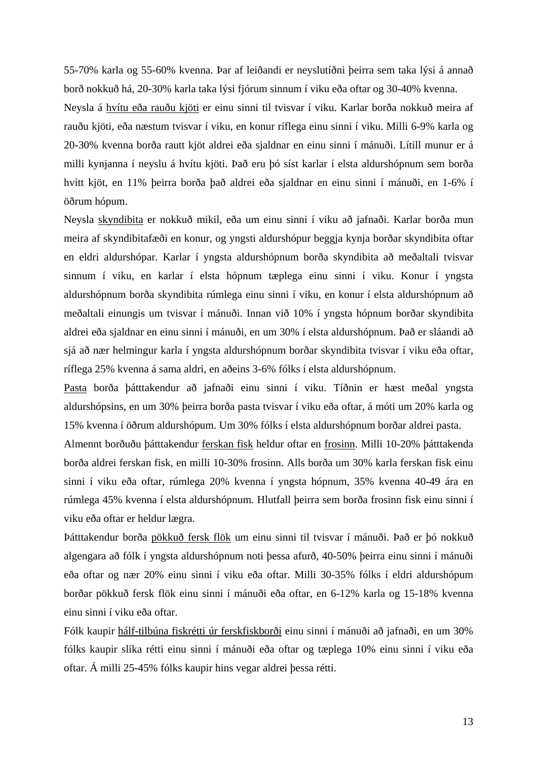55-70% karla og 55-60% kvenna. Þar af leiðandi er neyslutíðni þeirra sem taka lýsi á annað borð nokkuð há, 20-30% karla taka lýsi fjórum sinnum í viku eða oftar og 30-40% kvenna.

Neysla á <u>hvítu eða rauðu kjöti</u> er einu sinni til tvisvar í viku. Karlar borða nokkuð meira af rauðu kjöti, eða næstum tvisvar í viku, en konur ríflega einu sinni í viku. Milli 6-9% karla og 20-30% kvenna borða rautt kjöt aldrei eða sjaldnar en einu sinni í mánuði. Lítill munur er á milli kynjanna í neyslu á hvítu kjöti. Það eru þó síst karlar í elsta aldurshópnum sem borða hvítt kjöt, en 11% þeirra borða það aldrei eða sjaldnar en einu sinni í mánuði, en 1-6% í öðrum hópum.

Neysla <u>skyndibita</u> er nokkuð mikil, eða um einu sinni í viku að jafnaði. Karlar borða mun meira af skyndibitafæði en konur, og yngsti aldurshópur beggja kynja borðar skyndibita oftar en eldri aldurshópar. Karlar í yngsta aldurshópnum borða skyndibita að meðaltali tvisvar sinnum í viku, en karlar í elsta hópnum tæplega einu sinni í viku. Konur í yngsta aldurshópnum borða skyndibita rúmlega einu sinni í viku, en konur í elsta aldurshópnum að meðaltali einungis um tvisvar í mánuði. Innan við 10% í yngsta hópnum borðar skyndibita aldrei eða sjaldnar en einu sinni í mánuði, en um 30% í elsta aldurshópnum. Það er sláandi að sjá að nær helmingur karla í yngsta aldurshópnum borðar skyndibita tvisvar í viku eða oftar, ríflega 25% kvenna á sama aldri, en aðeins 3-6% fólks í elsta aldurshópnum.

<u>Pasta</u> borða þátttakendur að jafnaði einu sinni í viku. Tíðnin er hæst meðal yngsta aldurshópsins, en um 30% þeirra borða pasta tvisvar í viku eða oftar, á móti um 20% karla og 15% kvenna í öðrum aldurshópum. Um 30% fólks í elsta aldurshópnum borðar aldrei pasta.

Almennt borðuðu þátttakendur <u>ferskan fisk</u> heldur oftar en <u>frosinn</u>. Milli 10-20% þátttakenda borða aldrei ferskan fisk, en milli 10-30% frosinn. Alls borða um 30% karla ferskan fisk einu sinni í viku eða oftar, rúmlega 20% kvenna í yngsta hópnum, 35% kvenna 40-49 ára en rúmlega 45% kvenna í elsta aldurshópnum. Hlutfall þeirra sem borða frosinn fisk einu sinni í viku eða oftar er heldur lægra.

Þátttakendur borða <u>pökkuð fersk flök</u> um einu sinni til tvisvar í mánuði. Það er þó nokkuð algengara að fólk í yngsta aldurshópnum noti þessa afurð, 40-50% þeirra einu sinni í mánuði eða oftar og nær 20% einu sinni í viku eða oftar. Milli 30-35% fólks í eldri aldurshópum borðar pökkuð fersk flök einu sinni í mánuði eða oftar, en 6-12% karla og 15-18% kvenna einu sinni í viku eða oftar.

Fólk kaupir <u>hálf-tilbúna fiskrétti úr ferskfiskborði</u> einu sinni í mánuði að jafnaði, en um 30% fólks kaupir slíka rétti einu sinni í mánuði eða oftar og tæplega 10% einu sinni í viku eða oftar. Á milli 25-45% fólks kaupir hins vegar aldrei þessa rétti.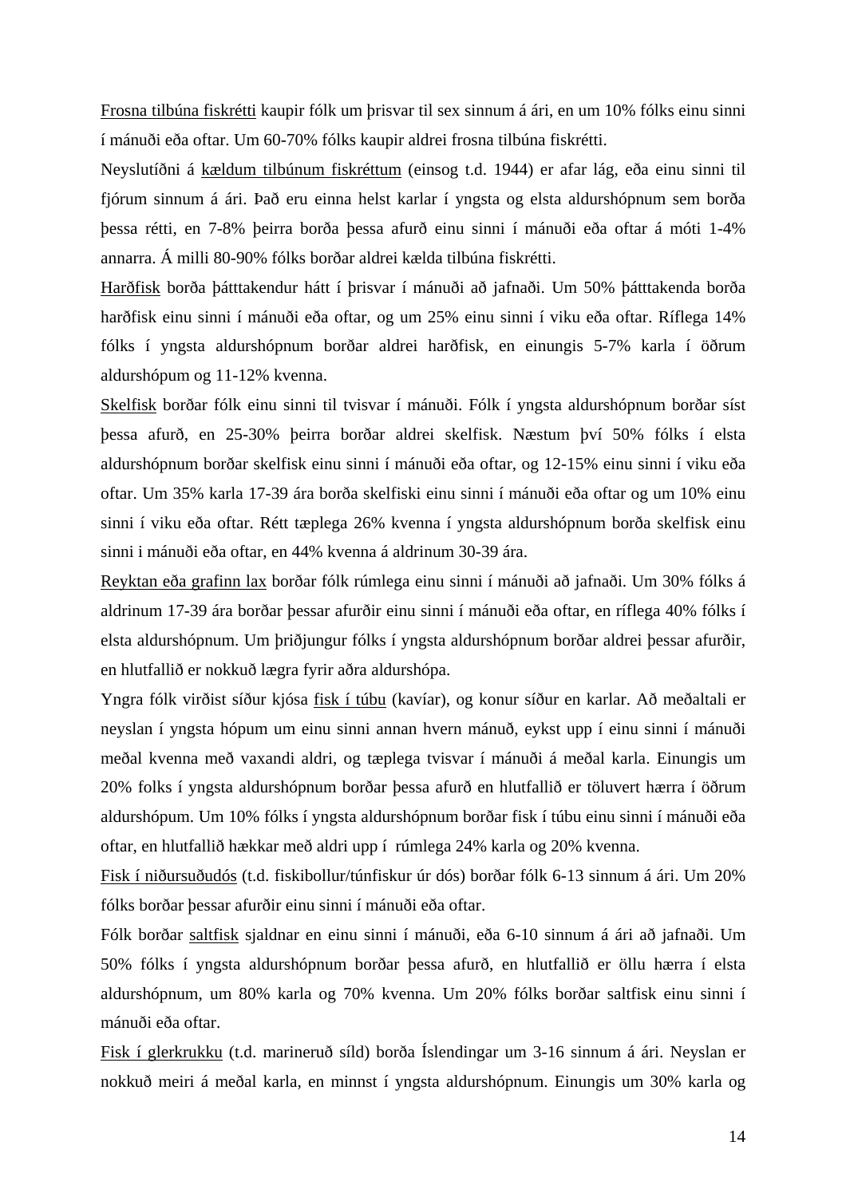Frosna tilbúna fiskrétti kaupir fólk um þrisvar til sex sinnum á ári, en um 10% fólks einu sinni í mánuði eða oftar. Um 60-70% fólks kaupir aldrei frosna tilbúna fiskrétti.

Neyslutíðni á kældum tilbúnum fiskréttum (einsog t.d. 1944) er afar lág, eða einu sinni til fjórum sinnum á ári. Það eru einna helst karlar í yngsta og elsta aldurshópnum sem borða þessa rétti, en 7-8% þeirra borða þessa afurð einu sinni í mánuði eða oftar á móti 1-4% annarra. Á milli 80-90% fólks borðar aldrei kælda tilbúna fiskrétti.

Harðfisk borða þátttakendur hátt í þrisvar í mánuði að jafnaði. Um 50% þátttakenda borða harðfisk einu sinni í mánuði eða oftar, og um 25% einu sinni í viku eða oftar. Ríflega 14% fólks í yngsta aldurshópnum borðar aldrei harðfisk, en einungis 5-7% karla í öðrum aldurshópum og 11-12% kvenna.

Skelfisk borðar fólk einu sinni til tvisvar í mánuði. Fólk í yngsta aldurshópnum borðar síst þessa afurð, en 25-30% þeirra borðar aldrei skelfisk. Næstum því 50% fólks í elsta aldurshópnum borðar skelfisk einu sinni í mánuði eða oftar, og 12-15% einu sinni í viku eða oftar. Um 35% karla 17-39 ára borða skelfiski einu sinni í mánuði eða oftar og um 10% einu sinni í viku eða oftar. Rétt tæplega 26% kvenna í yngsta aldurshópnum borða skelfisk einu sinni i mánuði eða oftar, en 44% kvenna á aldrinum 30-39 ára.

Reyktan eða grafinn lax borðar fólk rúmlega einu sinni í mánuði að jafnaði. Um 30% fólks á aldrinum 17-39 ára borðar þessar afurðir einu sinni í mánuði eða oftar, en ríflega 40% fólks í elsta aldurshópnum. Um þriðjungur fólks í yngsta aldurshópnum borðar aldrei þessar afurðir, en hlutfallið er nokkuð lægra fyrir aðra aldurshópa.

Yngra fólk virðist síður kjósa fisk í túbu (kavíar), og konur síður en karlar. Að meðaltali er neyslan í yngsta hópum um einu sinni annan hvern mánuð, eykst upp í einu sinni í mánuði meðal kvenna með vaxandi aldri, og tæplega tvisvar í mánuði á meðal karla. Einungis um 20% folks í yngsta aldurshópnum borðar þessa afurð en hlutfallið er töluvert hærra í öðrum aldurshópum. Um 10% fólks í yngsta aldurshópnum borðar fisk í túbu einu sinni í mánuði eða oftar, en hlutfallið hækkar með aldri upp í rúmlega 24% karla og 20% kvenna.

Fisk í niðursuðudós (t.d. fiskibollur/túnfiskur úr dós) borðar fólk 6-13 sinnum á ári. Um 20% fólks borðar þessar afurðir einu sinni í mánuði eða oftar.

Fólk borðar saltfisk sjaldnar en einu sinni í mánuði, eða 6-10 sinnum á ári að jafnaði. Um 50% fólks í yngsta aldurshópnum borðar þessa afurð, en hlutfallið er öllu hærra í elsta aldurshópnum, um 80% karla og 70% kvenna. Um 20% fólks borðar saltfisk einu sinni í mánuði eða oftar.

Fisk í glerkrukku (t.d. marineruð síld) borða Íslendingar um 3-16 sinnum á ári. Neyslan er nokkuð meiri á meðal karla, en minnst í yngsta aldurshópnum. Einungis um 30% karla og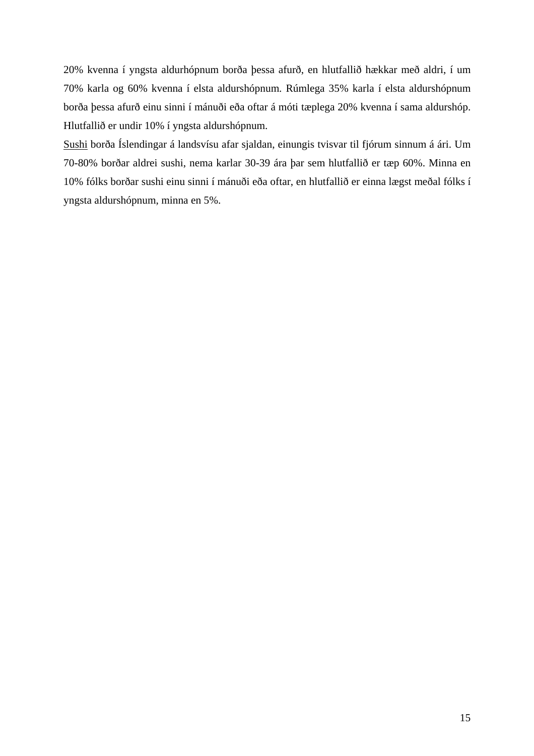20% kvenna í yngsta aldurhópnum borða þessa afurð, en hlutfallið hækkar með aldri, í um 70% karla og 60% kvenna í elsta aldurshópnum. Rúmlega 35% karla í elsta aldurshópnum borða þessa afurð einu sinni í mánuði eða oftar á móti tæplega 20% kvenna í sama aldurshóp. Hlutfallið er undir 10% í yngsta aldurshópnum.

<u>Sushi</u> borða Íslendingar á landsvísu afar sjaldan, einungis tvisvar til fjórum sinnum á ári. Um 70-80% borðar aldrei sushi, nema karlar 30-39 ára þar sem hlutfallið er tæp 60%. Minna en 10% fólks borðar sushi einu sinni í mánuði eða oftar, en hlutfallið er einna lægst meðal fólks í yngsta aldurshópnum, minna en 5%.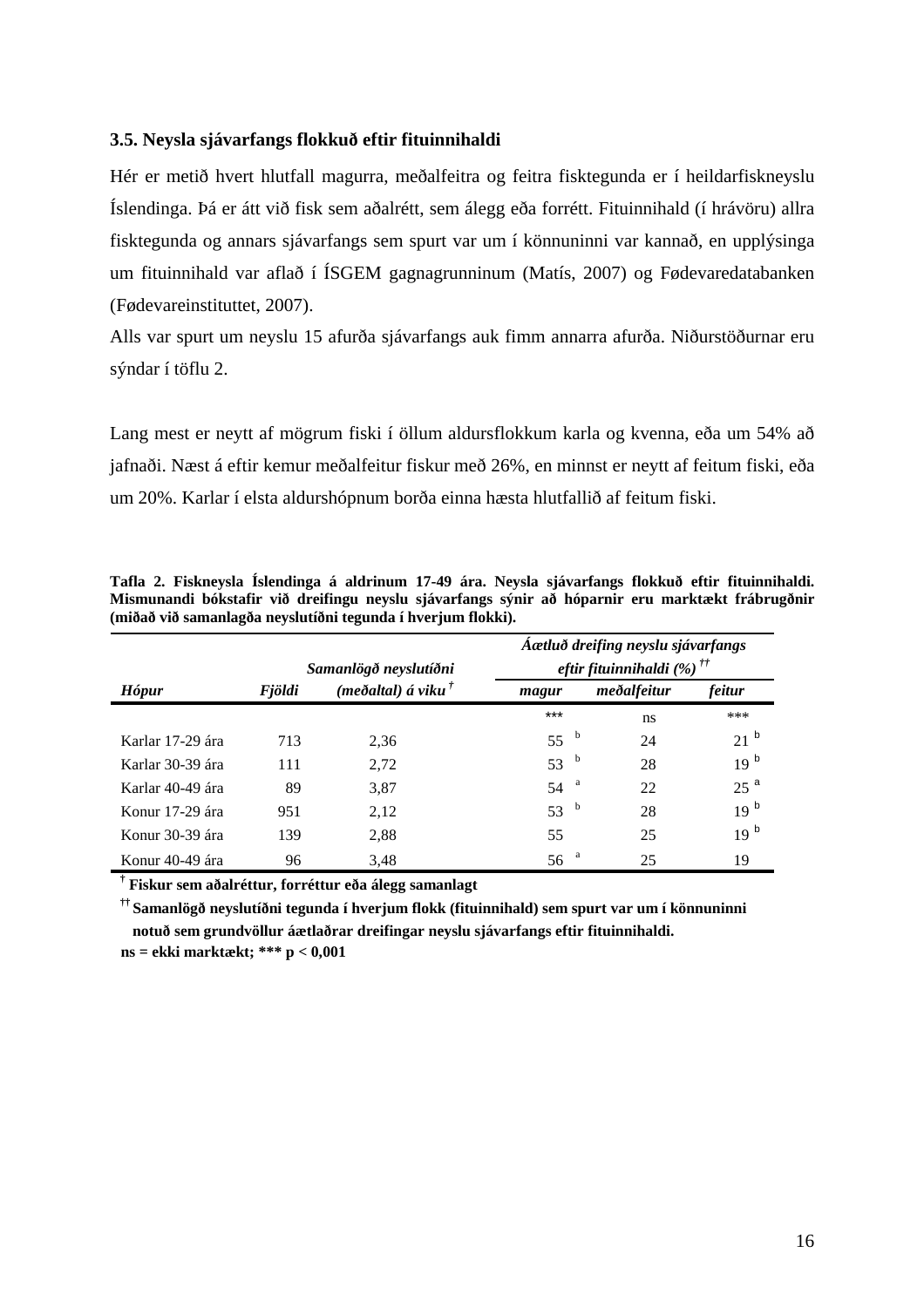### 3.5. Neysla sjávarfangs flokkuð eftir fituinnihaldi

Hér er metið hvert hlutfall magurra, meðalfeitra og feitra fisktegunda er í heildarfiskneyslu Íslendinga. Þá er átt við fisk sem aðalrétt, sem álegg eða forrétt. Fituinnihald (í hrávöru) allra fisktegunda og annars sjávarfangs sem spurt var um í könnuninni var kannað, en upplýsinga um fituinnihald var aflað í ÍSGEM gagnagrunninum (Matís, 2007) og Fødevaredatabanken (Fødevareinstituttet, 2007).

Alls var spurt um neyslu 15 afurða sjávarfangs auk fimm annarra afurða. Niðurstöðurnar eru sýndar í töflu 2.

Lang mest er neytt af mögrum fiski í öllum aldursflokkum karla og kvenna, eða um 54% að jafnaði. Næst á eftir kemur meðalfeitur fiskur með 26%, en minnst er neytt af feitum fiski, eða um 20%. Karlar í elsta aldurshópnum borða einna hæsta hlutfallið af feitum fiski.

**Tafla 2. Fiskneysla Íslendinga á aldrinum 17-49 ára. Neysla sjávarfangs flokkuð eftir fituinnihaldi. Mismunandi bókstafir við dreifingu neyslu sjávarfangs sýnir að hóparnir eru marktækt frábrugðnir (miðað við samanlagða neyslutíðni tegunda í hverjum flokki).**

| *Hópur* | *Fjöldi* | *Samanlögð neyslutíðni (meðaltal) á viku* † | *Áætluð dreifing neyslu sjávarfangs eftir fituinnihaldi (%)* †† *magur* | *meðalfeitur* | *feitur* |
|---|---|---|---|---|---|
| | | | *** | ns | *** |
| Karlar 17-29 ára | 713 | 2,36 | 55 [b] | 24 | 21 [b] |
| Karlar 30-39 ára | 111 | 2,72 | 53 [b] | 28 | 19 [b] |
| Karlar 40-49 ára | 89 | 3,87 | 54 [a] | 22 | 25 [a] |
| Konur 17-29 ára | 951 | 2,12 | 53 [b] | 28 | 19 [b] |
| Konur 30-39 ára | 139 | 2,88 | 55 | 25 | 19 [b] |
| Konur 40-49 ára | 96 | 3,48 | 56 [a] | 25 | 19 |

**† Fiskur sem aðalréttur, forréttur eða álegg samanlagt**

**†† Samanlögð neyslutíðni tegunda í hverjum flokk (fituinnihald) sem spurt var um í könnuninni notuð sem grundvöllur áætlaðrar dreifingar neyslu sjávarfangs eftir fituinnihaldi.**

**ns = ekki marktækt; *** p < 0,001**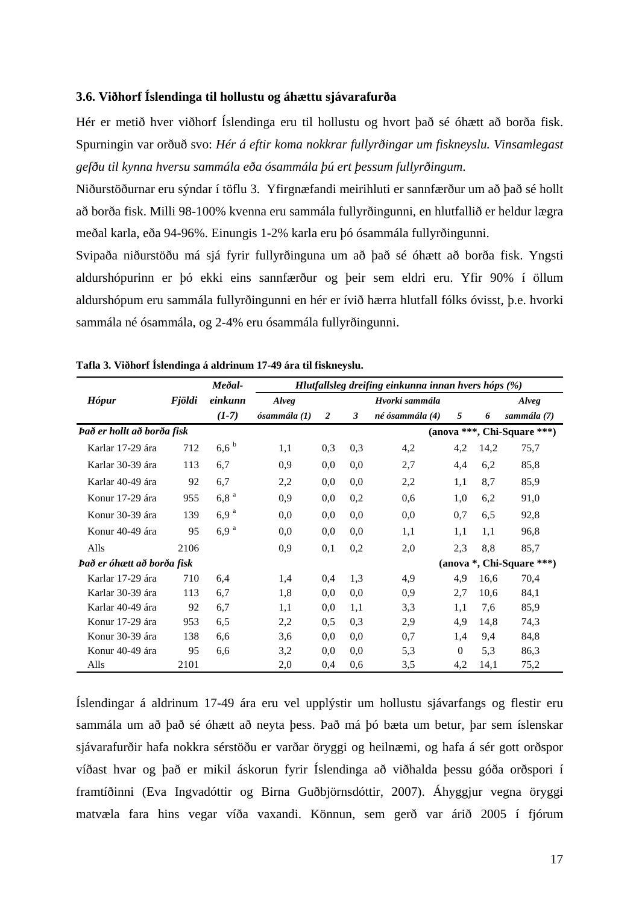### 3.6. Viðhorf Íslendinga til hollustu og áhættu sjávarafurða

Hér er metið hver viðhorf Íslendinga eru til hollustu og hvort það sé óhætt að borða fisk. Spurningin var orðuð svo: *Hér á eftir koma nokkrar fullyrðingar um fiskneyslu. Vinsamlegast gefðu til kynna hversu sammála eða ósammála þú ert þessum fullyrðingum*.

Niðurstöðurnar eru sýndar í töflu 3. Yfirgnæfandi meirihluti er sannfærður um að það sé hollt að borða fisk. Milli 98-100% kvenna eru sammála fullyrðingunni, en hlutfallið er heldur lægra meðal karla, eða 94-96%. Einungis 1-2% karla eru þó ósammála fullyrðingunni.

Svipaða niðurstöðu má sjá fyrir fullyrðinguna um að það sé óhætt að borða fisk. Yngsti aldurshópurinn er þó ekki eins sannfærður og þeir sem eldri eru. Yfir 90% í öllum aldurshópum eru sammála fullyrðingunni en hér er ívið hærra hlutfall fólks óvisst, þ.e. hvorki sammála né ósammála, og 2-4% eru ósammála fullyrðingunni.

**Tafla 3. Viðhorf Íslendinga á aldrinum 17-49 ára til fiskneyslu.**

| *Hópur* | *Fjöldi* | *Meðal-einkunn (1-7)* | *Hlutfallsleg dreifing einkunna innan hvers hóps (%)* | | | | | | |
|---|---|---|---|---|---|---|---|---|---|
| | | | *Alveg ósammála (1)* | *2* | *3* | *Hvorki sammála né ósammála (4)* | *5* | *6* | *Alveg sammála (7)* |
| ***Það er hollt að borða fisk*** | | | | | | | **(anova \*\*\*, Chi-Square \*\*\*)** | | |
| Karlar 17-29 ára | 712 | 6,6 [b] | 1,1 | 0,3 | 0,3 | 4,2 | 4,2 | 14,2 | 75,7 |
| Karlar 30-39 ára | 113 | 6,7 | 0,9 | 0,0 | 0,0 | 2,7 | 4,4 | 6,2 | 85,8 |
| Karlar 40-49 ára | 92 | 6,7 | 2,2 | 0,0 | 0,0 | 2,2 | 1,1 | 8,7 | 85,9 |
| Konur 17-29 ára | 955 | 6,8 [a] | 0,9 | 0,0 | 0,2 | 0,6 | 1,0 | 6,2 | 91,0 |
| Konur 30-39 ára | 139 | 6,9 [a] | 0,0 | 0,0 | 0,0 | 0,0 | 0,7 | 6,5 | 92,8 |
| Konur 40-49 ára | 95 | 6,9 [a] | 0,0 | 0,0 | 0,0 | 1,1 | 1,1 | 1,1 | 96,8 |
| Alls | 2106 | | 0,9 | 0,1 | 0,2 | 2,0 | 2,3 | 8,8 | 85,7 |
| ***Það er óhætt að borða fisk*** | | | | | | | **(anova \*, Chi-Square \*\*\*)** | | |
| Karlar 17-29 ára | 710 | 6,4 | 1,4 | 0,4 | 1,3 | 4,9 | 4,9 | 16,6 | 70,4 |
| Karlar 30-39 ára | 113 | 6,7 | 1,8 | 0,0 | 0,0 | 0,9 | 2,7 | 10,6 | 84,1 |
| Karlar 40-49 ára | 92 | 6,7 | 1,1 | 0,0 | 1,1 | 3,3 | 1,1 | 7,6 | 85,9 |
| Konur 17-29 ára | 953 | 6,5 | 2,2 | 0,5 | 0,3 | 2,9 | 4,9 | 14,8 | 74,3 |
| Konur 30-39 ára | 138 | 6,6 | 3,6 | 0,0 | 0,0 | 0,7 | 1,4 | 9,4 | 84,8 |
| Konur 40-49 ára | 95 | 6,6 | 3,2 | 0,0 | 0,0 | 5,3 | 0 | 5,3 | 86,3 |
| Alls | 2101 | | 2,0 | 0,4 | 0,6 | 3,5 | 4,2 | 14,1 | 75,2 |

Íslendingar á aldrinum 17-49 ára eru vel upplýstir um hollustu sjávarfangs og flestir eru sammála um að það sé óhætt að neyta þess. Það má þó bæta um betur, þar sem íslenskar sjávarafurðir hafa nokkra sérstöðu er varðar öryggi og heilnæmi, og hafa á sér gott orðspor víðast hvar og það er mikil áskorun fyrir Íslendinga að viðhalda þessu góða orðspori í framtíðinni (Eva Ingvadóttir og Birna Guðbjörnsdóttir, 2007). Áhyggjur vegna öryggi matvæla fara hins vegar víða vaxandi. Könnun, sem gerð var árið 2005 í fjórum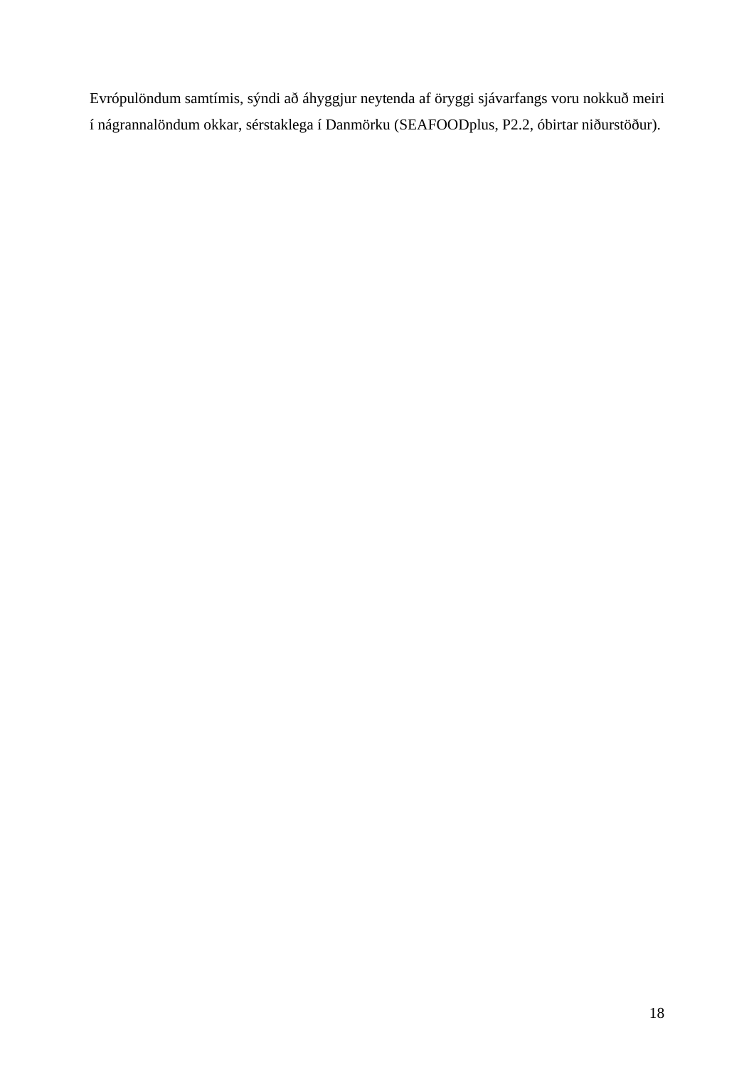Evrópulöndum samtímis, sýndi að áhyggjur neytenda af öryggi sjávarfangs voru nokkuð meiri í nágrannalöndum okkar, sérstaklega í Danmörku (SEAFOODplus, P2.2, óbirtar niðurstöður).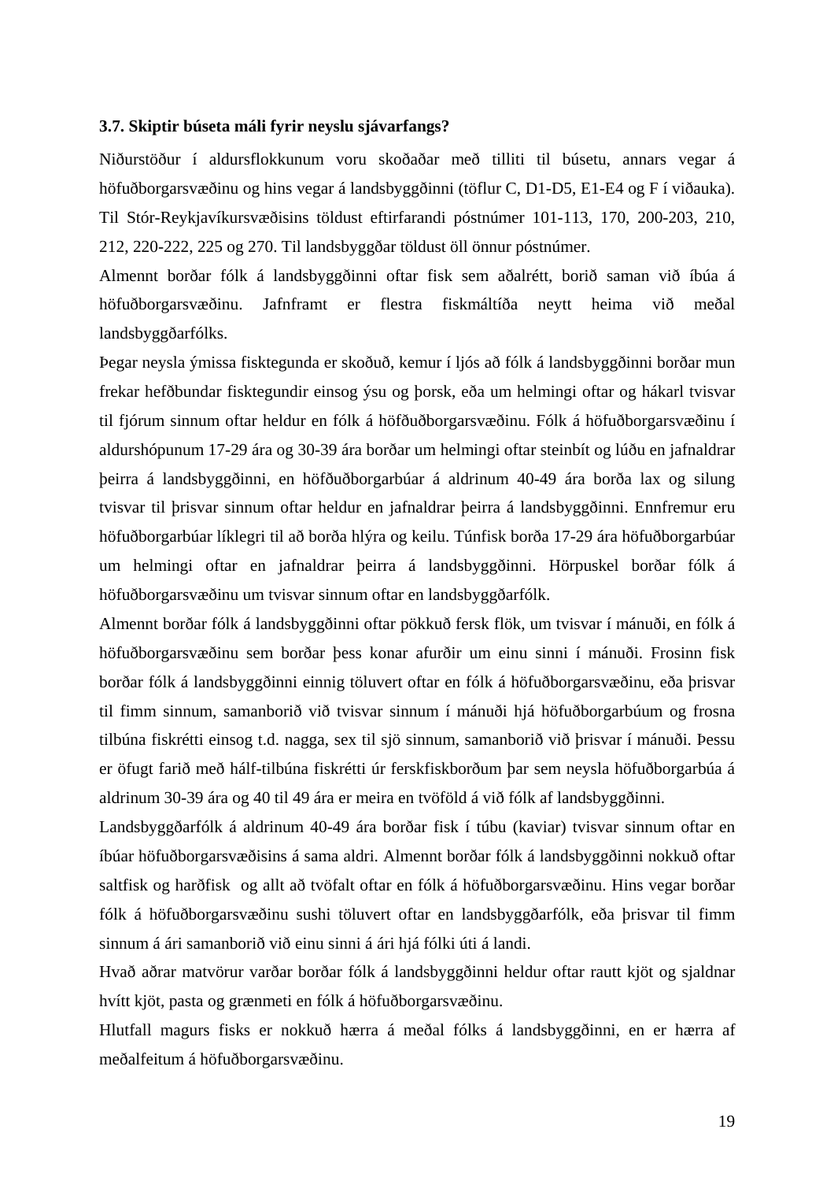### 3.7. Skiptir búseta máli fyrir neyslu sjávarfangs?

Niðurstöður í aldursflokkunum voru skoðaðar með tilliti til búsetu, annars vegar á höfuðborgarsvæðinu og hins vegar á landsbyggðinni (töflur C, D1-D5, E1-E4 og F í viðauka). Til Stór-Reykjavíkursvæðisins töldust eftirfarandi póstnúmer 101-113, 170, 200-203, 210, 212, 220-222, 225 og 270. Til landsbyggðar töldust öll önnur póstnúmer.

Almennt borðar fólk á landsbyggðinni oftar fisk sem aðalrétt, borið saman við íbúa á höfuðborgarsvæðinu. Jafnframt er flestra fiskmáltíða neytt heima við meðal landsbyggðarfólks.

Þegar neysla ýmissa fisktegunda er skoðuð, kemur í ljós að fólk á landsbyggðinni borðar mun frekar hefðbundar fisktegundir einsog ýsu og þorsk, eða um helmingi oftar og hákarl tvisvar til fjórum sinnum oftar heldur en fólk á höfðuðborgarsvæðinu. Fólk á höfuðborgarsvæðinu í aldurshópunum 17-29 ára og 30-39 ára borðar um helmingi oftar steinbít og lúðu en jafnaldrar þeirra á landsbyggðinni, en höfðuðborgarbúar á aldrinum 40-49 ára borða lax og silung tvisvar til þrisvar sinnum oftar heldur en jafnaldrar þeirra á landsbyggðinni. Ennfremur eru höfuðborgarbúar líklegri til að borða hlýra og keilu. Túnfisk borða 17-29 ára höfuðborgarbúar um helmingi oftar en jafnaldrar þeirra á landsbyggðinni. Hörpuskel borðar fólk á höfuðborgarsvæðinu um tvisvar sinnum oftar en landsbyggðarfólk.

Almennt borðar fólk á landsbyggðinni oftar pökkuð fersk flök, um tvisvar í mánuði, en fólk á höfuðborgarsvæðinu sem borðar þess konar afurðir um einu sinni í mánuði. Frosinn fisk borðar fólk á landsbyggðinni einnig töluvert oftar en fólk á höfuðborgarsvæðinu, eða þrisvar til fimm sinnum, samanborið við tvisvar sinnum í mánuði hjá höfuðborgarbúum og frosna tilbúna fiskrétti einsog t.d. nagga, sex til sjö sinnum, samanborið við þrisvar í mánuði. Þessu er öfugt farið með hálf-tilbúna fiskrétti úr ferskfiskborðum þar sem neysla höfuðborgarbúa á aldrinum 30-39 ára og 40 til 49 ára er meira en tvöföld á við fólk af landsbyggðinni.

Landsbyggðarfólk á aldrinum 40-49 ára borðar fisk í túbu (kaviar) tvisvar sinnum oftar en íbúar höfuðborgarsvæðisins á sama aldri. Almennt borðar fólk á landsbyggðinni nokkuð oftar saltfisk og harðfisk og allt að tvöfalt oftar en fólk á höfuðborgarsvæðinu. Hins vegar borðar fólk á höfuðborgarsvæðinu sushi töluvert oftar en landsbyggðarfólk, eða þrisvar til fimm sinnum á ári samanborið við einu sinni á ári hjá fólki úti á landi.

Hvað aðrar matvörur varðar borðar fólk á landsbyggðinni heldur oftar rautt kjöt og sjaldnar hvítt kjöt, pasta og grænmeti en fólk á höfuðborgarsvæðinu.

Hlutfall magurs fisks er nokkuð hærra á meðal fólks á landsbyggðinni, en er hærra af meðalfeitum á höfuðborgarsvæðinu.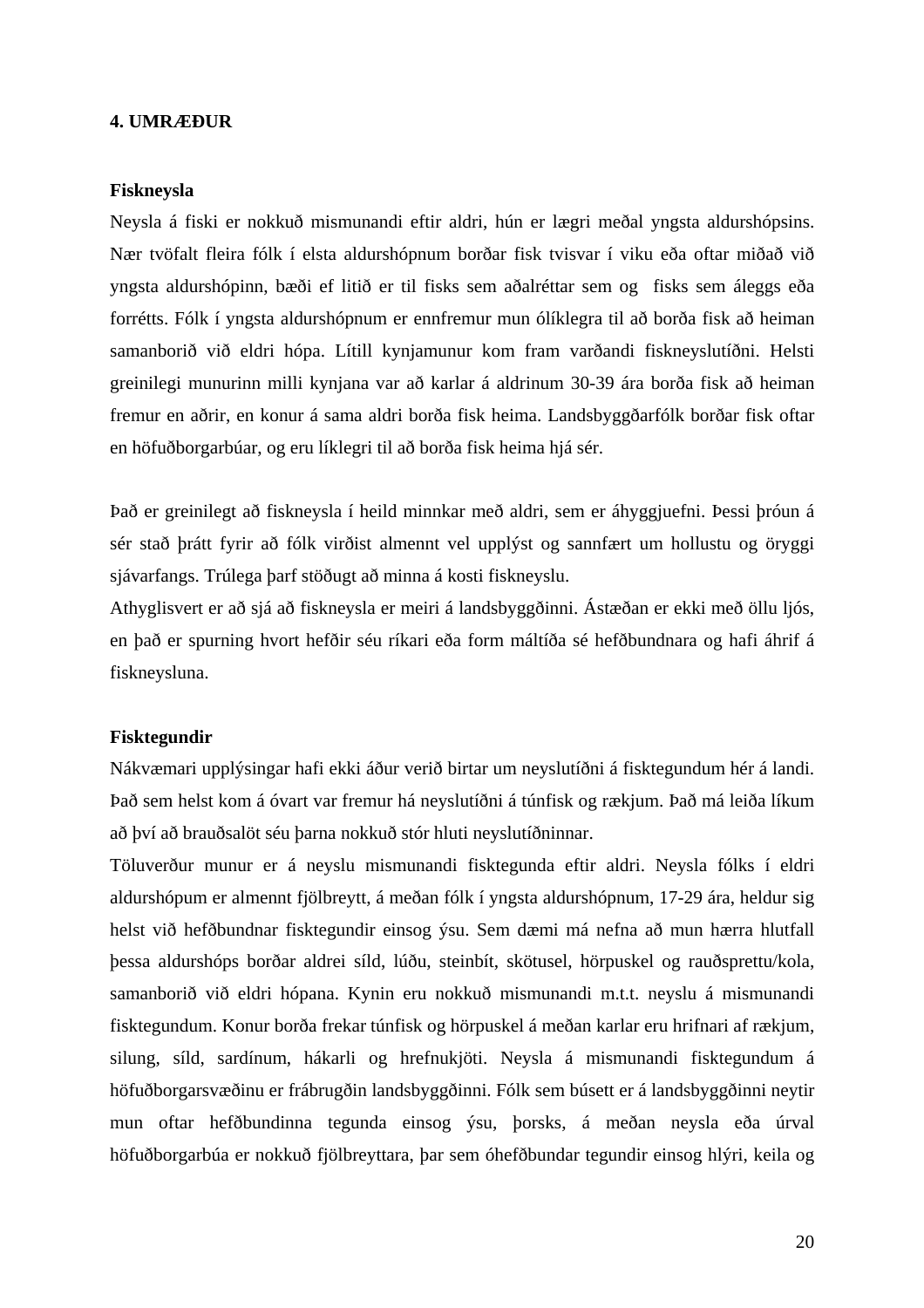## 4. UMRÆÐUR

### Fiskneysla

Neysla á fiski er nokkuð mismunandi eftir aldri, hún er lægri meðal yngsta aldurshópsins. Nær tvöfalt fleira fólk í elsta aldurshópnum borðar fisk tvisvar í viku eða oftar miðað við yngsta aldurshópinn, bæði ef litið er til fisks sem aðalréttar sem og  fisks sem áleggs eða forrétts. Fólk í yngsta aldurshópnum er ennfremur mun ólíklegra til að borða fisk að heiman samanborið við eldri hópa. Lítill kynjamunur kom fram varðandi fiskneyslutíðni. Helsti greinilegi munurinn milli kynjana var að karlar á aldrinum 30-39 ára borða fisk að heiman fremur en aðrir, en konur á sama aldri borða fisk heima. Landsbyggðarfólk borðar fisk oftar en höfuðborgarbúar, og eru líklegri til að borða fisk heima hjá sér.

Það er greinilegt að fiskneysla í heild minnkar með aldri, sem er áhyggjuefni. Þessi þróun á sér stað þrátt fyrir að fólk virðist almennt vel upplýst og sannfært um hollustu og öryggi sjávarfangs. Trúlega þarf stöðugt að minna á kosti fiskneyslu.
Athyglisvert er að sjá að fiskneysla er meiri á landsbyggðinni. Ástæðan er ekki með öllu ljós, en það er spurning hvort hefðir séu ríkari eða form máltíða sé hefðbundnara og hafi áhrif á fiskneysluna.

### Fisktegundir

Nákvæmari upplýsingar hafi ekki áður verið birtar um neyslutíðni á fisktegundum hér á landi. Það sem helst kom á óvart var fremur há neyslutíðni á túnfisk og rækjum. Það má leiða líkum að því að brauðsalöt séu þarna nokkuð stór hluti neyslutíðninnar.
Töluverður munur er á neyslu mismunandi fisktegunda eftir aldri. Neysla fólks í eldri aldurshópum er almennt fjölbreytt, á meðan fólk í yngsta aldurshópnum, 17-29 ára, heldur sig helst við hefðbundnar fisktegundir einsog ýsu. Sem dæmi má nefna að mun hærra hlutfall þessa aldurshóps borðar aldrei síld, lúðu, steinbít, skötusel, hörpuskel og rauðsprettu/kola, samanborið við eldri hópana. Kynin eru nokkuð mismunandi m.t.t. neyslu á mismunandi fisktegundum. Konur borða frekar túnfisk og hörpuskel á meðan karlar eru hrifnari af rækjum, silung, síld, sardínum, hákarli og hrefnukjöti. Neysla á mismunandi fisktegundum á höfuðborgarsvæðinu er frábrugðin landsbyggðinni. Fólk sem búsett er á landsbyggðinni neytir mun oftar hefðbundinna tegunda einsog ýsu, þorsks, á meðan neysla eða úrval höfuðborgarbúa er nokkuð fjölbreyttara, þar sem óhefðbundar tegundir einsog hlýri, keila og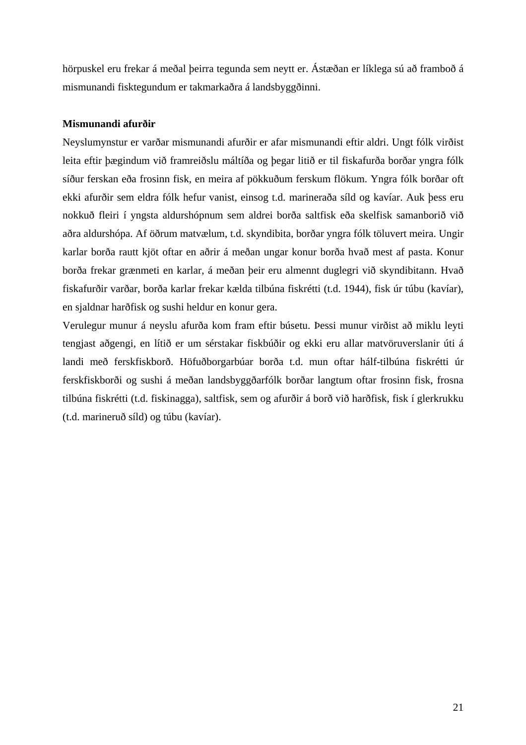hörpuskel eru frekar á meðal þeirra tegunda sem neytt er. Ástæðan er líklega sú að framboð á mismunandi fisktegundum er takmarkaðra á landsbyggðinni.

**Mismunandi afurðir**

Neyslumynstur er varðar mismunandi afurðir er afar mismunandi eftir aldri. Ungt fólk virðist leita eftir þægindum við framreiðslu máltíða og þegar litið er til fiskafurða borðar yngra fólk síður ferskan eða frosinn fisk, en meira af pökkuðum ferskum flökum. Yngra fólk borðar oft ekki afurðir sem eldra fólk hefur vanist, einsog t.d. marineraða síld og kavíar. Auk þess eru nokkuð fleiri í yngsta aldurshópnum sem aldrei borða saltfisk eða skelfisk samanborið við aðra aldurshópa. Af öðrum matvælum, t.d. skyndibita, borðar yngra fólk töluvert meira. Ungir karlar borða rautt kjöt oftar en aðrir á meðan ungar konur borða hvað mest af pasta. Konur borða frekar grænmeti en karlar, á meðan þeir eru almennt duglegri við skyndibitann. Hvað fiskafurðir varðar, borða karlar frekar kælda tilbúna fiskrétti (t.d. 1944), fisk úr túbu (kavíar), en sjaldnar harðfisk og sushi heldur en konur gera.

Verulegur munur á neyslu afurða kom fram eftir búsetu. Þessi munur virðist að miklu leyti tengjast aðgengi, en lítið er um sérstakar fiskbúðir og ekki eru allar matvöruverslanir úti á landi með ferskfiskborð. Höfuðborgarbúar borða t.d. mun oftar hálf-tilbúna fiskrétti úr ferskfiskborði og sushi á meðan landsbyggðarfólk borðar langtum oftar frosinn fisk, frosna tilbúna fiskrétti (t.d. fiskinagga), saltfisk, sem og afurðir á borð við harðfisk, fisk í glerkrukku (t.d. marineruð síld) og túbu (kavíar).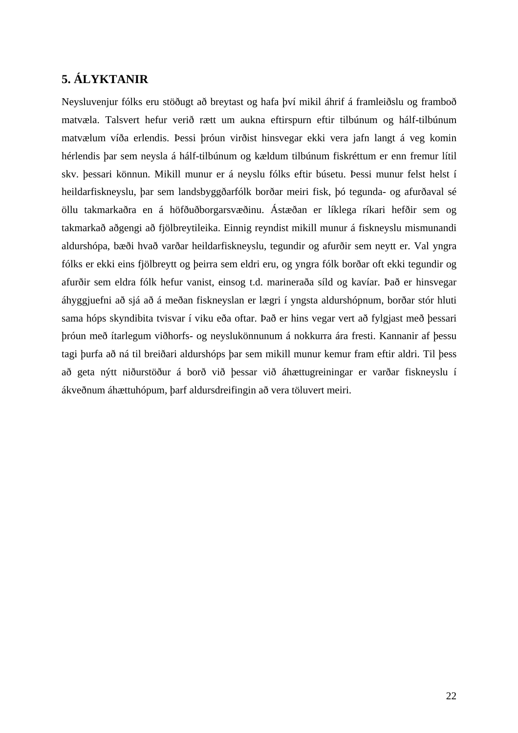## 5. ÁLYKTANIR

Neysluvenjur fólks eru stöðugt að breytast og hafa því mikil áhrif á framleiðslu og framboð matvæla. Talsvert hefur verið rætt um aukna eftirspurn eftir tilbúnum og hálf-tilbúnum matvælum víða erlendis. Þessi þróun virðist hinsvegar ekki vera jafn langt á veg komin hérlendis þar sem neysla á hálf-tilbúnum og kældum tilbúnum fiskréttum er enn fremur lítil skv. þessari könnun. Mikill munur er á neyslu fólks eftir búsetu. Þessi munur felst helst í heildarfiskneyslu, þar sem landsbyggðarfólk borðar meiri fisk, þó tegunda- og afurðaval sé öllu takmarkaðra en á höfðuðborgarsvæðinu. Ástæðan er líklega ríkari hefðir sem og takmarkað aðgengi að fjölbreytileika. Einnig reyndist mikill munur á fiskneyslu mismunandi aldurshópa, bæði hvað varðar heildarfiskneyslu, tegundir og afurðir sem neytt er. Val yngra fólks er ekki eins fjölbreytt og þeirra sem eldri eru, og yngra fólk borðar oft ekki tegundir og afurðir sem eldra fólk hefur vanist, einsog t.d. marineraða síld og kavíar. Það er hinsvegar áhyggjuefni að sjá að á meðan fiskneyslan er lægri í yngsta aldurshópnum, borðar stór hluti sama hóps skyndibita tvisvar í viku eða oftar. Það er hins vegar vert að fylgjast með þessari þróun með ítarlegum viðhorfs- og neyslukönnunum á nokkurra ára fresti. Kannanir af þessu tagi þurfa að ná til breiðari aldurshóps þar sem mikill munur kemur fram eftir aldri. Til þess að geta nýtt niðurstöður á borð við þessar við áhættugreiningar er varðar fiskneyslu í ákveðnum áhættuhópum, þarf aldursdreifingin að vera töluvert meiri.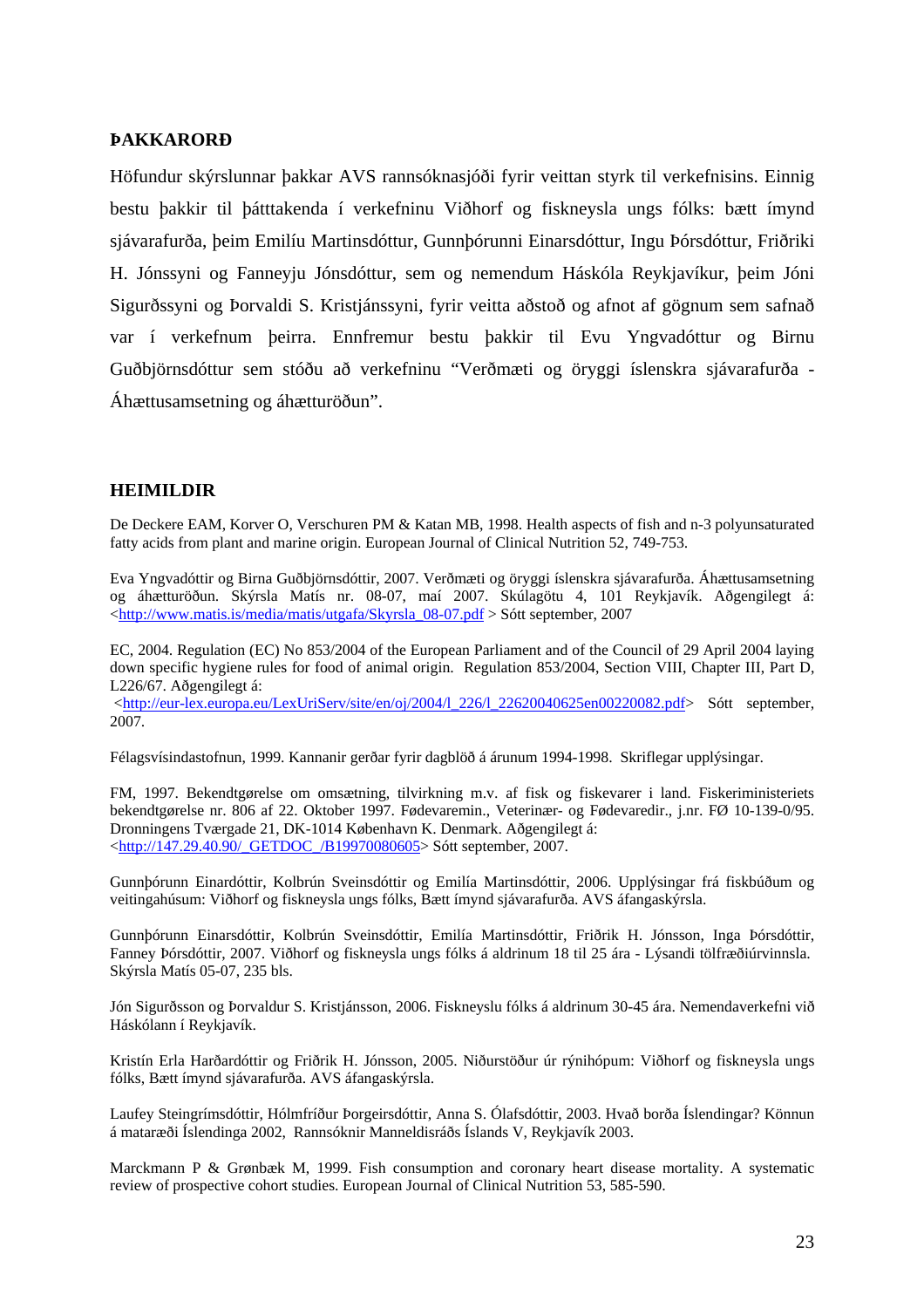## ÞAKKARORÐ

Höfundur skýrslunnar þakkar AVS rannsóknasjóði fyrir veittan styrk til verkefnisins. Einnig bestu þakkir til þátttakenda í verkefninu Viðhorf og fiskneysla ungs fólks: bætt ímynd sjávarafurða, þeim Emilíu Martinsdóttur, Gunnþórunni Einarsdóttur, Ingu Þórsdóttur, Friðriki H. Jónssyni og Fanneyju Jónsdóttur, sem og nemendum Háskóla Reykjavíkur, þeim Jóni Sigurðssyni og Þorvaldi S. Kristjánssyni, fyrir veitta aðstoð og afnot af gögnum sem safnað var í verkefnum þeirra. Ennfremur bestu þakkir til Evu Yngvadóttur og Birnu Guðbjörnsdóttur sem stóðu að verkefninu "Verðmæti og öryggi íslenskra sjávarafurða - Áhættusamsetning og áhætturöðun".

## HEIMILDIR

De Deckere EAM, Korver O, Verschuren PM & Katan MB, 1998. Health aspects of fish and n-3 polyunsaturated fatty acids from plant and marine origin. European Journal of Clinical Nutrition 52, 749-753.

Eva Yngvadóttir og Birna Guðbjörnsdóttir, 2007. Verðmæti og öryggi íslenskra sjávarafurða. Áhættusamsetning og áhætturöðun. Skýrsla Matís nr. 08-07, maí 2007. Skúlagötu 4, 101 Reykjavík. Aðgengilegt á: <http://www.matis.is/media/matis/utgafa/Skyrsla_08-07.pdf > Sótt september, 2007

EC, 2004. Regulation (EC) No 853/2004 of the European Parliament and of the Council of 29 April 2004 laying down specific hygiene rules for food of animal origin. Regulation 853/2004, Section VIII, Chapter III, Part D, L226/67. Aðgengilegt á:
<http://eur-lex.europa.eu/LexUriServ/site/en/oj/2004/l_226/l_22620040625en00220082.pdf> Sótt september, 2007.

Félagsvísindastofnun, 1999. Kannanir gerðar fyrir dagblöð á árunum 1994-1998. Skriflegar upplýsingar.

FM, 1997. Bekendtgørelse om omsætning, tilvirkning m.v. af fisk og fiskevarer i land. Fiskeriministeriets bekendtgørelse nr. 806 af 22. Oktober 1997. Fødevaremin., Veterinær- og Fødevaredir., j.nr. FØ 10-139-0/95. Dronningens Tværgade 21, DK-1014 København K. Denmark. Aðgengilegt á:
<http://147.29.40.90/_GETDOC_/B19970080605> Sótt september, 2007.

Gunnþórunn Einardóttir, Kolbrún Sveinsdóttir og Emilía Martinsdóttir, 2006. Upplýsingar frá fiskbúðum og veitingahúsum: Viðhorf og fiskneysla ungs fólks, Bætt ímynd sjávarafurða. AVS áfangaskýrsla.

Gunnþórunn Einarsdóttir, Kolbrún Sveinsdóttir, Emilía Martinsdóttir, Friðrik H. Jónsson, Inga Þórsdóttir, Fanney Þórsdóttir, 2007. Viðhorf og fiskneysla ungs fólks á aldrinum 18 til 25 ára - Lýsandi tölfræðiúrvinnsla. Skýrsla Matís 05-07, 235 bls.

Jón Sigurðsson og Þorvaldur S. Kristjánsson, 2006. Fiskneyslu fólks á aldrinum 30-45 ára. Nemendaverkefni við Háskólann í Reykjavík.

Kristín Erla Harðardóttir og Friðrik H. Jónsson, 2005. Niðurstöður úr rýnihópum: Viðhorf og fiskneysla ungs fólks, Bætt ímynd sjávarafurða. AVS áfangaskýrsla.

Laufey Steingrímsdóttir, Hólmfríður Þorgeirsdóttir, Anna S. Ólafsdóttir, 2003. Hvað borða Íslendingar? Könnun á mataræði Íslendinga 2002, Rannsóknir Manneldisráðs Íslands V, Reykjavík 2003.

Marckmann P & Grønbæk M, 1999. Fish consumption and coronary heart disease mortality. A systematic review of prospective cohort studies. European Journal of Clinical Nutrition 53, 585-590.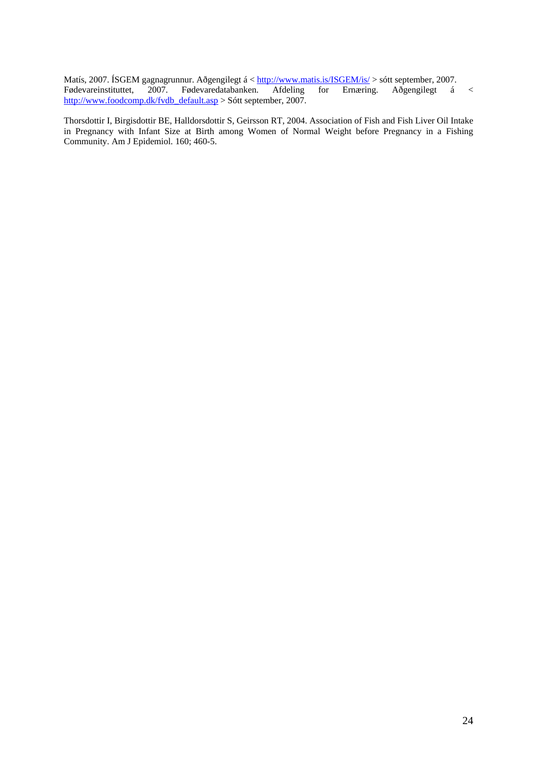Matís, 2007. ÍSGEM gagnagrunnur. Aðgengilegt á < http://www.matis.is/ISGEM/is/ > sótt september, 2007.
Fødevareinstituttet, 2007. Fødevaredatabanken. Afdeling for Ernæring. Aðgengilegt á < http://www.foodcomp.dk/fvdb_default.asp > Sótt september, 2007.

Thorsdottir I, Birgisdottir BE, Halldorsdottir S, Geirsson RT, 2004. Association of Fish and Fish Liver Oil Intake in Pregnancy with Infant Size at Birth among Women of Normal Weight before Pregnancy in a Fishing Community. Am J Epidemiol. 160; 460-5.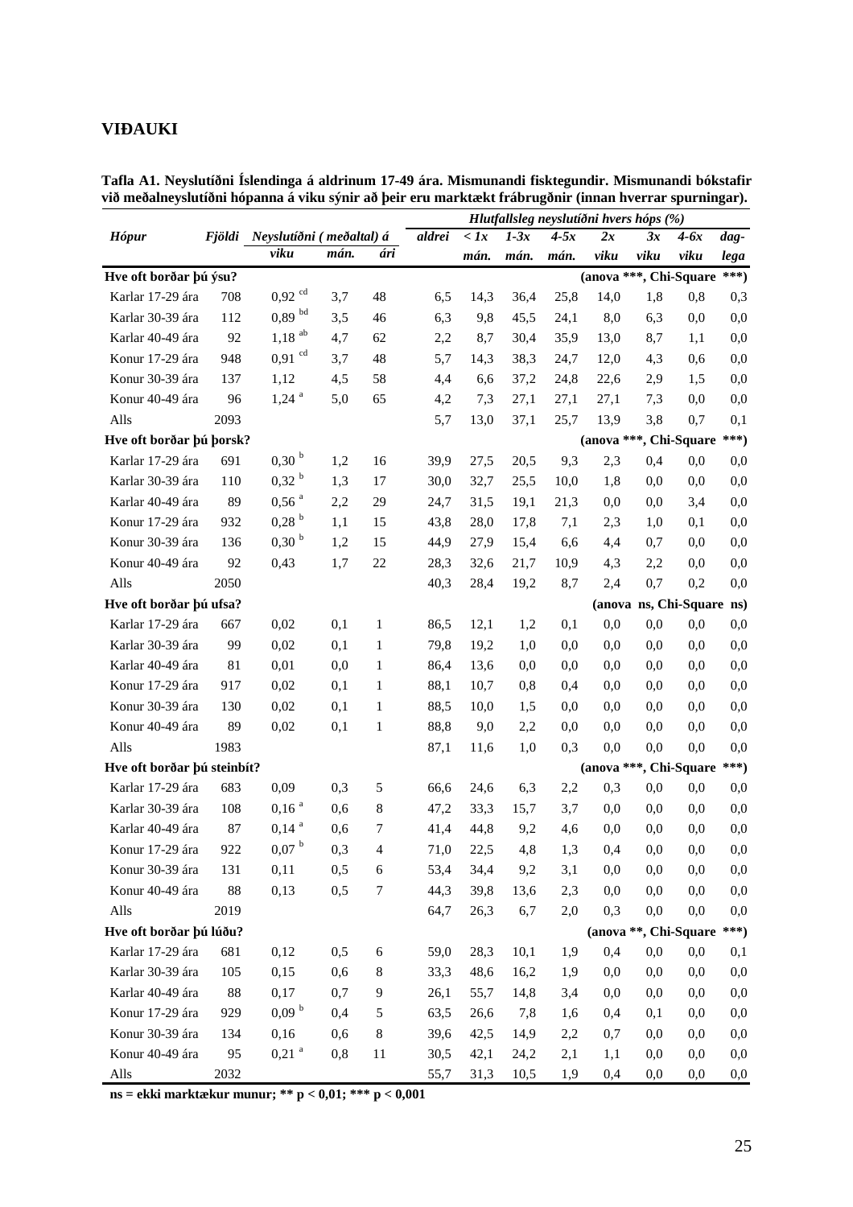# VIÐAUKI

**Tafla A1. Neyslutíðni Íslendinga á aldrinum 17-49 ára. Mismunandi fisktegundir. Mismunandi bókstafir við meðalneyslutíðni hópanna á viku sýnir að þeir eru marktækt frábrugðnir (innan hverrar spurningar).**

| *Hópur* | *Fjöldi* | *Neyslutíðni ( meðaltal) á* | | | *Hlutfallsleg neyslutíðni hvers hóps (%)* | | | | | | | |
|---|---|---|---|---|---|---|---|---|---|---|---|---|
| | | *viku* | *mán.* | *ári* | *aldrei* | *< 1x mán.* | *1-3x mán.* | *4-5x mán.* | *2x viku* | *3x viku* | *4-6x viku* | *dag-lega* |
| **Hve oft borðar þú ýsu?** | | | | | | | | | **(anova \*\*\*, Chi-Square \*\*\*)** | | | |
| Karlar 17-29 ára | 708 | 0,92 [cd] | 3,7 | 48 | 6,5 | 14,3 | 36,4 | 25,8 | 14,0 | 1,8 | 0,8 | 0,3 |
| Karlar 30-39 ára | 112 | 0,89 [bd] | 3,5 | 46 | 6,3 | 9,8 | 45,5 | 24,1 | 8,0 | 6,3 | 0,0 | 0,0 |
| Karlar 40-49 ára | 92 | 1,18 [ab] | 4,7 | 62 | 2,2 | 8,7 | 30,4 | 35,9 | 13,0 | 8,7 | 1,1 | 0,0 |
| Konur 17-29 ára | 948 | 0,91 [cd] | 3,7 | 48 | 5,7 | 14,3 | 38,3 | 24,7 | 12,0 | 4,3 | 0,6 | 0,0 |
| Konur 30-39 ára | 137 | 1,12 | 4,5 | 58 | 4,4 | 6,6 | 37,2 | 24,8 | 22,6 | 2,9 | 1,5 | 0,0 |
| Konur 40-49 ára | 96 | 1,24 [a] | 5,0 | 65 | 4,2 | 7,3 | 27,1 | 27,1 | 27,1 | 7,3 | 0,0 | 0,0 |
| Alls | 2093 | | | | 5,7 | 13,0 | 37,1 | 25,7 | 13,9 | 3,8 | 0,7 | 0,1 |
| **Hve oft borðar þú þorsk?** | | | | | | | | | **(anova \*\*\*, Chi-Square \*\*\*)** | | | |
| Karlar 17-29 ára | 691 | 0,30 [b] | 1,2 | 16 | 39,9 | 27,5 | 20,5 | 9,3 | 2,3 | 0,4 | 0,0 | 0,0 |
| Karlar 30-39 ára | 110 | 0,32 [b] | 1,3 | 17 | 30,0 | 32,7 | 25,5 | 10,0 | 1,8 | 0,0 | 0,0 | 0,0 |
| Karlar 40-49 ára | 89 | 0,56 [a] | 2,2 | 29 | 24,7 | 31,5 | 19,1 | 21,3 | 0,0 | 0,0 | 3,4 | 0,0 |
| Konur 17-29 ára | 932 | 0,28 [b] | 1,1 | 15 | 43,8 | 28,0 | 17,8 | 7,1 | 2,3 | 1,0 | 0,1 | 0,0 |
| Konur 30-39 ára | 136 | 0,30 [b] | 1,2 | 15 | 44,9 | 27,9 | 15,4 | 6,6 | 4,4 | 0,7 | 0,0 | 0,0 |
| Konur 40-49 ára | 92 | 0,43 | 1,7 | 22 | 28,3 | 32,6 | 21,7 | 10,9 | 4,3 | 2,2 | 0,0 | 0,0 |
| Alls | 2050 | | | | 40,3 | 28,4 | 19,2 | 8,7 | 2,4 | 0,7 | 0,2 | 0,0 |
| **Hve oft borðar þú ufsa?** | | | | | | | | | **(anova ns, Chi-Square ns)** | | | |
| Karlar 17-29 ára | 667 | 0,02 | 0,1 | 1 | 86,5 | 12,1 | 1,2 | 0,1 | 0,0 | 0,0 | 0,0 | 0,0 |
| Karlar 30-39 ára | 99 | 0,02 | 0,1 | 1 | 79,8 | 19,2 | 1,0 | 0,0 | 0,0 | 0,0 | 0,0 | 0,0 |
| Karlar 40-49 ára | 81 | 0,01 | 0,0 | 1 | 86,4 | 13,6 | 0,0 | 0,0 | 0,0 | 0,0 | 0,0 | 0,0 |
| Konur 17-29 ára | 917 | 0,02 | 0,1 | 1 | 88,1 | 10,7 | 0,8 | 0,4 | 0,0 | 0,0 | 0,0 | 0,0 |
| Konur 30-39 ára | 130 | 0,02 | 0,1 | 1 | 88,5 | 10,0 | 1,5 | 0,0 | 0,0 | 0,0 | 0,0 | 0,0 |
| Konur 40-49 ára | 89 | 0,02 | 0,1 | 1 | 88,8 | 9,0 | 2,2 | 0,0 | 0,0 | 0,0 | 0,0 | 0,0 |
| Alls | 1983 | | | | 87,1 | 11,6 | 1,0 | 0,3 | 0,0 | 0,0 | 0,0 | 0,0 |
| **Hve oft borðar þú steinbít?** | | | | | | | | | **(anova \*\*\*, Chi-Square \*\*\*)** | | | |
| Karlar 17-29 ára | 683 | 0,09 | 0,3 | 5 | 66,6 | 24,6 | 6,3 | 2,2 | 0,3 | 0,0 | 0,0 | 0,0 |
| Karlar 30-39 ára | 108 | 0,16 [a] | 0,6 | 8 | 47,2 | 33,3 | 15,7 | 3,7 | 0,0 | 0,0 | 0,0 | 0,0 |
| Karlar 40-49 ára | 87 | 0,14 [a] | 0,6 | 7 | 41,4 | 44,8 | 9,2 | 4,6 | 0,0 | 0,0 | 0,0 | 0,0 |
| Konur 17-29 ára | 922 | 0,07 [b] | 0,3 | 4 | 71,0 | 22,5 | 4,8 | 1,3 | 0,4 | 0,0 | 0,0 | 0,0 |
| Konur 30-39 ára | 131 | 0,11 | 0,5 | 6 | 53,4 | 34,4 | 9,2 | 3,1 | 0,0 | 0,0 | 0,0 | 0,0 |
| Konur 40-49 ára | 88 | 0,13 | 0,5 | 7 | 44,3 | 39,8 | 13,6 | 2,3 | 0,0 | 0,0 | 0,0 | 0,0 |
| Alls | 2019 | | | | 64,7 | 26,3 | 6,7 | 2,0 | 0,3 | 0,0 | 0,0 | 0,0 |
| **Hve oft borðar þú lúðu?** | | | | | | | | | **(anova \*\*, Chi-Square \*\*\*)** | | | |
| Karlar 17-29 ára | 681 | 0,12 | 0,5 | 6 | 59,0 | 28,3 | 10,1 | 1,9 | 0,4 | 0,0 | 0,0 | 0,1 |
| Karlar 30-39 ára | 105 | 0,15 | 0,6 | 8 | 33,3 | 48,6 | 16,2 | 1,9 | 0,0 | 0,0 | 0,0 | 0,0 |
| Karlar 40-49 ára | 88 | 0,17 | 0,7 | 9 | 26,1 | 55,7 | 14,8 | 3,4 | 0,0 | 0,0 | 0,0 | 0,0 |
| Konur 17-29 ára | 929 | 0,09 [b] | 0,4 | 5 | 63,5 | 26,6 | 7,8 | 1,6 | 0,4 | 0,1 | 0,0 | 0,0 |
| Konur 30-39 ára | 134 | 0,16 | 0,6 | 8 | 39,6 | 42,5 | 14,9 | 2,2 | 0,7 | 0,0 | 0,0 | 0,0 |
| Konur 40-49 ára | 95 | 0,21 [a] | 0,8 | 11 | 30,5 | 42,1 | 24,2 | 2,1 | 1,1 | 0,0 | 0,0 | 0,0 |
| Alls | 2032 | | | | 55,7 | 31,3 | 10,5 | 1,9 | 0,4 | 0,0 | 0,0 | 0,0 |

**ns = ekki marktækur munur; \*\* p < 0,01; \*\*\* p < 0,001**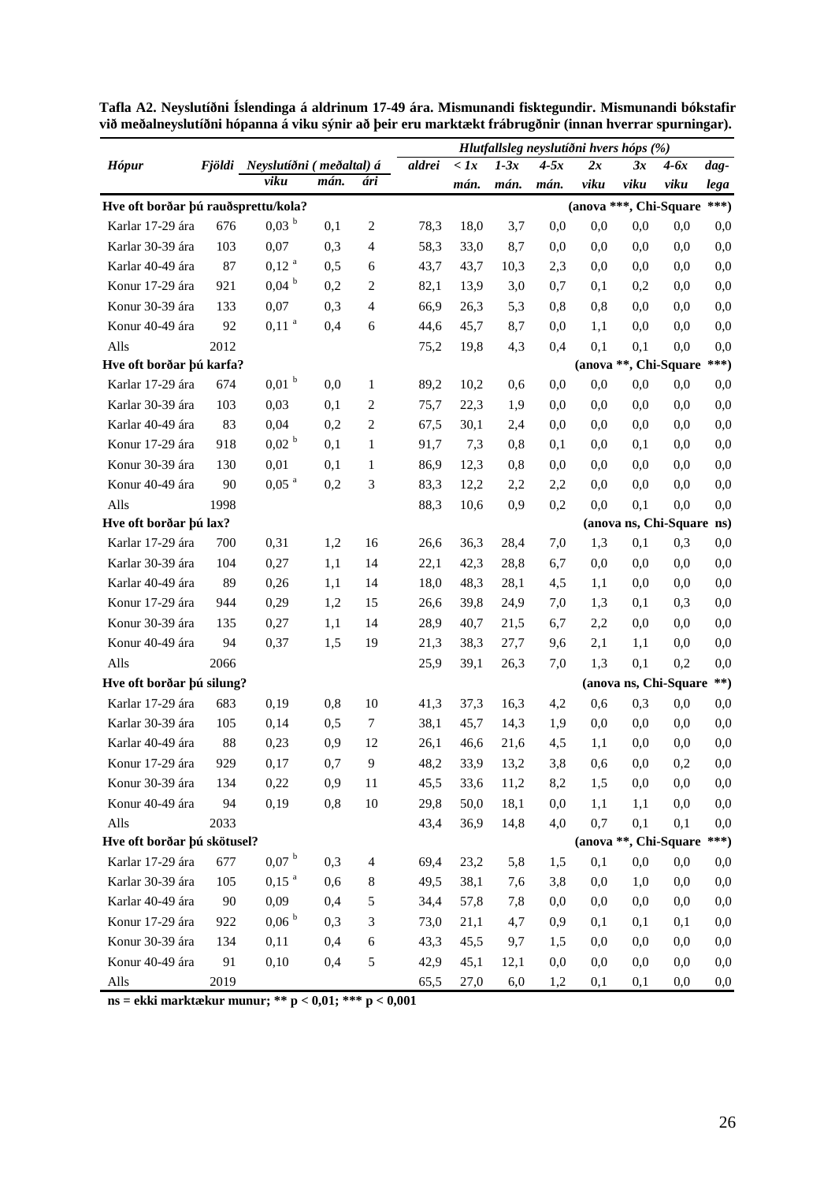**Tafla A2. Neyslutíðni Íslendinga á aldrinum 17-49 ára. Mismunandi fisktegundir. Mismunandi bókstafir við meðalneyslutíðni hópanna á viku sýnir að þeir eru marktækt frábrugðnir (innan hverrar spurningar).**

| *Hópur* | *Fjöldi* | *Neyslutíðni ( meðaltal) á* | | | *Hlutfallsleg neyslutíðni hvers hóps (%)* | | | | | | | |
|---|---|---|---|---|---|---|---|---|---|---|---|---|
| | | *viku* | *mán.* | *ári* | *aldrei* | *< 1x mán.* | *1-3x mán.* | *4-5x mán.* | *2x viku* | *3x viku* | *4-6x viku* | *dag-lega* |
| **Hve oft borðar þú rauðsprettu/kola?** | | | | | | | | | (anova ***, Chi-Square ***) | | | |
| Karlar 17-29 ára | 676 | 0,03 [b] | 0,1 | 2 | 78,3 | 18,0 | 3,7 | 0,0 | 0,0 | 0,0 | 0,0 | 0,0 |
| Karlar 30-39 ára | 103 | 0,07 | 0,3 | 4 | 58,3 | 33,0 | 8,7 | 0,0 | 0,0 | 0,0 | 0,0 | 0,0 |
| Karlar 40-49 ára | 87 | 0,12 [a] | 0,5 | 6 | 43,7 | 43,7 | 10,3 | 2,3 | 0,0 | 0,0 | 0,0 | 0,0 |
| Konur 17-29 ára | 921 | 0,04 [b] | 0,2 | 2 | 82,1 | 13,9 | 3,0 | 0,7 | 0,1 | 0,2 | 0,0 | 0,0 |
| Konur 30-39 ára | 133 | 0,07 | 0,3 | 4 | 66,9 | 26,3 | 5,3 | 0,8 | 0,8 | 0,0 | 0,0 | 0,0 |
| Konur 40-49 ára | 92 | 0,11 [a] | 0,4 | 6 | 44,6 | 45,7 | 8,7 | 0,0 | 1,1 | 0,0 | 0,0 | 0,0 |
| Alls | 2012 | | | | 75,2 | 19,8 | 4,3 | 0,4 | 0,1 | 0,1 | 0,0 | 0,0 |
| **Hve oft borðar þú karfa?** | | | | | | | | | (anova **, Chi-Square ***) | | | |
| Karlar 17-29 ára | 674 | 0,01 [b] | 0,0 | 1 | 89,2 | 10,2 | 0,6 | 0,0 | 0,0 | 0,0 | 0,0 | 0,0 |
| Karlar 30-39 ára | 103 | 0,03 | 0,1 | 2 | 75,7 | 22,3 | 1,9 | 0,0 | 0,0 | 0,0 | 0,0 | 0,0 |
| Karlar 40-49 ára | 83 | 0,04 | 0,2 | 2 | 67,5 | 30,1 | 2,4 | 0,0 | 0,0 | 0,0 | 0,0 | 0,0 |
| Konur 17-29 ára | 918 | 0,02 [b] | 0,1 | 1 | 91,7 | 7,3 | 0,8 | 0,1 | 0,0 | 0,1 | 0,0 | 0,0 |
| Konur 30-39 ára | 130 | 0,01 | 0,1 | 1 | 86,9 | 12,3 | 0,8 | 0,0 | 0,0 | 0,0 | 0,0 | 0,0 |
| Konur 40-49 ára | 90 | 0,05 [a] | 0,2 | 3 | 83,3 | 12,2 | 2,2 | 2,2 | 0,0 | 0,0 | 0,0 | 0,0 |
| Alls | 1998 | | | | 88,3 | 10,6 | 0,9 | 0,2 | 0,0 | 0,1 | 0,0 | 0,0 |
| **Hve oft borðar þú lax?** | | | | | | | | | (anova ns, Chi-Square ns) | | | |
| Karlar 17-29 ára | 700 | 0,31 | 1,2 | 16 | 26,6 | 36,3 | 28,4 | 7,0 | 1,3 | 0,1 | 0,3 | 0,0 |
| Karlar 30-39 ára | 104 | 0,27 | 1,1 | 14 | 22,1 | 42,3 | 28,8 | 6,7 | 0,0 | 0,0 | 0,0 | 0,0 |
| Karlar 40-49 ára | 89 | 0,26 | 1,1 | 14 | 18,0 | 48,3 | 28,1 | 4,5 | 1,1 | 0,0 | 0,0 | 0,0 |
| Konur 17-29 ára | 944 | 0,29 | 1,2 | 15 | 26,6 | 39,8 | 24,9 | 7,0 | 1,3 | 0,1 | 0,3 | 0,0 |
| Konur 30-39 ára | 135 | 0,27 | 1,1 | 14 | 28,9 | 40,7 | 21,5 | 6,7 | 2,2 | 0,0 | 0,0 | 0,0 |
| Konur 40-49 ára | 94 | 0,37 | 1,5 | 19 | 21,3 | 38,3 | 27,7 | 9,6 | 2,1 | 1,1 | 0,0 | 0,0 |
| Alls | 2066 | | | | 25,9 | 39,1 | 26,3 | 7,0 | 1,3 | 0,1 | 0,2 | 0,0 |
| **Hve oft borðar þú silung?** | | | | | | | | | (anova ns, Chi-Square **) | | | |
| Karlar 17-29 ára | 683 | 0,19 | 0,8 | 10 | 41,3 | 37,3 | 16,3 | 4,2 | 0,6 | 0,3 | 0,0 | 0,0 |
| Karlar 30-39 ára | 105 | 0,14 | 0,5 | 7 | 38,1 | 45,7 | 14,3 | 1,9 | 0,0 | 0,0 | 0,0 | 0,0 |
| Karlar 40-49 ára | 88 | 0,23 | 0,9 | 12 | 26,1 | 46,6 | 21,6 | 4,5 | 1,1 | 0,0 | 0,0 | 0,0 |
| Konur 17-29 ára | 929 | 0,17 | 0,7 | 9 | 48,2 | 33,9 | 13,2 | 3,8 | 0,6 | 0,0 | 0,2 | 0,0 |
| Konur 30-39 ára | 134 | 0,22 | 0,9 | 11 | 45,5 | 33,6 | 11,2 | 8,2 | 1,5 | 0,0 | 0,0 | 0,0 |
| Konur 40-49 ára | 94 | 0,19 | 0,8 | 10 | 29,8 | 50,0 | 18,1 | 0,0 | 1,1 | 1,1 | 0,0 | 0,0 |
| Alls | 2033 | | | | 43,4 | 36,9 | 14,8 | 4,0 | 0,7 | 0,1 | 0,1 | 0,0 |
| **Hve oft borðar þú skötusel?** | | | | | | | | | (anova **, Chi-Square ***) | | | |
| Karlar 17-29 ára | 677 | 0,07 [b] | 0,3 | 4 | 69,4 | 23,2 | 5,8 | 1,5 | 0,1 | 0,0 | 0,0 | 0,0 |
| Karlar 30-39 ára | 105 | 0,15 [a] | 0,6 | 8 | 49,5 | 38,1 | 7,6 | 3,8 | 0,0 | 1,0 | 0,0 | 0,0 |
| Karlar 40-49 ára | 90 | 0,09 | 0,4 | 5 | 34,4 | 57,8 | 7,8 | 0,0 | 0,0 | 0,0 | 0,0 | 0,0 |
| Konur 17-29 ára | 922 | 0,06 [b] | 0,3 | 3 | 73,0 | 21,1 | 4,7 | 0,9 | 0,1 | 0,1 | 0,1 | 0,0 |
| Konur 30-39 ára | 134 | 0,11 | 0,4 | 6 | 43,3 | 45,5 | 9,7 | 1,5 | 0,0 | 0,0 | 0,0 | 0,0 |
| Konur 40-49 ára | 91 | 0,10 | 0,4 | 5 | 42,9 | 45,1 | 12,1 | 0,0 | 0,0 | 0,0 | 0,0 | 0,0 |
| Alls | 2019 | | | | 65,5 | 27,0 | 6,0 | 1,2 | 0,1 | 0,1 | 0,0 | 0,0 |

**ns = ekki marktækur munur; ** $p < 0{,}01$; *** $p < 0{,}001$**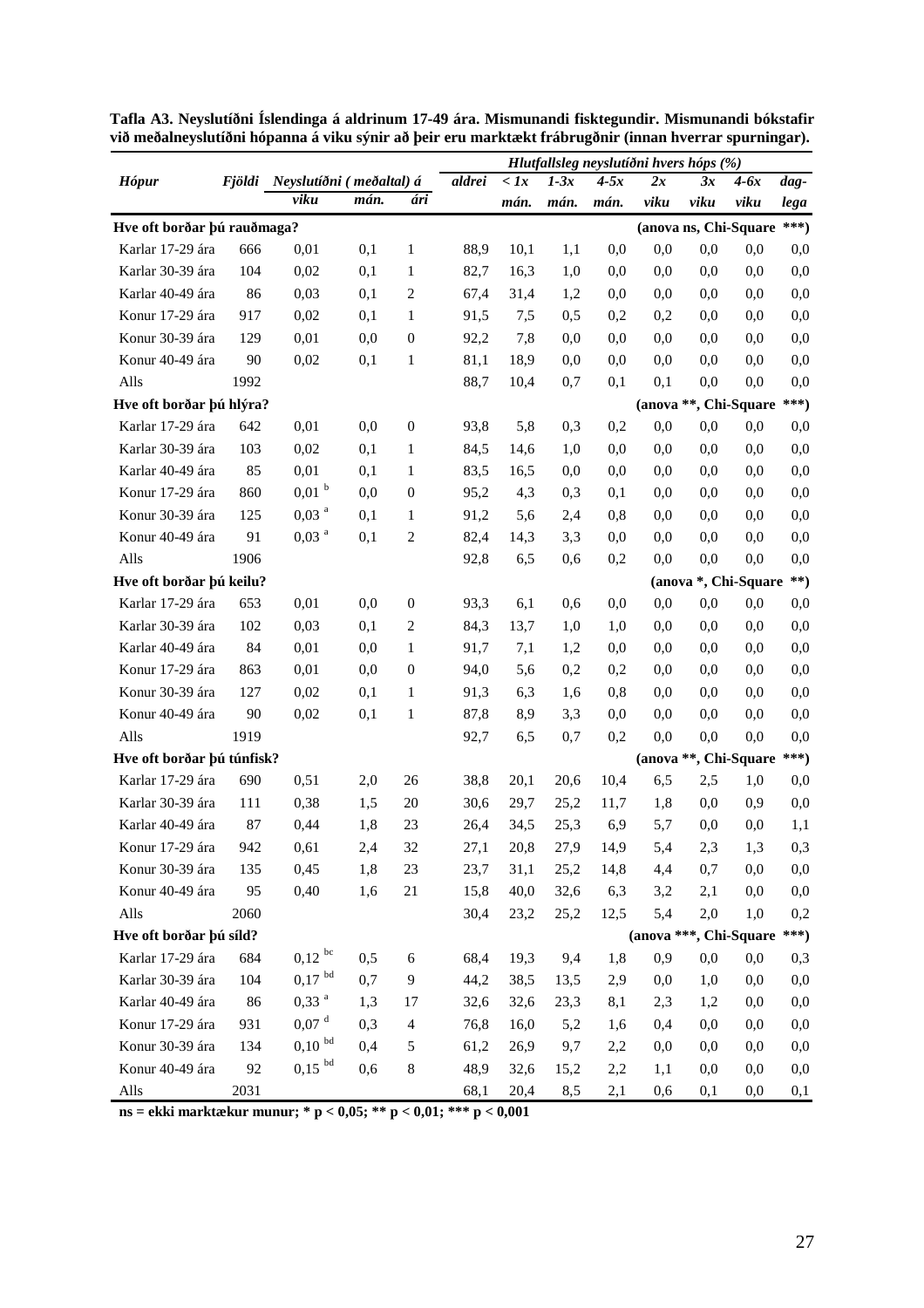**Tafla A3. Neyslutíðni Íslendinga á aldrinum 17-49 ára. Mismunandi fisktegundir. Mismunandi bókstafir við meðalneyslutíðni hópanna á viku sýnir að þeir eru marktækt frábrugðnir (innan hverrar spurningar).**

| *Hópur* | *Fjöldi* | *Neyslutíðni ( meðaltal) á* | | | *Hlutfallsleg neyslutíðni hvers hóps (%)* | | | | | | | |
|---|---|---|---|---|---|---|---|---|---|---|---|---|
| | | *viku* | *mán.* | *ári* | *aldrei* | *< 1x mán.* | *1-3x mán.* | *4-5x mán.* | *2x viku* | *3x viku* | *4-6x viku* | *dag-lega* |
| **Hve oft borðar þú rauðmaga?** | | | | | | | | | **(anova ns, Chi-Square ***)** | | | |
| Karlar 17-29 ára | 666 | 0,01 | 0,1 | 1 | 88,9 | 10,1 | 1,1 | 0,0 | 0,0 | 0,0 | 0,0 | 0,0 |
| Karlar 30-39 ára | 104 | 0,02 | 0,1 | 1 | 82,7 | 16,3 | 1,0 | 0,0 | 0,0 | 0,0 | 0,0 | 0,0 |
| Karlar 40-49 ára | 86 | 0,03 | 0,1 | 2 | 67,4 | 31,4 | 1,2 | 0,0 | 0,0 | 0,0 | 0,0 | 0,0 |
| Konur 17-29 ára | 917 | 0,02 | 0,1 | 1 | 91,5 | 7,5 | 0,5 | 0,2 | 0,2 | 0,0 | 0,0 | 0,0 |
| Konur 30-39 ára | 129 | 0,01 | 0,0 | 0 | 92,2 | 7,8 | 0,0 | 0,0 | 0,0 | 0,0 | 0,0 | 0,0 |
| Konur 40-49 ára | 90 | 0,02 | 0,1 | 1 | 81,1 | 18,9 | 0,0 | 0,0 | 0,0 | 0,0 | 0,0 | 0,0 |
| Alls | 1992 | | | | 88,7 | 10,4 | 0,7 | 0,1 | 0,1 | 0,0 | 0,0 | 0,0 |
| **Hve oft borðar þú hlýra?** | | | | | | | | | **(anova **, Chi-Square ***)** | | | |
| Karlar 17-29 ára | 642 | 0,01 | 0,0 | 0 | 93,8 | 5,8 | 0,3 | 0,2 | 0,0 | 0,0 | 0,0 | 0,0 |
| Karlar 30-39 ára | 103 | 0,02 | 0,1 | 1 | 84,5 | 14,6 | 1,0 | 0,0 | 0,0 | 0,0 | 0,0 | 0,0 |
| Karlar 40-49 ára | 85 | 0,01 | 0,1 | 1 | 83,5 | 16,5 | 0,0 | 0,0 | 0,0 | 0,0 | 0,0 | 0,0 |
| Konur 17-29 ára | 860 | 0,01 [b] | 0,0 | 0 | 95,2 | 4,3 | 0,3 | 0,1 | 0,0 | 0,0 | 0,0 | 0,0 |
| Konur 30-39 ára | 125 | 0,03 [a] | 0,1 | 1 | 91,2 | 5,6 | 2,4 | 0,8 | 0,0 | 0,0 | 0,0 | 0,0 |
| Konur 40-49 ára | 91 | 0,03 [a] | 0,1 | 2 | 82,4 | 14,3 | 3,3 | 0,0 | 0,0 | 0,0 | 0,0 | 0,0 |
| Alls | 1906 | | | | 92,8 | 6,5 | 0,6 | 0,2 | 0,0 | 0,0 | 0,0 | 0,0 |
| **Hve oft borðar þú keilu?** | | | | | | | | | **(anova *, Chi-Square **)** | | | |
| Karlar 17-29 ára | 653 | 0,01 | 0,0 | 0 | 93,3 | 6,1 | 0,6 | 0,0 | 0,0 | 0,0 | 0,0 | 0,0 |
| Karlar 30-39 ára | 102 | 0,03 | 0,1 | 2 | 84,3 | 13,7 | 1,0 | 1,0 | 0,0 | 0,0 | 0,0 | 0,0 |
| Karlar 40-49 ára | 84 | 0,01 | 0,0 | 1 | 91,7 | 7,1 | 1,2 | 0,0 | 0,0 | 0,0 | 0,0 | 0,0 |
| Konur 17-29 ára | 863 | 0,01 | 0,0 | 0 | 94,0 | 5,6 | 0,2 | 0,2 | 0,0 | 0,0 | 0,0 | 0,0 |
| Konur 30-39 ára | 127 | 0,02 | 0,1 | 1 | 91,3 | 6,3 | 1,6 | 0,8 | 0,0 | 0,0 | 0,0 | 0,0 |
| Konur 40-49 ára | 90 | 0,02 | 0,1 | 1 | 87,8 | 8,9 | 3,3 | 0,0 | 0,0 | 0,0 | 0,0 | 0,0 |
| Alls | 1919 | | | | 92,7 | 6,5 | 0,7 | 0,2 | 0,0 | 0,0 | 0,0 | 0,0 |
| **Hve oft borðar þú túnfisk?** | | | | | | | | | **(anova **, Chi-Square ***)** | | | |
| Karlar 17-29 ára | 690 | 0,51 | 2,0 | 26 | 38,8 | 20,1 | 20,6 | 10,4 | 6,5 | 2,5 | 1,0 | 0,0 |
| Karlar 30-39 ára | 111 | 0,38 | 1,5 | 20 | 30,6 | 29,7 | 25,2 | 11,7 | 1,8 | 0,0 | 0,9 | 0,0 |
| Karlar 40-49 ára | 87 | 0,44 | 1,8 | 23 | 26,4 | 34,5 | 25,3 | 6,9 | 5,7 | 0,0 | 0,0 | 1,1 |
| Konur 17-29 ára | 942 | 0,61 | 2,4 | 32 | 27,1 | 20,8 | 27,9 | 14,9 | 5,4 | 2,3 | 1,3 | 0,3 |
| Konur 30-39 ára | 135 | 0,45 | 1,8 | 23 | 23,7 | 31,1 | 25,2 | 14,8 | 4,4 | 0,7 | 0,0 | 0,0 |
| Konur 40-49 ára | 95 | 0,40 | 1,6 | 21 | 15,8 | 40,0 | 32,6 | 6,3 | 3,2 | 2,1 | 0,0 | 0,0 |
| Alls | 2060 | | | | 30,4 | 23,2 | 25,2 | 12,5 | 5,4 | 2,0 | 1,0 | 0,2 |
| **Hve oft borðar þú síld?** | | | | | | | | | **(anova ***, Chi-Square ***)** | | | |
| Karlar 17-29 ára | 684 | 0,12 [bc] | 0,5 | 6 | 68,4 | 19,3 | 9,4 | 1,8 | 0,9 | 0,0 | 0,0 | 0,3 |
| Karlar 30-39 ára | 104 | 0,17 [bd] | 0,7 | 9 | 44,2 | 38,5 | 13,5 | 2,9 | 0,0 | 1,0 | 0,0 | 0,0 |
| Karlar 40-49 ára | 86 | 0,33 [a] | 1,3 | 17 | 32,6 | 32,6 | 23,3 | 8,1 | 2,3 | 1,2 | 0,0 | 0,0 |
| Konur 17-29 ára | 931 | 0,07 [d] | 0,3 | 4 | 76,8 | 16,0 | 5,2 | 1,6 | 0,4 | 0,0 | 0,0 | 0,0 |
| Konur 30-39 ára | 134 | 0,10 [bd] | 0,4 | 5 | 61,2 | 26,9 | 9,7 | 2,2 | 0,0 | 0,0 | 0,0 | 0,0 |
| Konur 40-49 ára | 92 | 0,15 [bd] | 0,6 | 8 | 48,9 | 32,6 | 15,2 | 2,2 | 1,1 | 0,0 | 0,0 | 0,0 |
| Alls | 2031 | | | | 68,1 | 20,4 | 8,5 | 2,1 | 0,6 | 0,1 | 0,0 | 0,1 |

**ns = ekki marktækur munur; * $p < 0,05$; ** $p < 0,01$; *** $p < 0,001$**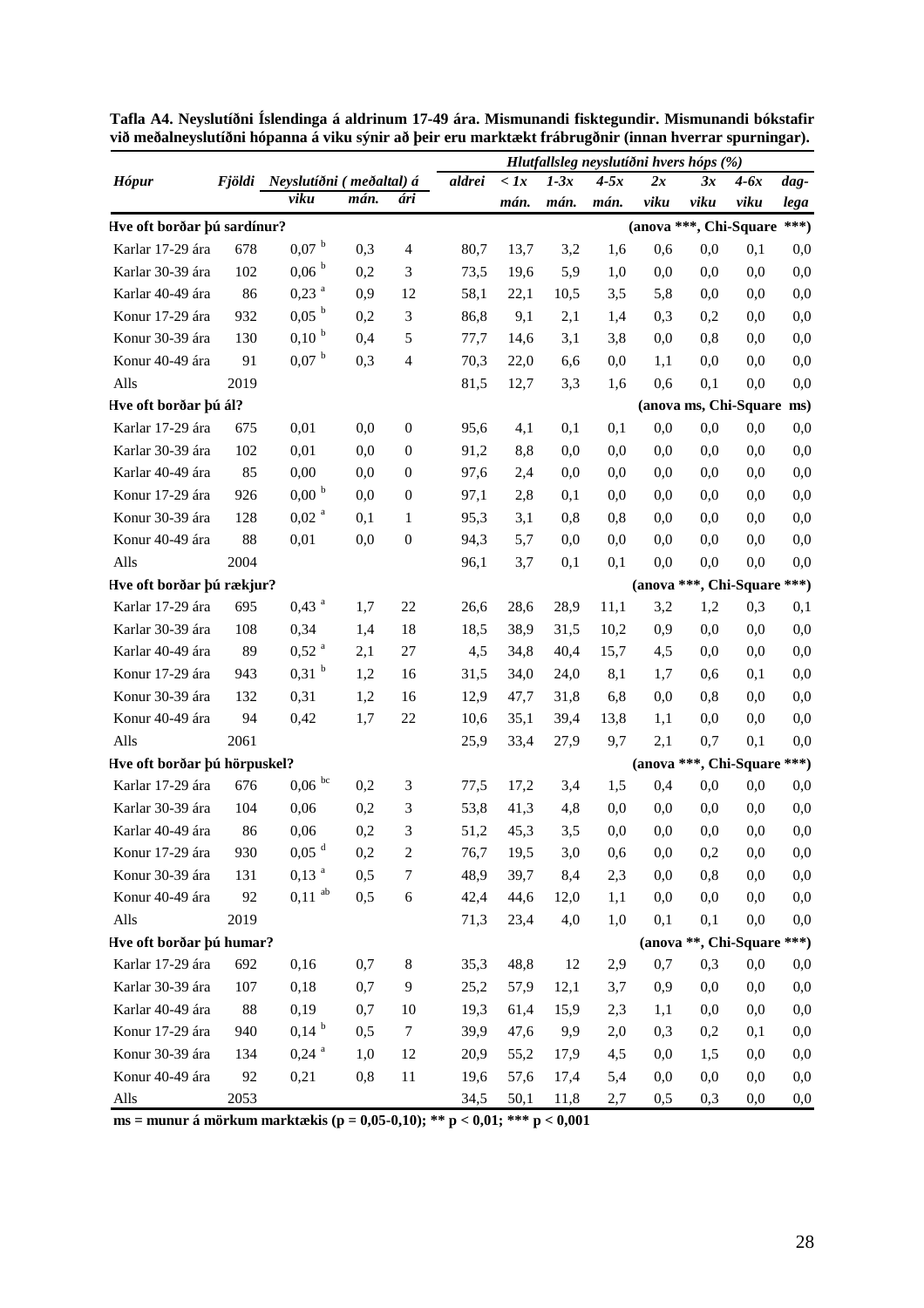**Tafla A4. Neyslutíðni Íslendinga á aldrinum 17-49 ára. Mismunandi fisktegundir. Mismunandi bókstafir við meðalneyslutíðni hópanna á viku sýnir að þeir eru marktækt frábrugðnir (innan hverrar spurningar).**

| *Hópur* | *Fjöldi* | *Neyslutíðni ( meðaltal) á* | | | *Hlutfallsleg neyslutíðni hvers hóps (%)* | | | | | | | |
|---|---|---|---|---|---|---|---|---|---|---|---|---|
| | | *viku* | *mán.* | *ári* | *aldrei* | *< 1x mán.* | *1-3x mán.* | *4-5x mán.* | *2x viku* | *3x viku* | *4-6x viku* | *dag-lega* |
| **Hve oft borðar þú sardínur?** | | | | | | | | | **(anova \*\*\*, Chi-Square \*\*\*)** | | | |
| Karlar 17-29 ára | 678 | 0,07 [b] | 0,3 | 4 | 80,7 | 13,7 | 3,2 | 1,6 | 0,6 | 0,0 | 0,1 | 0,0 |
| Karlar 30-39 ára | 102 | 0,06 [b] | 0,2 | 3 | 73,5 | 19,6 | 5,9 | 1,0 | 0,0 | 0,0 | 0,0 | 0,0 |
| Karlar 40-49 ára | 86 | 0,23 [a] | 0,9 | 12 | 58,1 | 22,1 | 10,5 | 3,5 | 5,8 | 0,0 | 0,0 | 0,0 |
| Konur 17-29 ára | 932 | 0,05 [b] | 0,2 | 3 | 86,8 | 9,1 | 2,1 | 1,4 | 0,3 | 0,2 | 0,0 | 0,0 |
| Konur 30-39 ára | 130 | 0,10 [b] | 0,4 | 5 | 77,7 | 14,6 | 3,1 | 3,8 | 0,0 | 0,8 | 0,0 | 0,0 |
| Konur 40-49 ára | 91 | 0,07 [b] | 0,3 | 4 | 70,3 | 22,0 | 6,6 | 0,0 | 1,1 | 0,0 | 0,0 | 0,0 |
| Alls | 2019 | | | | 81,5 | 12,7 | 3,3 | 1,6 | 0,6 | 0,1 | 0,0 | 0,0 |
| **Hve oft borðar þú ál?** | | | | | | | | | **(anova ms, Chi-Square ms)** | | | |
| Karlar 17-29 ára | 675 | 0,01 | 0,0 | 0 | 95,6 | 4,1 | 0,1 | 0,1 | 0,0 | 0,0 | 0,0 | 0,0 |
| Karlar 30-39 ára | 102 | 0,01 | 0,0 | 0 | 91,2 | 8,8 | 0,0 | 0,0 | 0,0 | 0,0 | 0,0 | 0,0 |
| Karlar 40-49 ára | 85 | 0,00 | 0,0 | 0 | 97,6 | 2,4 | 0,0 | 0,0 | 0,0 | 0,0 | 0,0 | 0,0 |
| Konur 17-29 ára | 926 | 0,00 [b] | 0,0 | 0 | 97,1 | 2,8 | 0,1 | 0,0 | 0,0 | 0,0 | 0,0 | 0,0 |
| Konur 30-39 ára | 128 | 0,02 [a] | 0,1 | 1 | 95,3 | 3,1 | 0,8 | 0,8 | 0,0 | 0,0 | 0,0 | 0,0 |
| Konur 40-49 ára | 88 | 0,01 | 0,0 | 0 | 94,3 | 5,7 | 0,0 | 0,0 | 0,0 | 0,0 | 0,0 | 0,0 |
| Alls | 2004 | | | | 96,1 | 3,7 | 0,1 | 0,1 | 0,0 | 0,0 | 0,0 | 0,0 |
| **Hve oft borðar þú rækjur?** | | | | | | | | | **(anova \*\*\*, Chi-Square \*\*\*)** | | | |
| Karlar 17-29 ára | 695 | 0,43 [a] | 1,7 | 22 | 26,6 | 28,6 | 28,9 | 11,1 | 3,2 | 1,2 | 0,3 | 0,1 |
| Karlar 30-39 ára | 108 | 0,34 | 1,4 | 18 | 18,5 | 38,9 | 31,5 | 10,2 | 0,9 | 0,0 | 0,0 | 0,0 |
| Karlar 40-49 ára | 89 | 0,52 [a] | 2,1 | 27 | 4,5 | 34,8 | 40,4 | 15,7 | 4,5 | 0,0 | 0,0 | 0,0 |
| Konur 17-29 ára | 943 | 0,31 [b] | 1,2 | 16 | 31,5 | 34,0 | 24,0 | 8,1 | 1,7 | 0,6 | 0,1 | 0,0 |
| Konur 30-39 ára | 132 | 0,31 | 1,2 | 16 | 12,9 | 47,7 | 31,8 | 6,8 | 0,0 | 0,8 | 0,0 | 0,0 |
| Konur 40-49 ára | 94 | 0,42 | 1,7 | 22 | 10,6 | 35,1 | 39,4 | 13,8 | 1,1 | 0,0 | 0,0 | 0,0 |
| Alls | 2061 | | | | 25,9 | 33,4 | 27,9 | 9,7 | 2,1 | 0,7 | 0,1 | 0,0 |
| **Hve oft borðar þú hörpuskel?** | | | | | | | | | **(anova \*\*\*, Chi-Square \*\*\*)** | | | |
| Karlar 17-29 ára | 676 | 0,06 [bc] | 0,2 | 3 | 77,5 | 17,2 | 3,4 | 1,5 | 0,4 | 0,0 | 0,0 | 0,0 |
| Karlar 30-39 ára | 104 | 0,06 | 0,2 | 3 | 53,8 | 41,3 | 4,8 | 0,0 | 0,0 | 0,0 | 0,0 | 0,0 |
| Karlar 40-49 ára | 86 | 0,06 | 0,2 | 3 | 51,2 | 45,3 | 3,5 | 0,0 | 0,0 | 0,0 | 0,0 | 0,0 |
| Konur 17-29 ára | 930 | 0,05 [d] | 0,2 | 2 | 76,7 | 19,5 | 3,0 | 0,6 | 0,0 | 0,2 | 0,0 | 0,0 |
| Konur 30-39 ára | 131 | 0,13 [a] | 0,5 | 7 | 48,9 | 39,7 | 8,4 | 2,3 | 0,0 | 0,8 | 0,0 | 0,0 |
| Konur 40-49 ára | 92 | 0,11 [ab] | 0,5 | 6 | 42,4 | 44,6 | 12,0 | 1,1 | 0,0 | 0,0 | 0,0 | 0,0 |
| Alls | 2019 | | | | 71,3 | 23,4 | 4,0 | 1,0 | 0,1 | 0,1 | 0,0 | 0,0 |
| **Hve oft borðar þú humar?** | | | | | | | | | **(anova \*\*, Chi-Square \*\*\*)** | | | |
| Karlar 17-29 ára | 692 | 0,16 | 0,7 | 8 | 35,3 | 48,8 | 12 | 2,9 | 0,7 | 0,3 | 0,0 | 0,0 |
| Karlar 30-39 ára | 107 | 0,18 | 0,7 | 9 | 25,2 | 57,9 | 12,1 | 3,7 | 0,9 | 0,0 | 0,0 | 0,0 |
| Karlar 40-49 ára | 88 | 0,19 | 0,7 | 10 | 19,3 | 61,4 | 15,9 | 2,3 | 1,1 | 0,0 | 0,0 | 0,0 |
| Konur 17-29 ára | 940 | 0,14 [b] | 0,5 | 7 | 39,9 | 47,6 | 9,9 | 2,0 | 0,3 | 0,2 | 0,1 | 0,0 |
| Konur 30-39 ára | 134 | 0,24 [a] | 1,0 | 12 | 20,9 | 55,2 | 17,9 | 4,5 | 0,0 | 1,5 | 0,0 | 0,0 |
| Konur 40-49 ára | 92 | 0,21 | 0,8 | 11 | 19,6 | 57,6 | 17,4 | 5,4 | 0,0 | 0,0 | 0,0 | 0,0 |
| Alls | 2053 | | | | 34,5 | 50,1 | 11,8 | 2,7 | 0,5 | 0,3 | 0,0 | 0,0 |

**ms = munur á mörkum marktækis ($p$ = 0,05-0,10); \*\* $p < 0,01$; \*\*\* $p < 0,001$**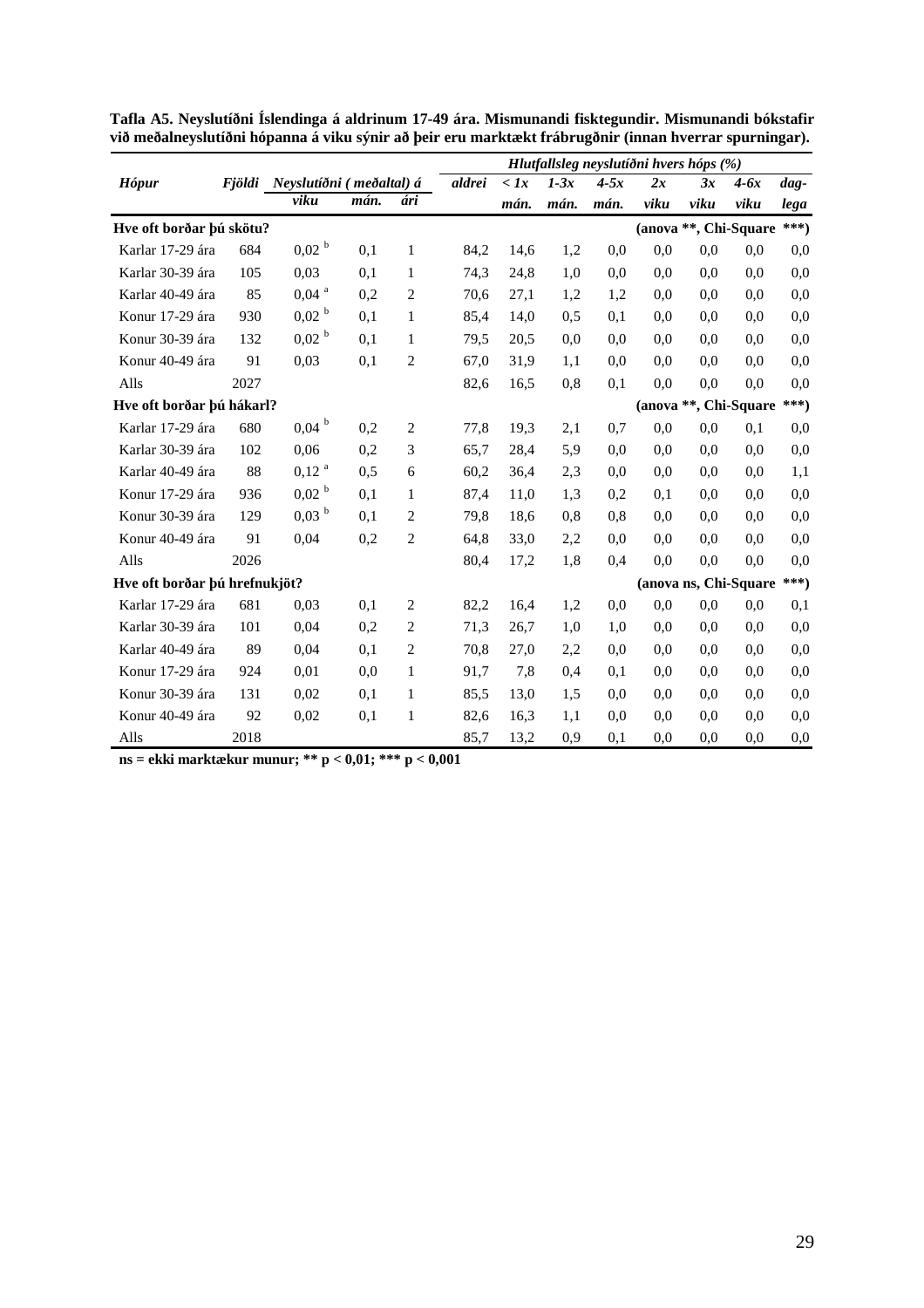**Tafla A5. Neyslutíðni Íslendinga á aldrinum 17-49 ára. Mismunandi fisktegundir. Mismunandi bókstafir við meðalneyslutíðni hópanna á viku sýnir að þeir eru marktækt frábrugðnir (innan hverrar spurningar).**

| *Hópur* | *Fjöldi* | *Neyslutíðni ( meðaltal) á* | | | *Hlutfallsleg neyslutíðni hvers hóps (%)* | | | | | | | |
|---|---|---|---|---|---|---|---|---|---|---|---|---|
| | | *viku* | *mán.* | *ári* | *aldrei* | *< 1x mán.* | *1-3x mán.* | *4-5x mán.* | *2x viku* | *3x viku* | *4-6x viku* | *dag-lega* |
| **Hve oft borðar þú skötu?** | | | | | | | | **(anova \*\*, Chi-Square \*\*\*)** | | | | |
| Karlar 17-29 ára | 684 | 0,02 [b] | 0,1 | 1 | 84,2 | 14,6 | 1,2 | 0,0 | 0,0 | 0,0 | 0,0 | 0,0 |
| Karlar 30-39 ára | 105 | 0,03 | 0,1 | 1 | 74,3 | 24,8 | 1,0 | 0,0 | 0,0 | 0,0 | 0,0 | 0,0 |
| Karlar 40-49 ára | 85 | 0,04 [a] | 0,2 | 2 | 70,6 | 27,1 | 1,2 | 1,2 | 0,0 | 0,0 | 0,0 | 0,0 |
| Konur 17-29 ára | 930 | 0,02 [b] | 0,1 | 1 | 85,4 | 14,0 | 0,5 | 0,1 | 0,0 | 0,0 | 0,0 | 0,0 |
| Konur 30-39 ára | 132 | 0,02 [b] | 0,1 | 1 | 79,5 | 20,5 | 0,0 | 0,0 | 0,0 | 0,0 | 0,0 | 0,0 |
| Konur 40-49 ára | 91 | 0,03 | 0,1 | 2 | 67,0 | 31,9 | 1,1 | 0,0 | 0,0 | 0,0 | 0,0 | 0,0 |
| Alls | 2027 | | | | 82,6 | 16,5 | 0,8 | 0,1 | 0,0 | 0,0 | 0,0 | 0,0 |
| **Hve oft borðar þú hákarl?** | | | | | | | | **(anova \*\*, Chi-Square \*\*\*)** | | | | |
| Karlar 17-29 ára | 680 | 0,04 [b] | 0,2 | 2 | 77,8 | 19,3 | 2,1 | 0,7 | 0,0 | 0,0 | 0,1 | 0,0 |
| Karlar 30-39 ára | 102 | 0,06 | 0,2 | 3 | 65,7 | 28,4 | 5,9 | 0,0 | 0,0 | 0,0 | 0,0 | 0,0 |
| Karlar 40-49 ára | 88 | 0,12 [a] | 0,5 | 6 | 60,2 | 36,4 | 2,3 | 0,0 | 0,0 | 0,0 | 0,0 | 1,1 |
| Konur 17-29 ára | 936 | 0,02 [b] | 0,1 | 1 | 87,4 | 11,0 | 1,3 | 0,2 | 0,1 | 0,0 | 0,0 | 0,0 |
| Konur 30-39 ára | 129 | 0,03 [b] | 0,1 | 2 | 79,8 | 18,6 | 0,8 | 0,8 | 0,0 | 0,0 | 0,0 | 0,0 |
| Konur 40-49 ára | 91 | 0,04 | 0,2 | 2 | 64,8 | 33,0 | 2,2 | 0,0 | 0,0 | 0,0 | 0,0 | 0,0 |
| Alls | 2026 | | | | 80,4 | 17,2 | 1,8 | 0,4 | 0,0 | 0,0 | 0,0 | 0,0 |
| **Hve oft borðar þú hrefnukjöt?** | | | | | | | | **(anova ns, Chi-Square \*\*\*)** | | | | |
| Karlar 17-29 ára | 681 | 0,03 | 0,1 | 2 | 82,2 | 16,4 | 1,2 | 0,0 | 0,0 | 0,0 | 0,0 | 0,1 |
| Karlar 30-39 ára | 101 | 0,04 | 0,2 | 2 | 71,3 | 26,7 | 1,0 | 1,0 | 0,0 | 0,0 | 0,0 | 0,0 |
| Karlar 40-49 ára | 89 | 0,04 | 0,1 | 2 | 70,8 | 27,0 | 2,2 | 0,0 | 0,0 | 0,0 | 0,0 | 0,0 |
| Konur 17-29 ára | 924 | 0,01 | 0,0 | 1 | 91,7 | 7,8 | 0,4 | 0,1 | 0,0 | 0,0 | 0,0 | 0,0 |
| Konur 30-39 ára | 131 | 0,02 | 0,1 | 1 | 85,5 | 13,0 | 1,5 | 0,0 | 0,0 | 0,0 | 0,0 | 0,0 |
| Konur 40-49 ára | 92 | 0,02 | 0,1 | 1 | 82,6 | 16,3 | 1,1 | 0,0 | 0,0 | 0,0 | 0,0 | 0,0 |
| Alls | 2018 | | | | 85,7 | 13,2 | 0,9 | 0,1 | 0,0 | 0,0 | 0,0 | 0,0 |

**ns = ekki marktækur munur; \*\* p < 0,01; \*\*\* p < 0,001**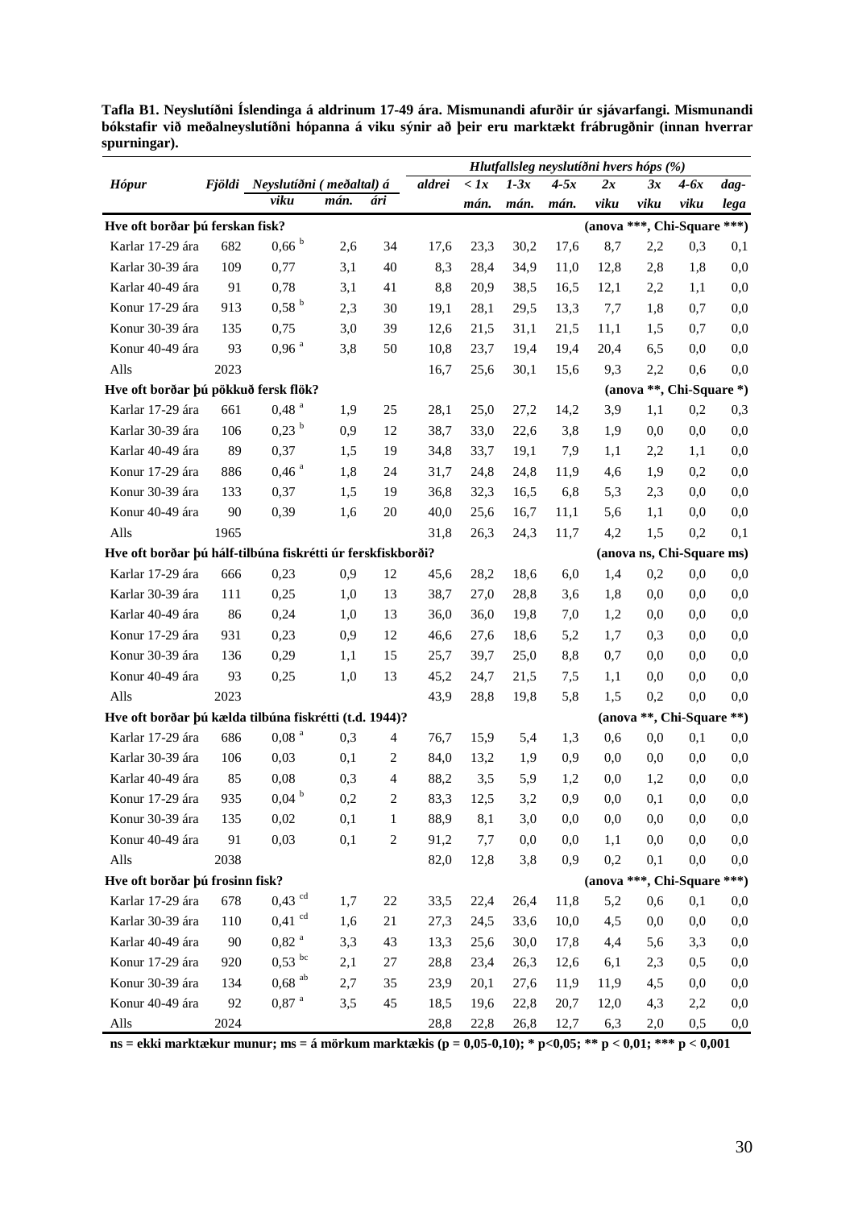**Tafla B1. Neyslutíðni Íslendinga á aldrinum 17-49 ára. Mismunandi afurðir úr sjávarfangi. Mismunandi bókstafir við meðalneyslutíðni hópanna á viku sýnir að þeir eru marktækt frábrugðnir (innan hverrar spurningar).**

| *Hópur* | *Fjöldi* | *Neyslutíðni (meðaltal) á viku* | *mán.* | *ári* | *Hlutfallsleg neyslutíðni hvers hóps (%) aldrei* | *< 1x mán.* | *1-3x mán.* | *4-5x mán.* | *2x viku* | *3x viku* | *4-6x viku* | *dag-lega* |
|---|---|---|---|---|---|---|---|---|---|---|---|---|
| **Hve oft borðar þú ferskan fisk?** | | | | | | | | **(anova \*\*\*, Chi-Square \*\*\*)** | | | | |
| Karlar 17-29 ára | 682 | 0,66 [b] | 2,6 | 34 | 17,6 | 23,3 | 30,2 | 17,6 | 8,7 | 2,2 | 0,3 | 0,1 |
| Karlar 30-39 ára | 109 | 0,77 | 3,1 | 40 | 8,3 | 28,4 | 34,9 | 11,0 | 12,8 | 2,8 | 1,8 | 0,0 |
| Karlar 40-49 ára | 91 | 0,78 | 3,1 | 41 | 8,8 | 20,9 | 38,5 | 16,5 | 12,1 | 2,2 | 1,1 | 0,0 |
| Konur 17-29 ára | 913 | 0,58 [b] | 2,3 | 30 | 19,1 | 28,1 | 29,5 | 13,3 | 7,7 | 1,8 | 0,7 | 0,0 |
| Konur 30-39 ára | 135 | 0,75 | 3,0 | 39 | 12,6 | 21,5 | 31,1 | 21,5 | 11,1 | 1,5 | 0,7 | 0,0 |
| Konur 40-49 ára | 93 | 0,96 [a] | 3,8 | 50 | 10,8 | 23,7 | 19,4 | 19,4 | 20,4 | 6,5 | 0,0 | 0,0 |
| Alls | 2023 | | | | 16,7 | 25,6 | 30,1 | 15,6 | 9,3 | 2,2 | 0,6 | 0,0 |
| **Hve oft borðar þú pökkuð fersk flök?** | | | | | | | | **(anova \*\*, Chi-Square \*)** | | | | |
| Karlar 17-29 ára | 661 | 0,48 [a] | 1,9 | 25 | 28,1 | 25,0 | 27,2 | 14,2 | 3,9 | 1,1 | 0,2 | 0,3 |
| Karlar 30-39 ára | 106 | 0,23 [b] | 0,9 | 12 | 38,7 | 33,0 | 22,6 | 3,8 | 1,9 | 0,0 | 0,0 | 0,0 |
| Karlar 40-49 ára | 89 | 0,37 | 1,5 | 19 | 34,8 | 33,7 | 19,1 | 7,9 | 1,1 | 2,2 | 1,1 | 0,0 |
| Konur 17-29 ára | 886 | 0,46 [a] | 1,8 | 24 | 31,7 | 24,8 | 24,8 | 11,9 | 4,6 | 1,9 | 0,2 | 0,0 |
| Konur 30-39 ára | 133 | 0,37 | 1,5 | 19 | 36,8 | 32,3 | 16,5 | 6,8 | 5,3 | 2,3 | 0,0 | 0,0 |
| Konur 40-49 ára | 90 | 0,39 | 1,6 | 20 | 40,0 | 25,6 | 16,7 | 11,1 | 5,6 | 1,1 | 0,0 | 0,0 |
| Alls | 1965 | | | | 31,8 | 26,3 | 24,3 | 11,7 | 4,2 | 1,5 | 0,2 | 0,1 |
| **Hve oft borðar þú hálf-tilbúna fiskrétti úr ferskfiskborði?** | | | | | | | | **(anova ns, Chi-Square ms)** | | | | |
| Karlar 17-29 ára | 666 | 0,23 | 0,9 | 12 | 45,6 | 28,2 | 18,6 | 6,0 | 1,4 | 0,2 | 0,0 | 0,0 |
| Karlar 30-39 ára | 111 | 0,25 | 1,0 | 13 | 38,7 | 27,0 | 28,8 | 3,6 | 1,8 | 0,0 | 0,0 | 0,0 |
| Karlar 40-49 ára | 86 | 0,24 | 1,0 | 13 | 36,0 | 36,0 | 19,8 | 7,0 | 1,2 | 0,0 | 0,0 | 0,0 |
| Konur 17-29 ára | 931 | 0,23 | 0,9 | 12 | 46,6 | 27,6 | 18,6 | 5,2 | 1,7 | 0,3 | 0,0 | 0,0 |
| Konur 30-39 ára | 136 | 0,29 | 1,1 | 15 | 25,7 | 39,7 | 25,0 | 8,8 | 0,7 | 0,0 | 0,0 | 0,0 |
| Konur 40-49 ára | 93 | 0,25 | 1,0 | 13 | 45,2 | 24,7 | 21,5 | 7,5 | 1,1 | 0,0 | 0,0 | 0,0 |
| Alls | 2023 | | | | 43,9 | 28,8 | 19,8 | 5,8 | 1,5 | 0,2 | 0,0 | 0,0 |
| **Hve oft borðar þú kælda tilbúna fiskrétti (t.d. 1944)?** | | | | | | | | **(anova \*\*, Chi-Square \*\*)** | | | | |
| Karlar 17-29 ára | 686 | 0,08 [a] | 0,3 | 4 | 76,7 | 15,9 | 5,4 | 1,3 | 0,6 | 0,0 | 0,1 | 0,0 |
| Karlar 30-39 ára | 106 | 0,03 | 0,1 | 2 | 84,0 | 13,2 | 1,9 | 0,9 | 0,0 | 0,0 | 0,0 | 0,0 |
| Karlar 40-49 ára | 85 | 0,08 | 0,3 | 4 | 88,2 | 3,5 | 5,9 | 1,2 | 0,0 | 1,2 | 0,0 | 0,0 |
| Konur 17-29 ára | 935 | 0,04 [b] | 0,2 | 2 | 83,3 | 12,5 | 3,2 | 0,9 | 0,0 | 0,1 | 0,0 | 0,0 |
| Konur 30-39 ára | 135 | 0,02 | 0,1 | 1 | 88,9 | 8,1 | 3,0 | 0,0 | 0,0 | 0,0 | 0,0 | 0,0 |
| Konur 40-49 ára | 91 | 0,03 | 0,1 | 2 | 91,2 | 7,7 | 0,0 | 0,0 | 1,1 | 0,0 | 0,0 | 0,0 |
| Alls | 2038 | | | | 82,0 | 12,8 | 3,8 | 0,9 | 0,2 | 0,1 | 0,0 | 0,0 |
| **Hve oft borðar þú frosinn fisk?** | | | | | | | | **(anova \*\*\*, Chi-Square \*\*\*)** | | | | |
| Karlar 17-29 ára | 678 | 0,43 [cd] | 1,7 | 22 | 33,5 | 22,4 | 26,4 | 11,8 | 5,2 | 0,6 | 0,1 | 0,0 |
| Karlar 30-39 ára | 110 | 0,41 [cd] | 1,6 | 21 | 27,3 | 24,5 | 33,6 | 10,0 | 4,5 | 0,0 | 0,0 | 0,0 |
| Karlar 40-49 ára | 90 | 0,82 [a] | 3,3 | 43 | 13,3 | 25,6 | 30,0 | 17,8 | 4,4 | 5,6 | 3,3 | 0,0 |
| Konur 17-29 ára | 920 | 0,53 [bc] | 2,1 | 27 | 28,8 | 23,4 | 26,3 | 12,6 | 6,1 | 2,3 | 0,5 | 0,0 |
| Konur 30-39 ára | 134 | 0,68 [ab] | 2,7 | 35 | 23,9 | 20,1 | 27,6 | 11,9 | 11,9 | 4,5 | 0,0 | 0,0 |
| Konur 40-49 ára | 92 | 0,87 [a] | 3,5 | 45 | 18,5 | 19,6 | 22,8 | 20,7 | 12,0 | 4,3 | 2,2 | 0,0 |
| Alls | 2024 | | | | 28,8 | 22,8 | 26,8 | 12,7 | 6,3 | 2,0 | 0,5 | 0,0 |

**ns = ekki marktækur munur; ms = á mörkum marktækis (p = 0,05-0,10); \* p<0,05; \*\* p < 0,01; \*\*\* p < 0,001**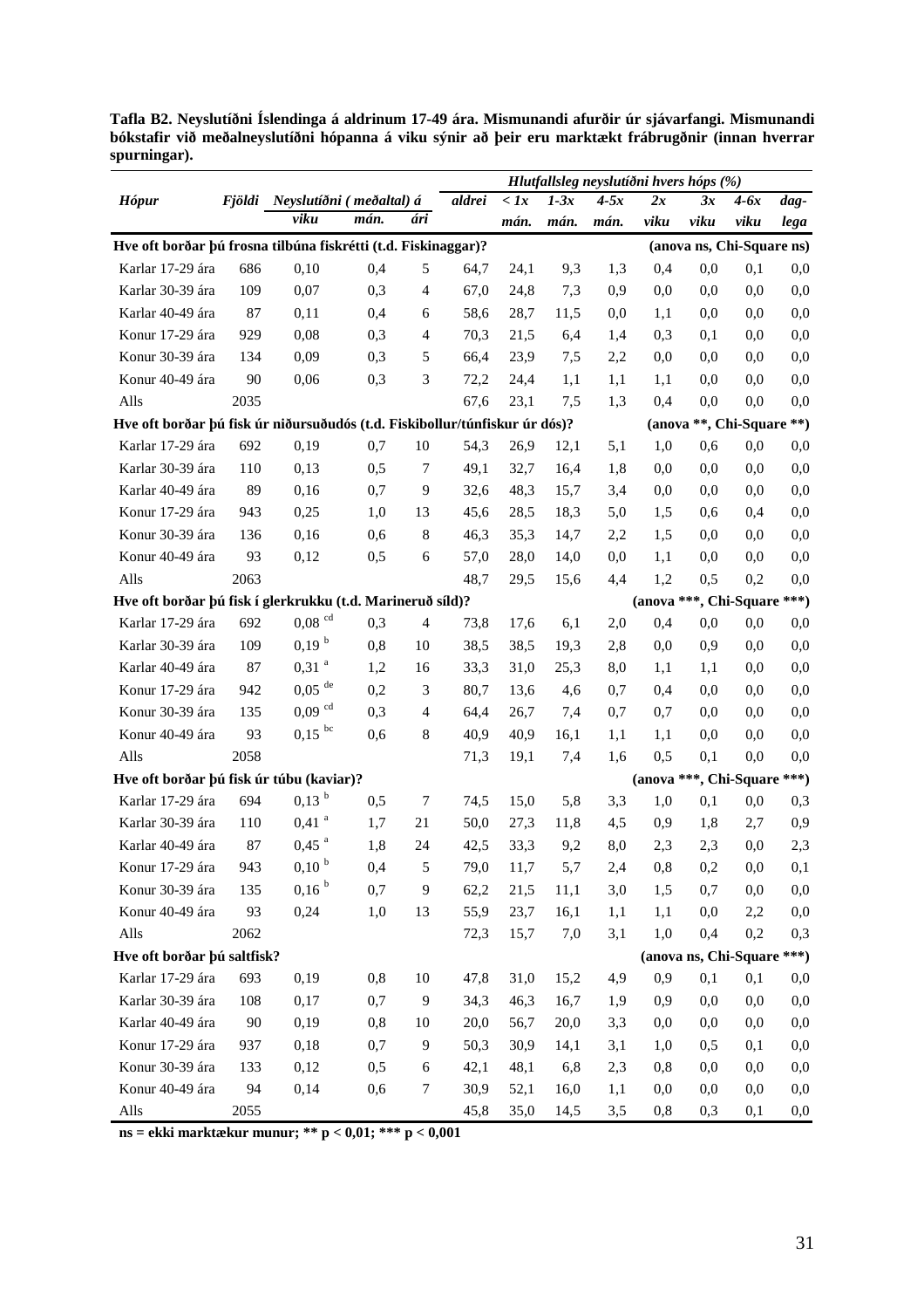**Tafla B2. Neyslutíðni Íslendinga á aldrinum 17-49 ára. Mismunandi afurðir úr sjávarfangi. Mismunandi bókstafir við meðalneyslutíðni hópanna á viku sýnir að þeir eru marktækt frábrugðnir (innan hverrar spurningar).**

| *Hópur* | *Fjöldi* | *Neyslutíðni ( meðaltal) á* | | | *Hlutfallsleg neyslutíðni hvers hóps (%)* | | | | | | | |
|---|---|---|---|---|---|---|---|---|---|---|---|---|
| | | *viku* | *mán.* | *ári* | *aldrei* | *< 1x mán.* | *1-3x mán.* | *4-5x mán.* | *2x viku* | *3x viku* | *4-6x viku* | *dag-lega* |
| **Hve oft borðar þú frosna tilbúna fiskrétti (t.d. Fiskinaggar)?** | | | | | | | | | **(anova ns, Chi-Square ns)** | | | |
| Karlar 17-29 ára | 686 | 0,10 | 0,4 | 5 | 64,7 | 24,1 | 9,3 | 1,3 | 0,4 | 0,0 | 0,1 | 0,0 |
| Karlar 30-39 ára | 109 | 0,07 | 0,3 | 4 | 67,0 | 24,8 | 7,3 | 0,9 | 0,0 | 0,0 | 0,0 | 0,0 |
| Karlar 40-49 ára | 87 | 0,11 | 0,4 | 6 | 58,6 | 28,7 | 11,5 | 0,0 | 1,1 | 0,0 | 0,0 | 0,0 |
| Konur 17-29 ára | 929 | 0,08 | 0,3 | 4 | 70,3 | 21,5 | 6,4 | 1,4 | 0,3 | 0,1 | 0,0 | 0,0 |
| Konur 30-39 ára | 134 | 0,09 | 0,3 | 5 | 66,4 | 23,9 | 7,5 | 2,2 | 0,0 | 0,0 | 0,0 | 0,0 |
| Konur 40-49 ára | 90 | 0,06 | 0,3 | 3 | 72,2 | 24,4 | 1,1 | 1,1 | 1,1 | 0,0 | 0,0 | 0,0 |
| Alls | 2035 | | | | 67,6 | 23,1 | 7,5 | 1,3 | 0,4 | 0,0 | 0,0 | 0,0 |
| **Hve oft borðar þú fisk úr niðursuðudós (t.d. Fiskibollur/túnfiskur úr dós)?** | | | | | | | | | **(anova \*\*, Chi-Square \*\*)** | | | |
| Karlar 17-29 ára | 692 | 0,19 | 0,7 | 10 | 54,3 | 26,9 | 12,1 | 5,1 | 1,0 | 0,6 | 0,0 | 0,0 |
| Karlar 30-39 ára | 110 | 0,13 | 0,5 | 7 | 49,1 | 32,7 | 16,4 | 1,8 | 0,0 | 0,0 | 0,0 | 0,0 |
| Karlar 40-49 ára | 89 | 0,16 | 0,7 | 9 | 32,6 | 48,3 | 15,7 | 3,4 | 0,0 | 0,0 | 0,0 | 0,0 |
| Konur 17-29 ára | 943 | 0,25 | 1,0 | 13 | 45,6 | 28,5 | 18,3 | 5,0 | 1,5 | 0,6 | 0,4 | 0,0 |
| Konur 30-39 ára | 136 | 0,16 | 0,6 | 8 | 46,3 | 35,3 | 14,7 | 2,2 | 1,5 | 0,0 | 0,0 | 0,0 |
| Konur 40-49 ára | 93 | 0,12 | 0,5 | 6 | 57,0 | 28,0 | 14,0 | 0,0 | 1,1 | 0,0 | 0,0 | 0,0 |
| Alls | 2063 | | | | 48,7 | 29,5 | 15,6 | 4,4 | 1,2 | 0,5 | 0,2 | 0,0 |
| **Hve oft borðar þú fisk í glerkrukku (t.d. Marineruð síld)?** | | | | | | | | | **(anova \*\*\*, Chi-Square \*\*\*)** | | | |
| Karlar 17-29 ára | 692 | 0,08 [cd] | 0,3 | 4 | 73,8 | 17,6 | 6,1 | 2,0 | 0,4 | 0,0 | 0,0 | 0,0 |
| Karlar 30-39 ára | 109 | 0,19 [b] | 0,8 | 10 | 38,5 | 38,5 | 19,3 | 2,8 | 0,0 | 0,9 | 0,0 | 0,0 |
| Karlar 40-49 ára | 87 | 0,31 [a] | 1,2 | 16 | 33,3 | 31,0 | 25,3 | 8,0 | 1,1 | 1,1 | 0,0 | 0,0 |
| Konur 17-29 ára | 942 | 0,05 [de] | 0,2 | 3 | 80,7 | 13,6 | 4,6 | 0,7 | 0,4 | 0,0 | 0,0 | 0,0 |
| Konur 30-39 ára | 135 | 0,09 [cd] | 0,3 | 4 | 64,4 | 26,7 | 7,4 | 0,7 | 0,7 | 0,0 | 0,0 | 0,0 |
| Konur 40-49 ára | 93 | 0,15 [bc] | 0,6 | 8 | 40,9 | 40,9 | 16,1 | 1,1 | 1,1 | 0,0 | 0,0 | 0,0 |
| Alls | 2058 | | | | 71,3 | 19,1 | 7,4 | 1,6 | 0,5 | 0,1 | 0,0 | 0,0 |
| **Hve oft borðar þú fisk úr túbu (kaviar)?** | | | | | | | | | **(anova \*\*\*, Chi-Square \*\*\*)** | | | |
| Karlar 17-29 ára | 694 | 0,13 [b] | 0,5 | 7 | 74,5 | 15,0 | 5,8 | 3,3 | 1,0 | 0,1 | 0,0 | 0,3 |
| Karlar 30-39 ára | 110 | 0,41 [a] | 1,7 | 21 | 50,0 | 27,3 | 11,8 | 4,5 | 0,9 | 1,8 | 2,7 | 0,9 |
| Karlar 40-49 ára | 87 | 0,45 [a] | 1,8 | 24 | 42,5 | 33,3 | 9,2 | 8,0 | 2,3 | 2,3 | 0,0 | 2,3 |
| Konur 17-29 ára | 943 | 0,10 [b] | 0,4 | 5 | 79,0 | 11,7 | 5,7 | 2,4 | 0,8 | 0,2 | 0,0 | 0,1 |
| Konur 30-39 ára | 135 | 0,16 [b] | 0,7 | 9 | 62,2 | 21,5 | 11,1 | 3,0 | 1,5 | 0,7 | 0,0 | 0,0 |
| Konur 40-49 ára | 93 | 0,24 | 1,0 | 13 | 55,9 | 23,7 | 16,1 | 1,1 | 1,1 | 0,0 | 2,2 | 0,0 |
| Alls | 2062 | | | | 72,3 | 15,7 | 7,0 | 3,1 | 1,0 | 0,4 | 0,2 | 0,3 |
| **Hve oft borðar þú saltfisk?** | | | | | | | | | **(anova ns, Chi-Square \*\*\*)** | | | |
| Karlar 17-29 ára | 693 | 0,19 | 0,8 | 10 | 47,8 | 31,0 | 15,2 | 4,9 | 0,9 | 0,1 | 0,1 | 0,0 |
| Karlar 30-39 ára | 108 | 0,17 | 0,7 | 9 | 34,3 | 46,3 | 16,7 | 1,9 | 0,9 | 0,0 | 0,0 | 0,0 |
| Karlar 40-49 ára | 90 | 0,19 | 0,8 | 10 | 20,0 | 56,7 | 20,0 | 3,3 | 0,0 | 0,0 | 0,0 | 0,0 |
| Konur 17-29 ára | 937 | 0,18 | 0,7 | 9 | 50,3 | 30,9 | 14,1 | 3,1 | 1,0 | 0,5 | 0,1 | 0,0 |
| Konur 30-39 ára | 133 | 0,12 | 0,5 | 6 | 42,1 | 48,1 | 6,8 | 2,3 | 0,8 | 0,0 | 0,0 | 0,0 |
| Konur 40-49 ára | 94 | 0,14 | 0,6 | 7 | 30,9 | 52,1 | 16,0 | 1,1 | 0,0 | 0,0 | 0,0 | 0,0 |
| Alls | 2055 | | | | 45,8 | 35,0 | 14,5 | 3,5 | 0,8 | 0,3 | 0,1 | 0,0 |

**ns = ekki marktækur munur; ** p < 0,01; *** p < 0,001**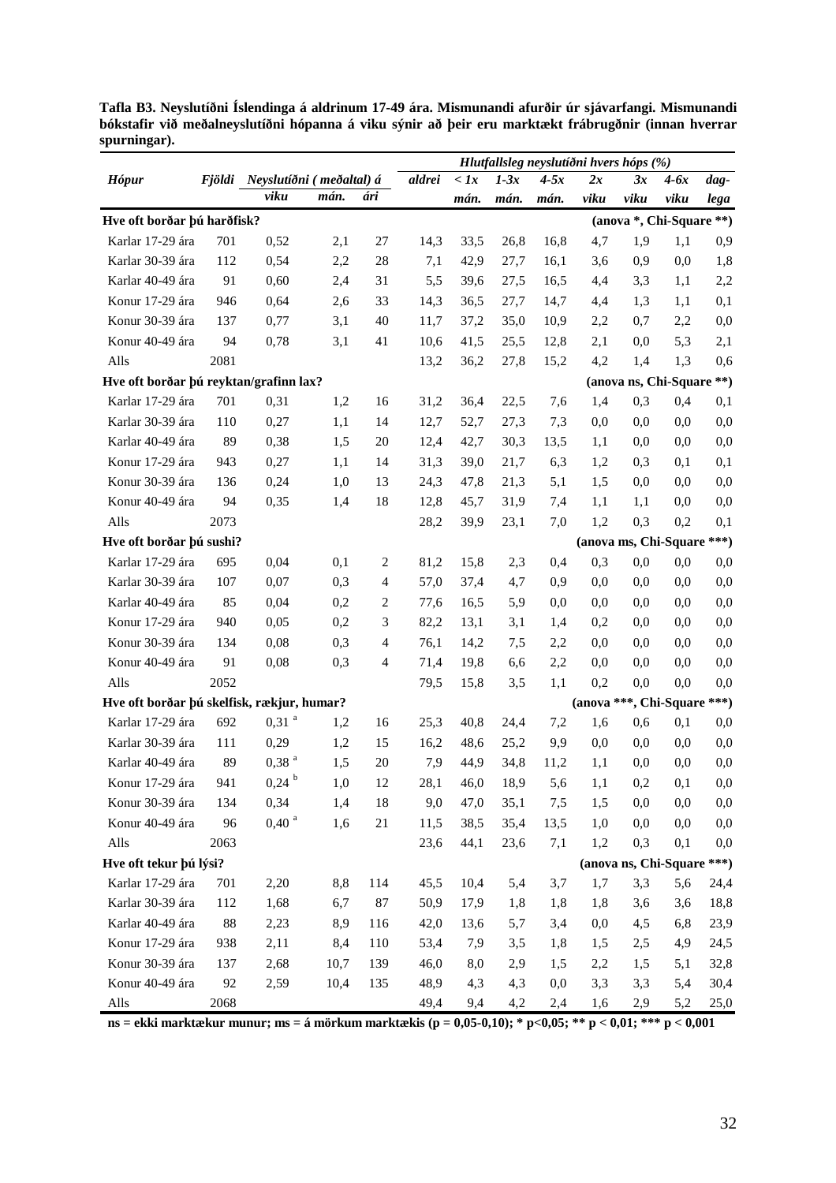**Tafla B3. Neyslutíðni Íslendinga á aldrinum 17-49 ára. Mismunandi afurðir úr sjávarfangi. Mismunandi bókstafir við meðalneyslutíðni hópanna á viku sýnir að þeir eru marktækt frábrugðnir (innan hverrar spurningar).**

| *Hópur* | *Fjöldi* | *Neyslutíðni ( meðaltal) á* | | | *Hlutfallsleg neyslutíðni hvers hóps (%)* | | | | | | | |
|---|---|---|---|---|---|---|---|---|---|---|---|---|
| | | *viku* | *mán.* | *ári* | *aldrei* | *< 1x mán.* | *1-3x mán.* | *4-5x mán.* | *2x viku* | *3x viku* | *4-6x viku* | *dag-lega* |
| **Hve oft borðar þú harðfisk?** | | | | | | | | | **(anova *, Chi-Square **)** | | | |
| Karlar 17-29 ára | 701 | 0,52 | 2,1 | 27 | 14,3 | 33,5 | 26,8 | 16,8 | 4,7 | 1,9 | 1,1 | 0,9 |
| Karlar 30-39 ára | 112 | 0,54 | 2,2 | 28 | 7,1 | 42,9 | 27,7 | 16,1 | 3,6 | 0,9 | 0,0 | 1,8 |
| Karlar 40-49 ára | 91 | 0,60 | 2,4 | 31 | 5,5 | 39,6 | 27,5 | 16,5 | 4,4 | 3,3 | 1,1 | 2,2 |
| Konur 17-29 ára | 946 | 0,64 | 2,6 | 33 | 14,3 | 36,5 | 27,7 | 14,7 | 4,4 | 1,3 | 1,1 | 0,1 |
| Konur 30-39 ára | 137 | 0,77 | 3,1 | 40 | 11,7 | 37,2 | 35,0 | 10,9 | 2,2 | 0,7 | 2,2 | 0,0 |
| Konur 40-49 ára | 94 | 0,78 | 3,1 | 41 | 10,6 | 41,5 | 25,5 | 12,8 | 2,1 | 0,0 | 5,3 | 2,1 |
| Alls | 2081 | | | | 13,2 | 36,2 | 27,8 | 15,2 | 4,2 | 1,4 | 1,3 | 0,6 |
| **Hve oft borðar þú reyktan/grafinn lax?** | | | | | | | | | **(anova ns, Chi-Square **)** | | | |
| Karlar 17-29 ára | 701 | 0,31 | 1,2 | 16 | 31,2 | 36,4 | 22,5 | 7,6 | 1,4 | 0,3 | 0,4 | 0,1 |
| Karlar 30-39 ára | 110 | 0,27 | 1,1 | 14 | 12,7 | 52,7 | 27,3 | 7,3 | 0,0 | 0,0 | 0,0 | 0,0 |
| Karlar 40-49 ára | 89 | 0,38 | 1,5 | 20 | 12,4 | 42,7 | 30,3 | 13,5 | 1,1 | 0,0 | 0,0 | 0,0 |
| Konur 17-29 ára | 943 | 0,27 | 1,1 | 14 | 31,3 | 39,0 | 21,7 | 6,3 | 1,2 | 0,3 | 0,1 | 0,1 |
| Konur 30-39 ára | 136 | 0,24 | 1,0 | 13 | 24,3 | 47,8 | 21,3 | 5,1 | 1,5 | 0,0 | 0,0 | 0,0 |
| Konur 40-49 ára | 94 | 0,35 | 1,4 | 18 | 12,8 | 45,7 | 31,9 | 7,4 | 1,1 | 1,1 | 0,0 | 0,0 |
| Alls | 2073 | | | | 28,2 | 39,9 | 23,1 | 7,0 | 1,2 | 0,3 | 0,2 | 0,1 |
| **Hve oft borðar þú sushi?** | | | | | | | | | **(anova ms, Chi-Square ***)** | | | |
| Karlar 17-29 ára | 695 | 0,04 | 0,1 | 2 | 81,2 | 15,8 | 2,3 | 0,4 | 0,3 | 0,0 | 0,0 | 0,0 |
| Karlar 30-39 ára | 107 | 0,07 | 0,3 | 4 | 57,0 | 37,4 | 4,7 | 0,9 | 0,0 | 0,0 | 0,0 | 0,0 |
| Karlar 40-49 ára | 85 | 0,04 | 0,2 | 2 | 77,6 | 16,5 | 5,9 | 0,0 | 0,0 | 0,0 | 0,0 | 0,0 |
| Konur 17-29 ára | 940 | 0,05 | 0,2 | 3 | 82,2 | 13,1 | 3,1 | 1,4 | 0,2 | 0,0 | 0,0 | 0,0 |
| Konur 30-39 ára | 134 | 0,08 | 0,3 | 4 | 76,1 | 14,2 | 7,5 | 2,2 | 0,0 | 0,0 | 0,0 | 0,0 |
| Konur 40-49 ára | 91 | 0,08 | 0,3 | 4 | 71,4 | 19,8 | 6,6 | 2,2 | 0,0 | 0,0 | 0,0 | 0,0 |
| Alls | 2052 | | | | 79,5 | 15,8 | 3,5 | 1,1 | 0,2 | 0,0 | 0,0 | 0,0 |
| **Hve oft borðar þú skelfisk, rækjur, humar?** | | | | | | | | | **(anova ***, Chi-Square ***)** | | | |
| Karlar 17-29 ára | 692 | 0,31 [a] | 1,2 | 16 | 25,3 | 40,8 | 24,4 | 7,2 | 1,6 | 0,6 | 0,1 | 0,0 |
| Karlar 30-39 ára | 111 | 0,29 | 1,2 | 15 | 16,2 | 48,6 | 25,2 | 9,9 | 0,0 | 0,0 | 0,0 | 0,0 |
| Karlar 40-49 ára | 89 | 0,38 [a] | 1,5 | 20 | 7,9 | 44,9 | 34,8 | 11,2 | 1,1 | 0,0 | 0,0 | 0,0 |
| Konur 17-29 ára | 941 | 0,24 [b] | 1,0 | 12 | 28,1 | 46,0 | 18,9 | 5,6 | 1,1 | 0,2 | 0,1 | 0,0 |
| Konur 30-39 ára | 134 | 0,34 | 1,4 | 18 | 9,0 | 47,0 | 35,1 | 7,5 | 1,5 | 0,0 | 0,0 | 0,0 |
| Konur 40-49 ára | 96 | 0,40 [a] | 1,6 | 21 | 11,5 | 38,5 | 35,4 | 13,5 | 1,0 | 0,0 | 0,0 | 0,0 |
| Alls | 2063 | | | | 23,6 | 44,1 | 23,6 | 7,1 | 1,2 | 0,3 | 0,1 | 0,0 |
| **Hve oft tekur þú lýsi?** | | | | | | | | | **(anova ns, Chi-Square ***)** | | | |
| Karlar 17-29 ára | 701 | 2,20 | 8,8 | 114 | 45,5 | 10,4 | 5,4 | 3,7 | 1,7 | 3,3 | 5,6 | 24,4 |
| Karlar 30-39 ára | 112 | 1,68 | 6,7 | 87 | 50,9 | 17,9 | 1,8 | 1,8 | 1,8 | 3,6 | 3,6 | 18,8 |
| Karlar 40-49 ára | 88 | 2,23 | 8,9 | 116 | 42,0 | 13,6 | 5,7 | 3,4 | 0,0 | 4,5 | 6,8 | 23,9 |
| Konur 17-29 ára | 938 | 2,11 | 8,4 | 110 | 53,4 | 7,9 | 3,5 | 1,8 | 1,5 | 2,5 | 4,9 | 24,5 |
| Konur 30-39 ára | 137 | 2,68 | 10,7 | 139 | 46,0 | 8,0 | 2,9 | 1,5 | 2,2 | 1,5 | 5,1 | 32,8 |
| Konur 40-49 ára | 92 | 2,59 | 10,4 | 135 | 48,9 | 4,3 | 4,3 | 0,0 | 3,3 | 3,3 | 5,4 | 30,4 |
| Alls | 2068 | | | | 49,4 | 9,4 | 4,2 | 2,4 | 1,6 | 2,9 | 5,2 | 25,0 |

**ns = ekki marktækur munur; ms = á mörkum marktækis ($p$ = 0,05-0,10); * $p$<0,05; ** $p$ < 0,01; *** $p$ < 0,001**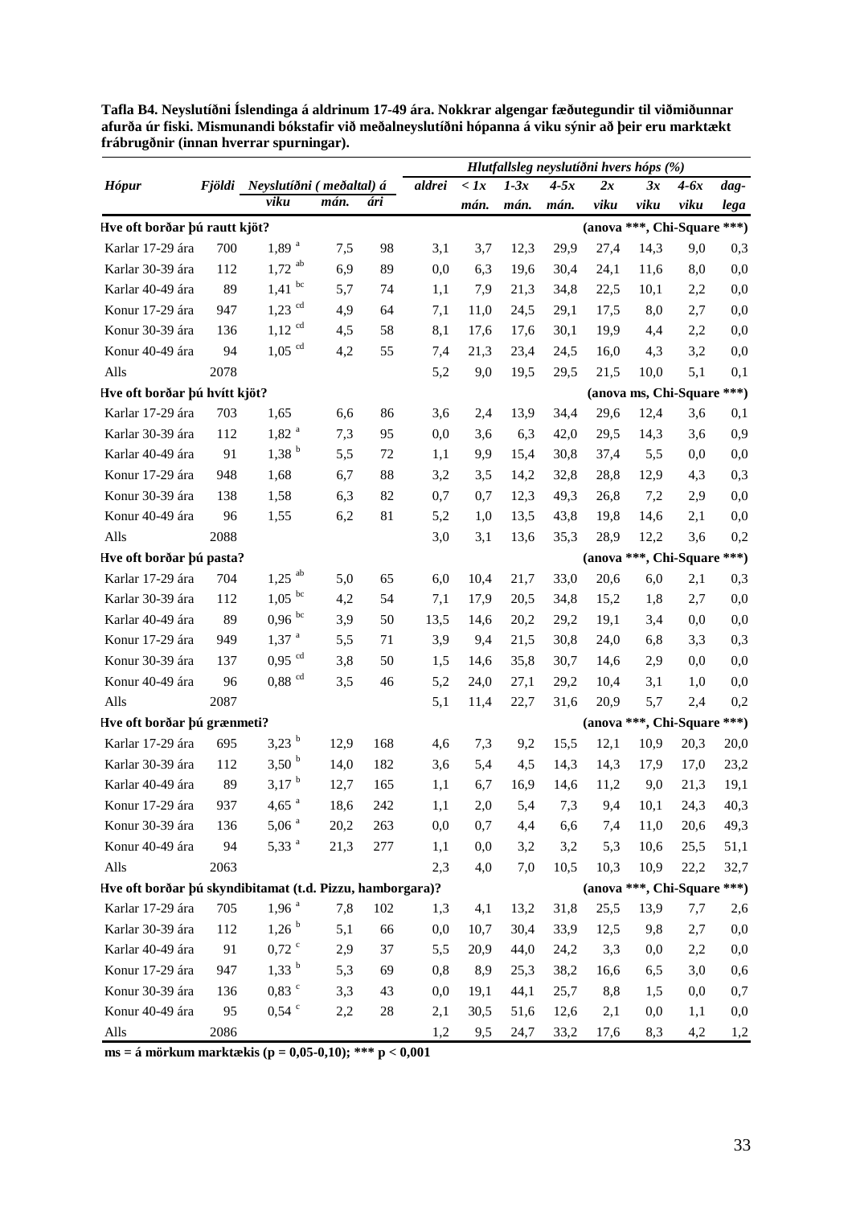**Tafla B4. Neyslutíðni Íslendinga á aldrinum 17-49 ára. Nokkrar algengar fæðutegundir til viðmiðunnar afurða úr fiski. Mismunandi bókstafir við meðalneyslutíðni hópanna á viku sýnir að þeir eru marktækt frábrugðnir (innan hverrar spurningar).**

| *Hópur* | *Fjöldi* | *Neyslutíðni ( meðaltal) á* | | | *Hlutfallsleg neyslutíðni hvers hóps (%)* | | | | | | | |
|---|---|---|---|---|---|---|---|---|---|---|---|---|
| | | *viku* | *mán.* | *ári* | *aldrei* | *< 1x mán.* | *1-3x mán.* | *4-5x mán.* | *2x viku* | *3x viku* | *4-6x viku* | *dag-lega* |
| **Hve oft borðar þú rautt kjöt?** | | | | | | | | **(anova \*\*\*, Chi-Square \*\*\*)** | | | | |
| Karlar 17-29 ára | 700 | 1,89 [a] | 7,5 | 98 | 3,1 | 3,7 | 12,3 | 29,9 | 27,4 | 14,3 | 9,0 | 0,3 |
| Karlar 30-39 ára | 112 | 1,72 [ab] | 6,9 | 89 | 0,0 | 6,3 | 19,6 | 30,4 | 24,1 | 11,6 | 8,0 | 0,0 |
| Karlar 40-49 ára | 89 | 1,41 [bc] | 5,7 | 74 | 1,1 | 7,9 | 21,3 | 34,8 | 22,5 | 10,1 | 2,2 | 0,0 |
| Konur 17-29 ára | 947 | 1,23 [cd] | 4,9 | 64 | 7,1 | 11,0 | 24,5 | 29,1 | 17,5 | 8,0 | 2,7 | 0,0 |
| Konur 30-39 ára | 136 | 1,12 [cd] | 4,5 | 58 | 8,1 | 17,6 | 17,6 | 30,1 | 19,9 | 4,4 | 2,2 | 0,0 |
| Konur 40-49 ára | 94 | 1,05 [cd] | 4,2 | 55 | 7,4 | 21,3 | 23,4 | 24,5 | 16,0 | 4,3 | 3,2 | 0,0 |
| Alls | 2078 | | | | 5,2 | 9,0 | 19,5 | 29,5 | 21,5 | 10,0 | 5,1 | 0,1 |
| **Hve oft borðar þú hvítt kjöt?** | | | | | | | | **(anova ms, Chi-Square \*\*\*)** | | | | |
| Karlar 17-29 ára | 703 | 1,65 | 6,6 | 86 | 3,6 | 2,4 | 13,9 | 34,4 | 29,6 | 12,4 | 3,6 | 0,1 |
| Karlar 30-39 ára | 112 | 1,82 [a] | 7,3 | 95 | 0,0 | 3,6 | 6,3 | 42,0 | 29,5 | 14,3 | 3,6 | 0,9 |
| Karlar 40-49 ára | 91 | 1,38 [b] | 5,5 | 72 | 1,1 | 9,9 | 15,4 | 30,8 | 37,4 | 5,5 | 0,0 | 0,0 |
| Konur 17-29 ára | 948 | 1,68 | 6,7 | 88 | 3,2 | 3,5 | 14,2 | 32,8 | 28,8 | 12,9 | 4,3 | 0,3 |
| Konur 30-39 ára | 138 | 1,58 | 6,3 | 82 | 0,7 | 0,7 | 12,3 | 49,3 | 26,8 | 7,2 | 2,9 | 0,0 |
| Konur 40-49 ára | 96 | 1,55 | 6,2 | 81 | 5,2 | 1,0 | 13,5 | 43,8 | 19,8 | 14,6 | 2,1 | 0,0 |
| Alls | 2088 | | | | 3,0 | 3,1 | 13,6 | 35,3 | 28,9 | 12,2 | 3,6 | 0,2 |
| **Hve oft borðar þú pasta?** | | | | | | | | **(anova \*\*\*, Chi-Square \*\*\*)** | | | | |
| Karlar 17-29 ára | 704 | 1,25 [ab] | 5,0 | 65 | 6,0 | 10,4 | 21,7 | 33,0 | 20,6 | 6,0 | 2,1 | 0,3 |
| Karlar 30-39 ára | 112 | 1,05 [bc] | 4,2 | 54 | 7,1 | 17,9 | 20,5 | 34,8 | 15,2 | 1,8 | 2,7 | 0,0 |
| Karlar 40-49 ára | 89 | 0,96 [bc] | 3,9 | 50 | 13,5 | 14,6 | 20,2 | 29,2 | 19,1 | 3,4 | 0,0 | 0,0 |
| Konur 17-29 ára | 949 | 1,37 [a] | 5,5 | 71 | 3,9 | 9,4 | 21,5 | 30,8 | 24,0 | 6,8 | 3,3 | 0,3 |
| Konur 30-39 ára | 137 | 0,95 [cd] | 3,8 | 50 | 1,5 | 14,6 | 35,8 | 30,7 | 14,6 | 2,9 | 0,0 | 0,0 |
| Konur 40-49 ára | 96 | 0,88 [cd] | 3,5 | 46 | 5,2 | 24,0 | 27,1 | 29,2 | 10,4 | 3,1 | 1,0 | 0,0 |
| Alls | 2087 | | | | 5,1 | 11,4 | 22,7 | 31,6 | 20,9 | 5,7 | 2,4 | 0,2 |
| **Hve oft borðar þú grænmeti?** | | | | | | | | **(anova \*\*\*, Chi-Square \*\*\*)** | | | | |
| Karlar 17-29 ára | 695 | 3,23 [b] | 12,9 | 168 | 4,6 | 7,3 | 9,2 | 15,5 | 12,1 | 10,9 | 20,3 | 20,0 |
| Karlar 30-39 ára | 112 | 3,50 [b] | 14,0 | 182 | 3,6 | 5,4 | 4,5 | 14,3 | 14,3 | 17,9 | 17,0 | 23,2 |
| Karlar 40-49 ára | 89 | 3,17 [b] | 12,7 | 165 | 1,1 | 6,7 | 16,9 | 14,6 | 11,2 | 9,0 | 21,3 | 19,1 |
| Konur 17-29 ára | 937 | 4,65 [a] | 18,6 | 242 | 1,1 | 2,0 | 5,4 | 7,3 | 9,4 | 10,1 | 24,3 | 40,3 |
| Konur 30-39 ára | 136 | 5,06 [a] | 20,2 | 263 | 0,0 | 0,7 | 4,4 | 6,6 | 7,4 | 11,0 | 20,6 | 49,3 |
| Konur 40-49 ára | 94 | 5,33 [a] | 21,3 | 277 | 1,1 | 0,0 | 3,2 | 3,2 | 5,3 | 10,6 | 25,5 | 51,1 |
| Alls | 2063 | | | | 2,3 | 4,0 | 7,0 | 10,5 | 10,3 | 10,9 | 22,2 | 32,7 |
| **Hve oft borðar þú skyndibitamat (t.d. Pizzu, hamborgara)?** | | | | | | | | **(anova \*\*\*, Chi-Square \*\*\*)** | | | | |
| Karlar 17-29 ára | 705 | 1,96 [a] | 7,8 | 102 | 1,3 | 4,1 | 13,2 | 31,8 | 25,5 | 13,9 | 7,7 | 2,6 |
| Karlar 30-39 ára | 112 | 1,26 [b] | 5,1 | 66 | 0,0 | 10,7 | 30,4 | 33,9 | 12,5 | 9,8 | 2,7 | 0,0 |
| Karlar 40-49 ára | 91 | 0,72 [c] | 2,9 | 37 | 5,5 | 20,9 | 44,0 | 24,2 | 3,3 | 0,0 | 2,2 | 0,0 |
| Konur 17-29 ára | 947 | 1,33 [b] | 5,3 | 69 | 0,8 | 8,9 | 25,3 | 38,2 | 16,6 | 6,5 | 3,0 | 0,6 |
| Konur 30-39 ára | 136 | 0,83 [c] | 3,3 | 43 | 0,0 | 19,1 | 44,1 | 25,7 | 8,8 | 1,5 | 0,0 | 0,7 |
| Konur 40-49 ára | 95 | 0,54 [c] | 2,2 | 28 | 2,1 | 30,5 | 51,6 | 12,6 | 2,1 | 0,0 | 1,1 | 0,0 |
| Alls | 2086 | | | | 1,2 | 9,5 | 24,7 | 33,2 | 17,6 | 8,3 | 4,2 | 1,2 |

**ms = á mörkum marktækis ($p = 0,05$-$0,10$); \*\*\* $p < 0,001$**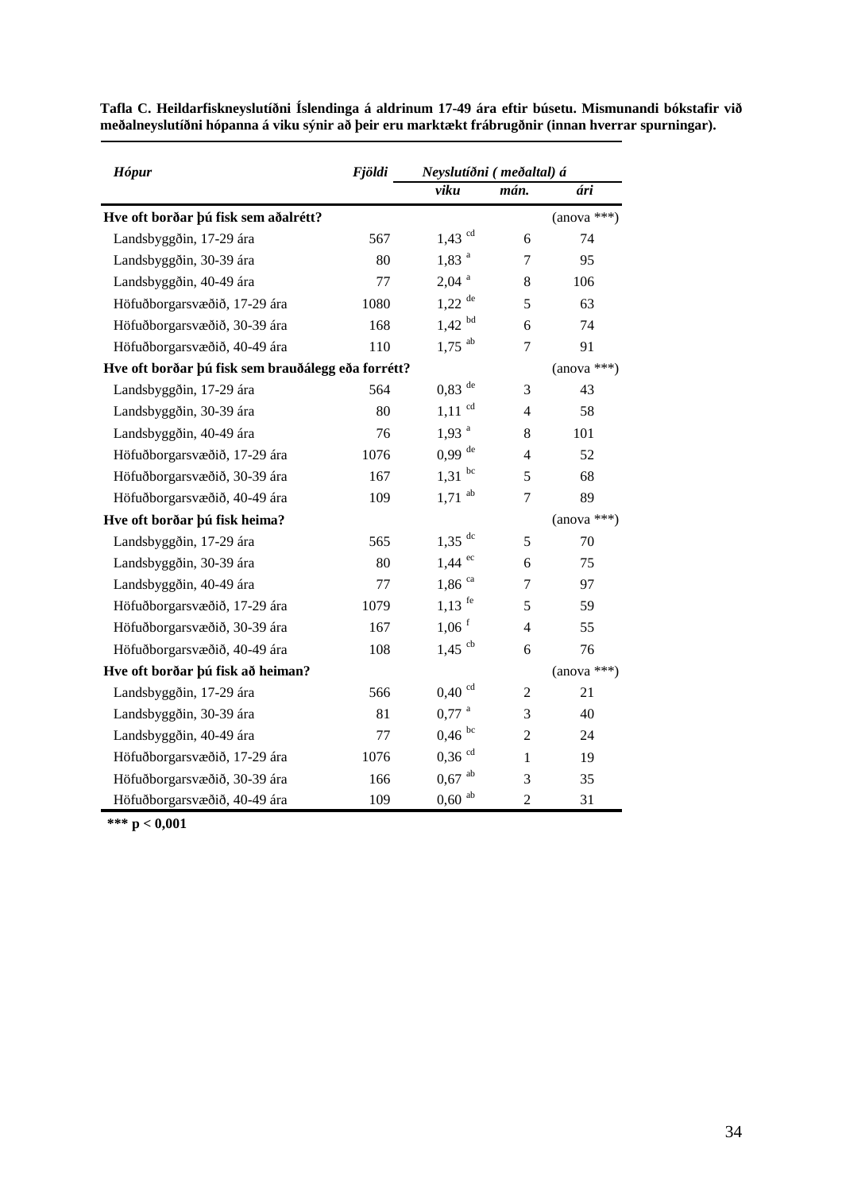**Tafla C. Heildarfiskneyslutíðni Íslendinga á aldrinum 17-49 ára eftir búsetu. Mismunandi bókstafir við meðalneyslutíðni hópanna á viku sýnir að þeir eru marktækt frábrugðnir (innan hverrar spurningar).**

| *Hópur* | *Fjöldi* | *Neyslutíðni ( meðaltal) á* | | |
|---|---|---|---|---|
| | | *viku* | *mán.* | *ári* |
| **Hve oft borðar þú fisk sem aðalrétt?** | | | | (anova ***) |
| Landsbyggðin, 17-29 ára | 567 | 1,43 [cd] | 6 | 74 |
| Landsbyggðin, 30-39 ára | 80 | 1,83 [a] | 7 | 95 |
| Landsbyggðin, 40-49 ára | 77 | 2,04 [a] | 8 | 106 |
| Höfuðborgarsvæðið, 17-29 ára | 1080 | 1,22 [de] | 5 | 63 |
| Höfuðborgarsvæðið, 30-39 ára | 168 | 1,42 [bd] | 6 | 74 |
| Höfuðborgarsvæðið, 40-49 ára | 110 | 1,75 [ab] | 7 | 91 |
| **Hve oft borðar þú fisk sem brauðálegg eða forrétt?** | | | | (anova ***) |
| Landsbyggðin, 17-29 ára | 564 | 0,83 [de] | 3 | 43 |
| Landsbyggðin, 30-39 ára | 80 | 1,11 [cd] | 4 | 58 |
| Landsbyggðin, 40-49 ára | 76 | 1,93 [a] | 8 | 101 |
| Höfuðborgarsvæðið, 17-29 ára | 1076 | 0,99 [de] | 4 | 52 |
| Höfuðborgarsvæðið, 30-39 ára | 167 | 1,31 [bc] | 5 | 68 |
| Höfuðborgarsvæðið, 40-49 ára | 109 | 1,71 [ab] | 7 | 89 |
| **Hve oft borðar þú fisk heima?** | | | | (anova ***) |
| Landsbyggðin, 17-29 ára | 565 | 1,35 [dc] | 5 | 70 |
| Landsbyggðin, 30-39 ára | 80 | 1,44 [ec] | 6 | 75 |
| Landsbyggðin, 40-49 ára | 77 | 1,86 [ca] | 7 | 97 |
| Höfuðborgarsvæðið, 17-29 ára | 1079 | 1,13 [fe] | 5 | 59 |
| Höfuðborgarsvæðið, 30-39 ára | 167 | 1,06 [f] | 4 | 55 |
| Höfuðborgarsvæðið, 40-49 ára | 108 | 1,45 [cb] | 6 | 76 |
| **Hve oft borðar þú fisk að heiman?** | | | | (anova ***) |
| Landsbyggðin, 17-29 ára | 566 | 0,40 [cd] | 2 | 21 |
| Landsbyggðin, 30-39 ára | 81 | 0,77 [a] | 3 | 40 |
| Landsbyggðin, 40-49 ára | 77 | 0,46 [bc] | 2 | 24 |
| Höfuðborgarsvæðið, 17-29 ára | 1076 | 0,36 [cd] | 1 | 19 |
| Höfuðborgarsvæðið, 30-39 ára | 166 | 0,67 [ab] | 3 | 35 |
| Höfuðborgarsvæðið, 40-49 ára | 109 | 0,60 [ab] | 2 | 31 |

**\*\*\* p < 0,001**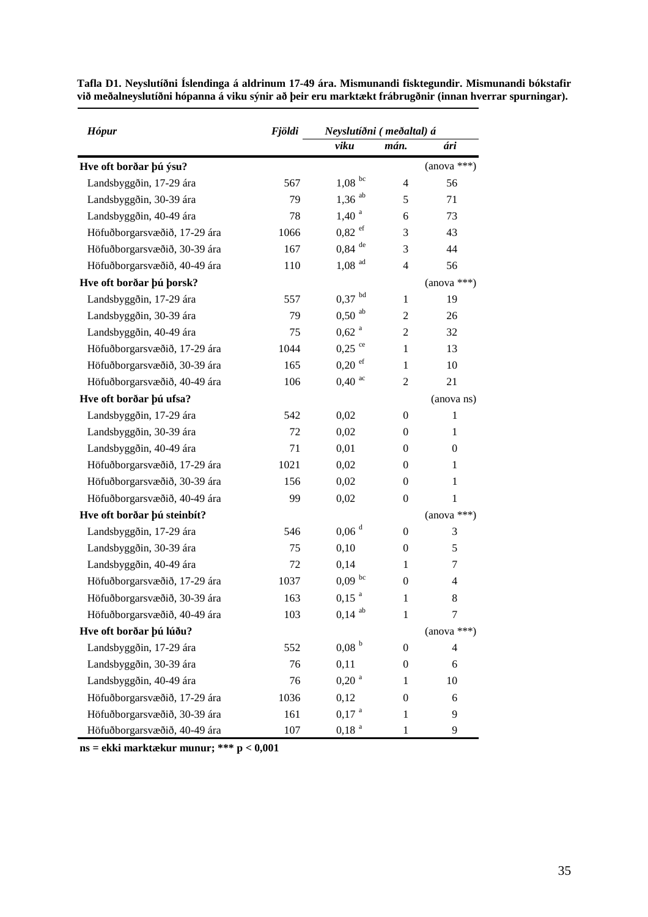**Tafla D1. Neyslutíðni Íslendinga á aldrinum 17-49 ára. Mismunandi fisktegundir. Mismunandi bókstafir við meðalneyslutíðni hópanna á viku sýnir að þeir eru marktækt frábrugðnir (innan hverrar spurningar).**

| *Hópur* | *Fjöldi* | *Neyslutíðni ( meðaltal) á* | | |
|---|---|---|---|---|
| | | *viku* | *mán.* | *ári* |
| **Hve oft borðar þú ýsu?** | | | | (anova ***) |
| Landsbyggðin, 17-29 ára | 567 | 1,08 [bc] | 4 | 56 |
| Landsbyggðin, 30-39 ára | 79 | 1,36 [ab] | 5 | 71 |
| Landsbyggðin, 40-49 ára | 78 | 1,40 [a] | 6 | 73 |
| Höfuðborgarsvæðið, 17-29 ára | 1066 | 0,82 [ef] | 3 | 43 |
| Höfuðborgarsvæðið, 30-39 ára | 167 | 0,84 [de] | 3 | 44 |
| Höfuðborgarsvæðið, 40-49 ára | 110 | 1,08 [ad] | 4 | 56 |
| **Hve oft borðar þú þorsk?** | | | | (anova ***) |
| Landsbyggðin, 17-29 ára | 557 | 0,37 [bd] | 1 | 19 |
| Landsbyggðin, 30-39 ára | 79 | 0,50 [ab] | 2 | 26 |
| Landsbyggðin, 40-49 ára | 75 | 0,62 [a] | 2 | 32 |
| Höfuðborgarsvæðið, 17-29 ára | 1044 | 0,25 [ce] | 1 | 13 |
| Höfuðborgarsvæðið, 30-39 ára | 165 | 0,20 [ef] | 1 | 10 |
| Höfuðborgarsvæðið, 40-49 ára | 106 | 0,40 [ac] | 2 | 21 |
| **Hve oft borðar þú ufsa?** | | | | (anova ns) |
| Landsbyggðin, 17-29 ára | 542 | 0,02 | 0 | 1 |
| Landsbyggðin, 30-39 ára | 72 | 0,02 | 0 | 1 |
| Landsbyggðin, 40-49 ára | 71 | 0,01 | 0 | 0 |
| Höfuðborgarsvæðið, 17-29 ára | 1021 | 0,02 | 0 | 1 |
| Höfuðborgarsvæðið, 30-39 ára | 156 | 0,02 | 0 | 1 |
| Höfuðborgarsvæðið, 40-49 ára | 99 | 0,02 | 0 | 1 |
| **Hve oft borðar þú steinbít?** | | | | (anova ***) |
| Landsbyggðin, 17-29 ára | 546 | 0,06 [d] | 0 | 3 |
| Landsbyggðin, 30-39 ára | 75 | 0,10 | 0 | 5 |
| Landsbyggðin, 40-49 ára | 72 | 0,14 | 1 | 7 |
| Höfuðborgarsvæðið, 17-29 ára | 1037 | 0,09 [bc] | 0 | 4 |
| Höfuðborgarsvæðið, 30-39 ára | 163 | 0,15 [a] | 1 | 8 |
| Höfuðborgarsvæðið, 40-49 ára | 103 | 0,14 [ab] | 1 | 7 |
| **Hve oft borðar þú lúðu?** | | | | (anova ***) |
| Landsbyggðin, 17-29 ára | 552 | 0,08 [b] | 0 | 4 |
| Landsbyggðin, 30-39 ára | 76 | 0,11 | 0 | 6 |
| Landsbyggðin, 40-49 ára | 76 | 0,20 [a] | 1 | 10 |
| Höfuðborgarsvæðið, 17-29 ára | 1036 | 0,12 | 0 | 6 |
| Höfuðborgarsvæðið, 30-39 ára | 161 | 0,17 [a] | 1 | 9 |
| Höfuðborgarsvæðið, 40-49 ára | 107 | 0,18 [a] | 1 | 9 |

**ns = ekki marktækur munur; *** p < 0,001**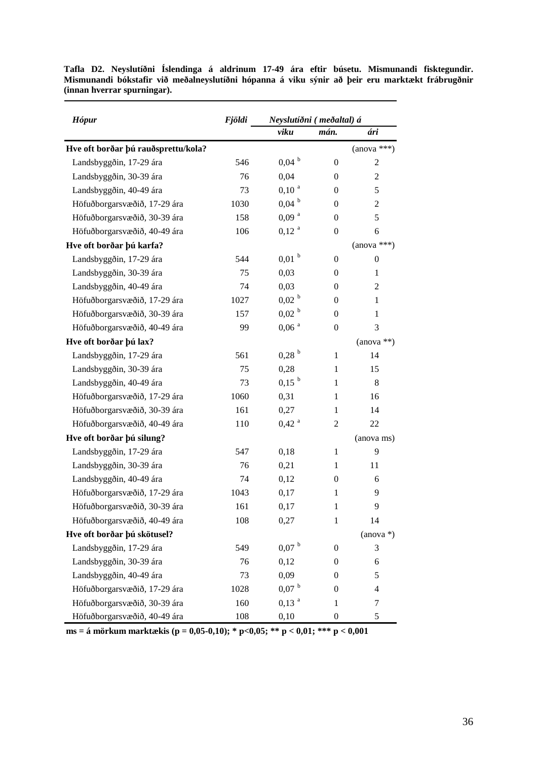**Tafla D2. Neyslutíðni Íslendinga á aldrinum 17-49 ára eftir búsetu. Mismunandi fisktegundir. Mismunandi bókstafir við meðalneyslutíðni hópanna á viku sýnir að þeir eru marktækt frábrugðnir (innan hverrar spurningar).**

| *Hópur* | *Fjöldi* | *Neyslutíðni ( meðaltal) á* | | |
|---|---|---|---|---|
| | | *viku* | *mán.* | *ári* |
| **Hve oft borðar þú rauðsprettu/kola?** | | | | (anova ***) |
| Landsbyggðin, 17-29 ára | 546 | 0,04 [b] | 0 | 2 |
| Landsbyggðin, 30-39 ára | 76 | 0,04 | 0 | 2 |
| Landsbyggðin, 40-49 ára | 73 | 0,10 [a] | 0 | 5 |
| Höfuðborgarsvæðið, 17-29 ára | 1030 | 0,04 [b] | 0 | 2 |
| Höfuðborgarsvæðið, 30-39 ára | 158 | 0,09 [a] | 0 | 5 |
| Höfuðborgarsvæðið, 40-49 ára | 106 | 0,12 [a] | 0 | 6 |
| **Hve oft borðar þú karfa?** | | | | (anova ***) |
| Landsbyggðin, 17-29 ára | 544 | 0,01 [b] | 0 | 0 |
| Landsbyggðin, 30-39 ára | 75 | 0,03 | 0 | 1 |
| Landsbyggðin, 40-49 ára | 74 | 0,03 | 0 | 2 |
| Höfuðborgarsvæðið, 17-29 ára | 1027 | 0,02 [b] | 0 | 1 |
| Höfuðborgarsvæðið, 30-39 ára | 157 | 0,02 [b] | 0 | 1 |
| Höfuðborgarsvæðið, 40-49 ára | 99 | 0,06 [a] | 0 | 3 |
| **Hve oft borðar þú lax?** | | | | (anova **) |
| Landsbyggðin, 17-29 ára | 561 | 0,28 [b] | 1 | 14 |
| Landsbyggðin, 30-39 ára | 75 | 0,28 | 1 | 15 |
| Landsbyggðin, 40-49 ára | 73 | 0,15 [b] | 1 | 8 |
| Höfuðborgarsvæðið, 17-29 ára | 1060 | 0,31 | 1 | 16 |
| Höfuðborgarsvæðið, 30-39 ára | 161 | 0,27 | 1 | 14 |
| Höfuðborgarsvæðið, 40-49 ára | 110 | 0,42 [a] | 2 | 22 |
| **Hve oft borðar þú silung?** | | | | (anova ms) |
| Landsbyggðin, 17-29 ára | 547 | 0,18 | 1 | 9 |
| Landsbyggðin, 30-39 ára | 76 | 0,21 | 1 | 11 |
| Landsbyggðin, 40-49 ára | 74 | 0,12 | 0 | 6 |
| Höfuðborgarsvæðið, 17-29 ára | 1043 | 0,17 | 1 | 9 |
| Höfuðborgarsvæðið, 30-39 ára | 161 | 0,17 | 1 | 9 |
| Höfuðborgarsvæðið, 40-49 ára | 108 | 0,27 | 1 | 14 |
| **Hve oft borðar þú skötusel?** | | | | (anova *) |
| Landsbyggðin, 17-29 ára | 549 | 0,07 [b] | 0 | 3 |
| Landsbyggðin, 30-39 ára | 76 | 0,12 | 0 | 6 |
| Landsbyggðin, 40-49 ára | 73 | 0,09 | 0 | 5 |
| Höfuðborgarsvæðið, 17-29 ára | 1028 | 0,07 [b] | 0 | 4 |
| Höfuðborgarsvæðið, 30-39 ára | 160 | 0,13 [a] | 1 | 7 |
| Höfuðborgarsvæðið, 40-49 ára | 108 | 0,10 | 0 | 5 |

**ms = á mörkum marktækis (p = 0,05-0,10); * p<0,05; ** p < 0,01; *** p < 0,001**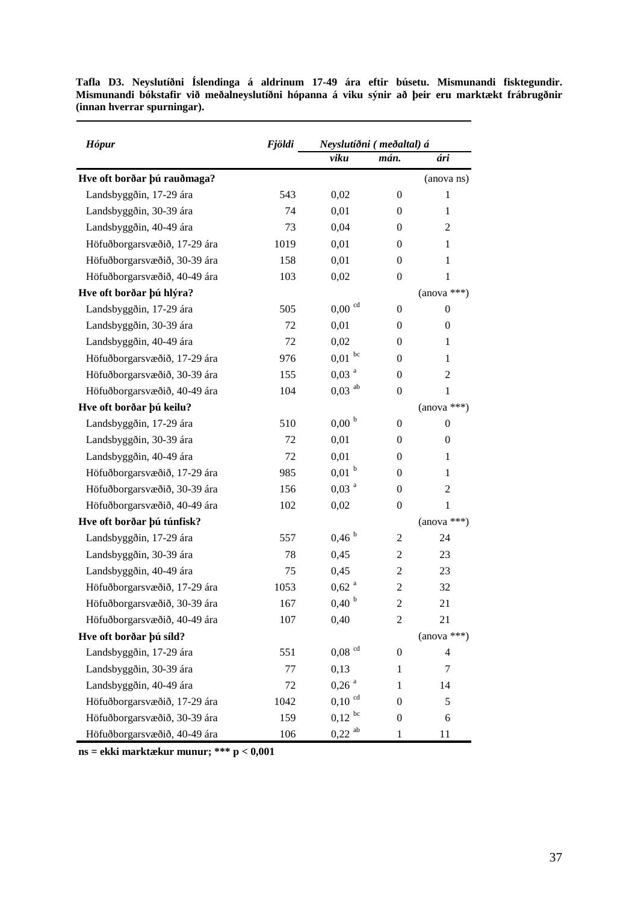**Tafla D3. Neyslutíðni Íslendinga á aldrinum 17-49 ára eftir búsetu. Mismunandi fisktegundir. Mismunandi bókstafir við meðalneyslutíðni hópanna á viku sýnir að þeir eru marktækt frábrugðnir (innan hverrar spurningar).**

| *Hópur* | *Fjöldi* | *Neyslutíðni ( meðaltal) á* | | |
|---|---|---|---|---|
| | | *viku* | *mán.* | *ári* |
| **Hve oft borðar þú rauðmaga?** | | | | (anova ns) |
| Landsbyggðin, 17-29 ára | 543 | 0,02 | 0 | 1 |
| Landsbyggðin, 30-39 ára | 74 | 0,01 | 0 | 1 |
| Landsbyggðin, 40-49 ára | 73 | 0,04 | 0 | 2 |
| Höfuðborgarsvæðið, 17-29 ára | 1019 | 0,01 | 0 | 1 |
| Höfuðborgarsvæðið, 30-39 ára | 158 | 0,01 | 0 | 1 |
| Höfuðborgarsvæðið, 40-49 ára | 103 | 0,02 | 0 | 1 |
| **Hve oft borðar þú hlýra?** | | | | (anova ***) |
| Landsbyggðin, 17-29 ára | 505 | 0,00 [cd] | 0 | 0 |
| Landsbyggðin, 30-39 ára | 72 | 0,01 | 0 | 0 |
| Landsbyggðin, 40-49 ára | 72 | 0,02 | 0 | 1 |
| Höfuðborgarsvæðið, 17-29 ára | 976 | 0,01 [bc] | 0 | 1 |
| Höfuðborgarsvæðið, 30-39 ára | 155 | 0,03 [a] | 0 | 2 |
| Höfuðborgarsvæðið, 40-49 ára | 104 | 0,03 [ab] | 0 | 1 |
| **Hve oft borðar þú keilu?** | | | | (anova ***) |
| Landsbyggðin, 17-29 ára | 510 | 0,00 [b] | 0 | 0 |
| Landsbyggðin, 30-39 ára | 72 | 0,01 | 0 | 0 |
| Landsbyggðin, 40-49 ára | 72 | 0,01 | 0 | 1 |
| Höfuðborgarsvæðið, 17-29 ára | 985 | 0,01 [b] | 0 | 1 |
| Höfuðborgarsvæðið, 30-39 ára | 156 | 0,03 [a] | 0 | 2 |
| Höfuðborgarsvæðið, 40-49 ára | 102 | 0,02 | 0 | 1 |
| **Hve oft borðar þú túnfisk?** | | | | (anova ***) |
| Landsbyggðin, 17-29 ára | 557 | 0,46 [b] | 2 | 24 |
| Landsbyggðin, 30-39 ára | 78 | 0,45 | 2 | 23 |
| Landsbyggðin, 40-49 ára | 75 | 0,45 | 2 | 23 |
| Höfuðborgarsvæðið, 17-29 ára | 1053 | 0,62 [a] | 2 | 32 |
| Höfuðborgarsvæðið, 30-39 ára | 167 | 0,40 [b] | 2 | 21 |
| Höfuðborgarsvæðið, 40-49 ára | 107 | 0,40 | 2 | 21 |
| **Hve oft borðar þú síld?** | | | | (anova ***) |
| Landsbyggðin, 17-29 ára | 551 | 0,08 [cd] | 0 | 4 |
| Landsbyggðin, 30-39 ára | 77 | 0,13 | 1 | 7 |
| Landsbyggðin, 40-49 ára | 72 | 0,26 [a] | 1 | 14 |
| Höfuðborgarsvæðið, 17-29 ára | 1042 | 0,10 [cd] | 0 | 5 |
| Höfuðborgarsvæðið, 30-39 ára | 159 | 0,12 [bc] | 0 | 6 |
| Höfuðborgarsvæðið, 40-49 ára | 106 | 0,22 [ab] | 1 | 11 |

**ns = ekki marktækur munur; *** p < 0,001**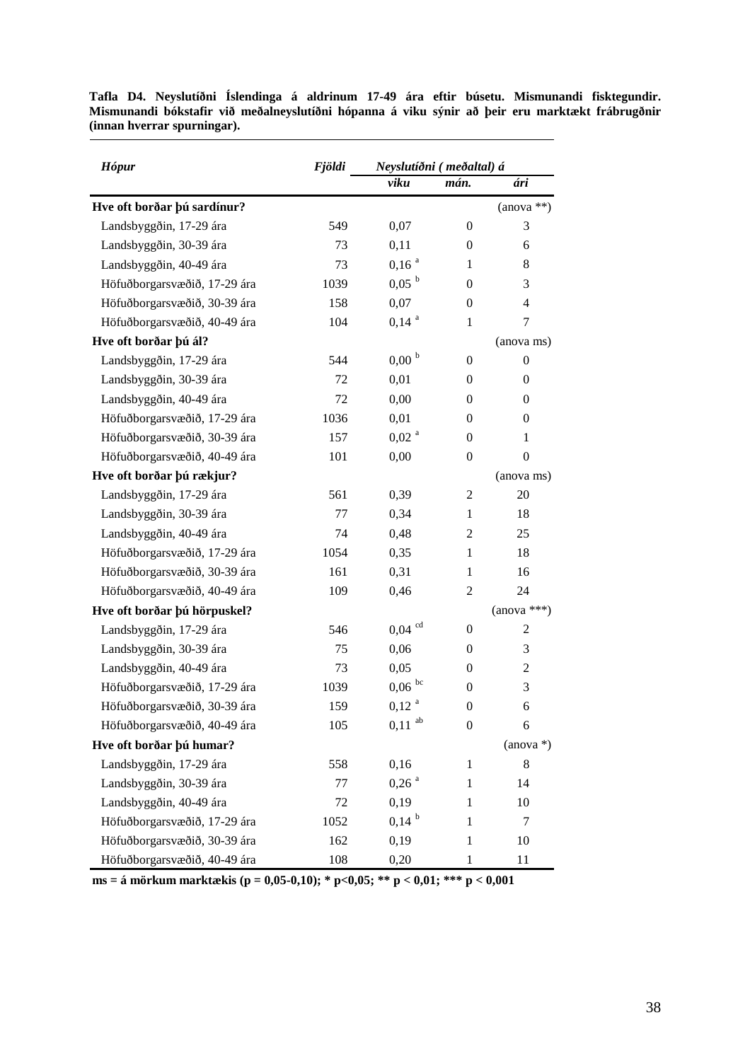**Tafla D4. Neyslutíðni Íslendinga á aldrinum 17-49 ára eftir búsetu. Mismunandi fisktegundir. Mismunandi bókstafir við meðalneyslutíðni hópanna á viku sýnir að þeir eru marktækt frábrugðnir (innan hverrar spurningar).**

| *Hópur* | *Fjöldi* | *Neyslutíðni ( meðaltal) á* | | |
|---|---|---|---|---|
| | | *viku* | *mán.* | *ári* |
| **Hve oft borðar þú sardínur?** | | | | (anova **) |
| Landsbyggðin, 17-29 ára | 549 | 0,07 | 0 | 3 |
| Landsbyggðin, 30-39 ára | 73 | 0,11 | 0 | 6 |
| Landsbyggðin, 40-49 ára | 73 | 0,16 [a] | 1 | 8 |
| Höfuðborgarsvæðið, 17-29 ára | 1039 | 0,05 [b] | 0 | 3 |
| Höfuðborgarsvæðið, 30-39 ára | 158 | 0,07 | 0 | 4 |
| Höfuðborgarsvæðið, 40-49 ára | 104 | 0,14 [a] | 1 | 7 |
| **Hve oft borðar þú ál?** | | | | (anova ms) |
| Landsbyggðin, 17-29 ára | 544 | 0,00 [b] | 0 | 0 |
| Landsbyggðin, 30-39 ára | 72 | 0,01 | 0 | 0 |
| Landsbyggðin, 40-49 ára | 72 | 0,00 | 0 | 0 |
| Höfuðborgarsvæðið, 17-29 ára | 1036 | 0,01 | 0 | 0 |
| Höfuðborgarsvæðið, 30-39 ára | 157 | 0,02 [a] | 0 | 1 |
| Höfuðborgarsvæðið, 40-49 ára | 101 | 0,00 | 0 | 0 |
| **Hve oft borðar þú rækjur?** | | | | (anova ms) |
| Landsbyggðin, 17-29 ára | 561 | 0,39 | 2 | 20 |
| Landsbyggðin, 30-39 ára | 77 | 0,34 | 1 | 18 |
| Landsbyggðin, 40-49 ára | 74 | 0,48 | 2 | 25 |
| Höfuðborgarsvæðið, 17-29 ára | 1054 | 0,35 | 1 | 18 |
| Höfuðborgarsvæðið, 30-39 ára | 161 | 0,31 | 1 | 16 |
| Höfuðborgarsvæðið, 40-49 ára | 109 | 0,46 | 2 | 24 |
| **Hve oft borðar þú hörpuskel?** | | | | (anova ***) |
| Landsbyggðin, 17-29 ára | 546 | 0,04 [cd] | 0 | 2 |
| Landsbyggðin, 30-39 ára | 75 | 0,06 | 0 | 3 |
| Landsbyggðin, 40-49 ára | 73 | 0,05 | 0 | 2 |
| Höfuðborgarsvæðið, 17-29 ára | 1039 | 0,06 [bc] | 0 | 3 |
| Höfuðborgarsvæðið, 30-39 ára | 159 | 0,12 [a] | 0 | 6 |
| Höfuðborgarsvæðið, 40-49 ára | 105 | 0,11 [ab] | 0 | 6 |
| **Hve oft borðar þú humar?** | | | | (anova *) |
| Landsbyggðin, 17-29 ára | 558 | 0,16 | 1 | 8 |
| Landsbyggðin, 30-39 ára | 77 | 0,26 [a] | 1 | 14 |
| Landsbyggðin, 40-49 ára | 72 | 0,19 | 1 | 10 |
| Höfuðborgarsvæðið, 17-29 ára | 1052 | 0,14 [b] | 1 | 7 |
| Höfuðborgarsvæðið, 30-39 ára | 162 | 0,19 | 1 | 10 |
| Höfuðborgarsvæðið, 40-49 ára | 108 | 0,20 | 1 | 11 |

**ms = á mörkum marktækis ($p = 0,05$-$0,10$); * $p<0,05$; ** $p < 0,01$; *** $p < 0,001$**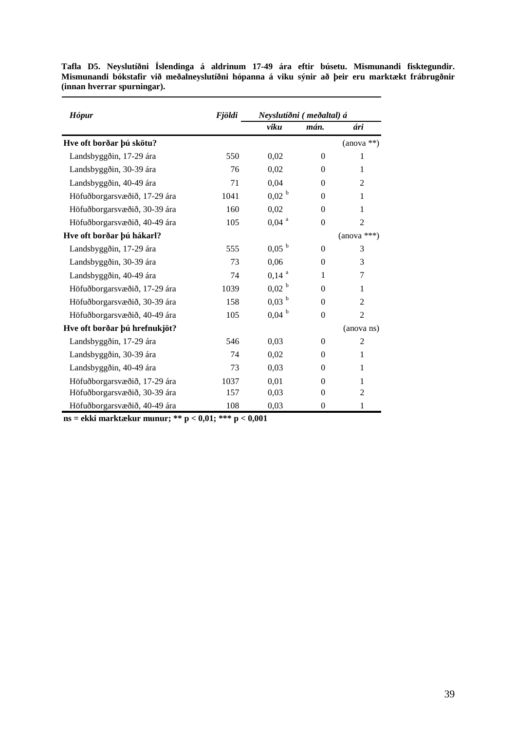**Tafla D5. Neyslutíðni Íslendinga á aldrinum 17-49 ára eftir búsetu. Mismunandi fisktegundir. Mismunandi bókstafir við meðalneyslutíðni hópanna á viku sýnir að þeir eru marktækt frábrugðnir (innan hverrar spurningar).**

| *Hópur* | *Fjöldi* | *Neyslutíðni ( meðaltal) á* | | |
|---|---|---|---|---|
| | | *viku* | *mán.* | *ári* |
| **Hve oft borðar þú skötu?** | | | | (anova **) |
| Landsbyggðin, 17-29 ára | 550 | 0,02 | 0 | 1 |
| Landsbyggðin, 30-39 ára | 76 | 0,02 | 0 | 1 |
| Landsbyggðin, 40-49 ára | 71 | 0,04 | 0 | 2 |
| Höfuðborgarsvæðið, 17-29 ára | 1041 | 0,02 [b] | 0 | 1 |
| Höfuðborgarsvæðið, 30-39 ára | 160 | 0,02 | 0 | 1 |
| Höfuðborgarsvæðið, 40-49 ára | 105 | 0,04 [a] | 0 | 2 |
| **Hve oft borðar þú hákarl?** | | | | (anova ***) |
| Landsbyggðin, 17-29 ára | 555 | 0,05 [b] | 0 | 3 |
| Landsbyggðin, 30-39 ára | 73 | 0,06 | 0 | 3 |
| Landsbyggðin, 40-49 ára | 74 | 0,14 [a] | 1 | 7 |
| Höfuðborgarsvæðið, 17-29 ára | 1039 | 0,02 [b] | 0 | 1 |
| Höfuðborgarsvæðið, 30-39 ára | 158 | 0,03 [b] | 0 | 2 |
| Höfuðborgarsvæðið, 40-49 ára | 105 | 0,04 [b] | 0 | 2 |
| **Hve oft borðar þú hrefnukjöt?** | | | | (anova ns) |
| Landsbyggðin, 17-29 ára | 546 | 0,03 | 0 | 2 |
| Landsbyggðin, 30-39 ára | 74 | 0,02 | 0 | 1 |
| Landsbyggðin, 40-49 ára | 73 | 0,03 | 0 | 1 |
| Höfuðborgarsvæðið, 17-29 ára | 1037 | 0,01 | 0 | 1 |
| Höfuðborgarsvæðið, 30-39 ára | 157 | 0,03 | 0 | 2 |
| Höfuðborgarsvæðið, 40-49 ára | 108 | 0,03 | 0 | 1 |

**ns = ekki marktækur munur; ** p < 0,01; *** p < 0,001**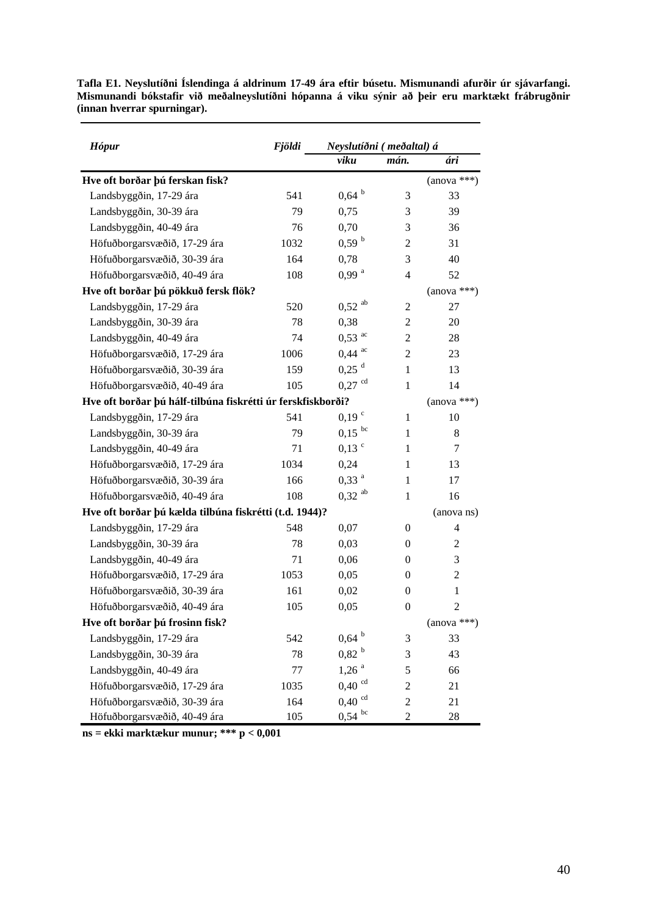**Tafla E1. Neyslutíðni Íslendinga á aldrinum 17-49 ára eftir búsetu. Mismunandi afurðir úr sjávarfangi. Mismunandi bókstafir við meðalneyslutíðni hópanna á viku sýnir að þeir eru marktækt frábrugðnir (innan hverrar spurningar).**

| *Hópur* | *Fjöldi* | *Neyslutíðni ( meðaltal) á* | | |
|---|---|---|---|---|
| | | *viku* | *mán.* | *ári* |
| **Hve oft borðar þú ferskan fisk?** | | | | (anova ***) |
| Landsbyggðin, 17-29 ára | 541 | 0,64 [b] | 3 | 33 |
| Landsbyggðin, 30-39 ára | 79 | 0,75 | 3 | 39 |
| Landsbyggðin, 40-49 ára | 76 | 0,70 | 3 | 36 |
| Höfuðborgarsvæðið, 17-29 ára | 1032 | 0,59 [b] | 2 | 31 |
| Höfuðborgarsvæðið, 30-39 ára | 164 | 0,78 | 3 | 40 |
| Höfuðborgarsvæðið, 40-49 ára | 108 | 0,99 [a] | 4 | 52 |
| **Hve oft borðar þú pökkuð fersk flök?** | | | | (anova ***) |
| Landsbyggðin, 17-29 ára | 520 | 0,52 [ab] | 2 | 27 |
| Landsbyggðin, 30-39 ára | 78 | 0,38 | 2 | 20 |
| Landsbyggðin, 40-49 ára | 74 | 0,53 [ac] | 2 | 28 |
| Höfuðborgarsvæðið, 17-29 ára | 1006 | 0,44 [ac] | 2 | 23 |
| Höfuðborgarsvæðið, 30-39 ára | 159 | 0,25 [d] | 1 | 13 |
| Höfuðborgarsvæðið, 40-49 ára | 105 | 0,27 [cd] | 1 | 14 |
| **Hve oft borðar þú hálf-tilbúna fiskrétti úr ferskfiskborði?** | | | | (anova ***) |
| Landsbyggðin, 17-29 ára | 541 | 0,19 [c] | 1 | 10 |
| Landsbyggðin, 30-39 ára | 79 | 0,15 [bc] | 1 | 8 |
| Landsbyggðin, 40-49 ára | 71 | 0,13 [c] | 1 | 7 |
| Höfuðborgarsvæðið, 17-29 ára | 1034 | 0,24 | 1 | 13 |
| Höfuðborgarsvæðið, 30-39 ára | 166 | 0,33 [a] | 1 | 17 |
| Höfuðborgarsvæðið, 40-49 ára | 108 | 0,32 [ab] | 1 | 16 |
| **Hve oft borðar þú kælda tilbúna fiskrétti (t.d. 1944)?** | | | | (anova ns) |
| Landsbyggðin, 17-29 ára | 548 | 0,07 | 0 | 4 |
| Landsbyggðin, 30-39 ára | 78 | 0,03 | 0 | 2 |
| Landsbyggðin, 40-49 ára | 71 | 0,06 | 0 | 3 |
| Höfuðborgarsvæðið, 17-29 ára | 1053 | 0,05 | 0 | 2 |
| Höfuðborgarsvæðið, 30-39 ára | 161 | 0,02 | 0 | 1 |
| Höfuðborgarsvæðið, 40-49 ára | 105 | 0,05 | 0 | 2 |
| **Hve oft borðar þú frosinn fisk?** | | | | (anova ***) |
| Landsbyggðin, 17-29 ára | 542 | 0,64 [b] | 3 | 33 |
| Landsbyggðin, 30-39 ára | 78 | 0,82 [b] | 3 | 43 |
| Landsbyggðin, 40-49 ára | 77 | 1,26 [a] | 5 | 66 |
| Höfuðborgarsvæðið, 17-29 ára | 1035 | 0,40 [cd] | 2 | 21 |
| Höfuðborgarsvæðið, 30-39 ára | 164 | 0,40 [cd] | 2 | 21 |
| Höfuðborgarsvæðið, 40-49 ára | 105 | 0,54 [bc] | 2 | 28 |

**ns = ekki marktækur munur; *** p < 0,001**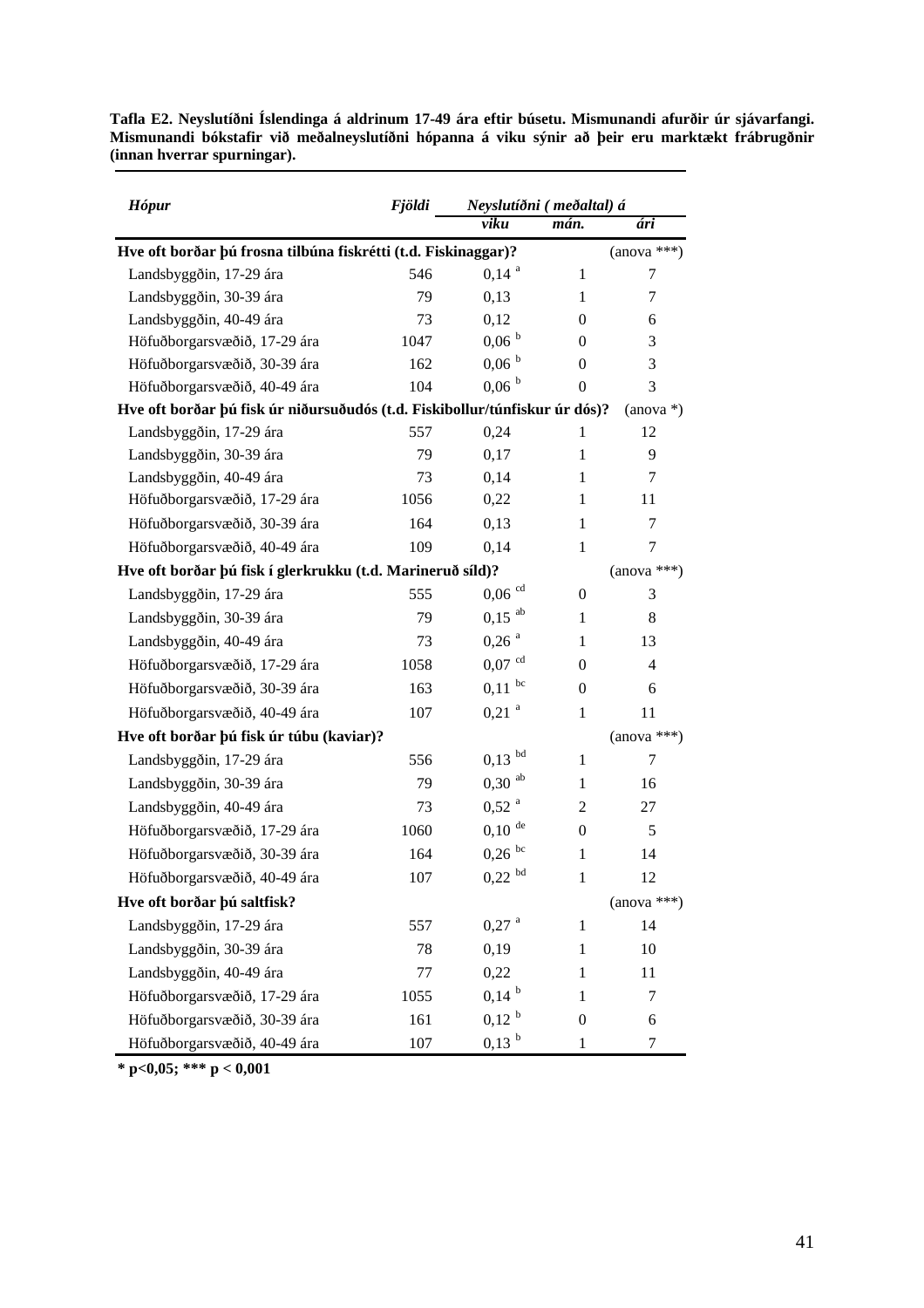**Tafla E2. Neyslutíðni Íslendinga á aldrinum 17-49 ára eftir búsetu. Mismunandi afurðir úr sjávarfangi. Mismunandi bókstafir við meðalneyslutíðni hópanna á viku sýnir að þeir eru marktækt frábrugðnir (innan hverrar spurningar).**

| ***Hópur*** | ***Fjöldi*** | ***Neyslutíðni ( meðaltal) á*** | | |
|---|---|---|---|---|
| | | ***viku*** | ***mán.*** | ***ári*** |
| **Hve oft borðar þú frosna tilbúna fiskrétti (t.d. Fiskinaggar)?** | | | | (anova ***) |
| Landsbyggðin, 17-29 ára | 546 | 0,14 [a] | 1 | 7 |
| Landsbyggðin, 30-39 ára | 79 | 0,13 | 1 | 7 |
| Landsbyggðin, 40-49 ára | 73 | 0,12 | 0 | 6 |
| Höfuðborgarsvæðið, 17-29 ára | 1047 | 0,06 [b] | 0 | 3 |
| Höfuðborgarsvæðið, 30-39 ára | 162 | 0,06 [b] | 0 | 3 |
| Höfuðborgarsvæðið, 40-49 ára | 104 | 0,06 [b] | 0 | 3 |
| **Hve oft borðar þú fisk úr niðursuðudós (t.d. Fiskibollur/túnfiskur úr dós)?** | | | | (anova *) |
| Landsbyggðin, 17-29 ára | 557 | 0,24 | 1 | 12 |
| Landsbyggðin, 30-39 ára | 79 | 0,17 | 1 | 9 |
| Landsbyggðin, 40-49 ára | 73 | 0,14 | 1 | 7 |
| Höfuðborgarsvæðið, 17-29 ára | 1056 | 0,22 | 1 | 11 |
| Höfuðborgarsvæðið, 30-39 ára | 164 | 0,13 | 1 | 7 |
| Höfuðborgarsvæðið, 40-49 ára | 109 | 0,14 | 1 | 7 |
| **Hve oft borðar þú fisk í glerkrukku (t.d. Marineruð síld)?** | | | | (anova ***) |
| Landsbyggðin, 17-29 ára | 555 | 0,06 [cd] | 0 | 3 |
| Landsbyggðin, 30-39 ára | 79 | 0,15 [ab] | 1 | 8 |
| Landsbyggðin, 40-49 ára | 73 | 0,26 [a] | 1 | 13 |
| Höfuðborgarsvæðið, 17-29 ára | 1058 | 0,07 [cd] | 0 | 4 |
| Höfuðborgarsvæðið, 30-39 ára | 163 | 0,11 [bc] | 0 | 6 |
| Höfuðborgarsvæðið, 40-49 ára | 107 | 0,21 [a] | 1 | 11 |
| **Hve oft borðar þú fisk úr túbu (kaviar)?** | | | | (anova ***) |
| Landsbyggðin, 17-29 ára | 556 | 0,13 [bd] | 1 | 7 |
| Landsbyggðin, 30-39 ára | 79 | 0,30 [ab] | 1 | 16 |
| Landsbyggðin, 40-49 ára | 73 | 0,52 [a] | 2 | 27 |
| Höfuðborgarsvæðið, 17-29 ára | 1060 | 0,10 [de] | 0 | 5 |
| Höfuðborgarsvæðið, 30-39 ára | 164 | 0,26 [bc] | 1 | 14 |
| Höfuðborgarsvæðið, 40-49 ára | 107 | 0,22 [bd] | 1 | 12 |
| **Hve oft borðar þú saltfisk?** | | | | (anova ***) |
| Landsbyggðin, 17-29 ára | 557 | 0,27 [a] | 1 | 14 |
| Landsbyggðin, 30-39 ára | 78 | 0,19 | 1 | 10 |
| Landsbyggðin, 40-49 ára | 77 | 0,22 | 1 | 11 |
| Höfuðborgarsvæðið, 17-29 ára | 1055 | 0,14 [b] | 1 | 7 |
| Höfuðborgarsvæðið, 30-39 ára | 161 | 0,12 [b] | 0 | 6 |
| Höfuðborgarsvæðið, 40-49 ára | 107 | 0,13 [b] | 1 | 7 |

**\* p<0,05; \*\*\* p < 0,001**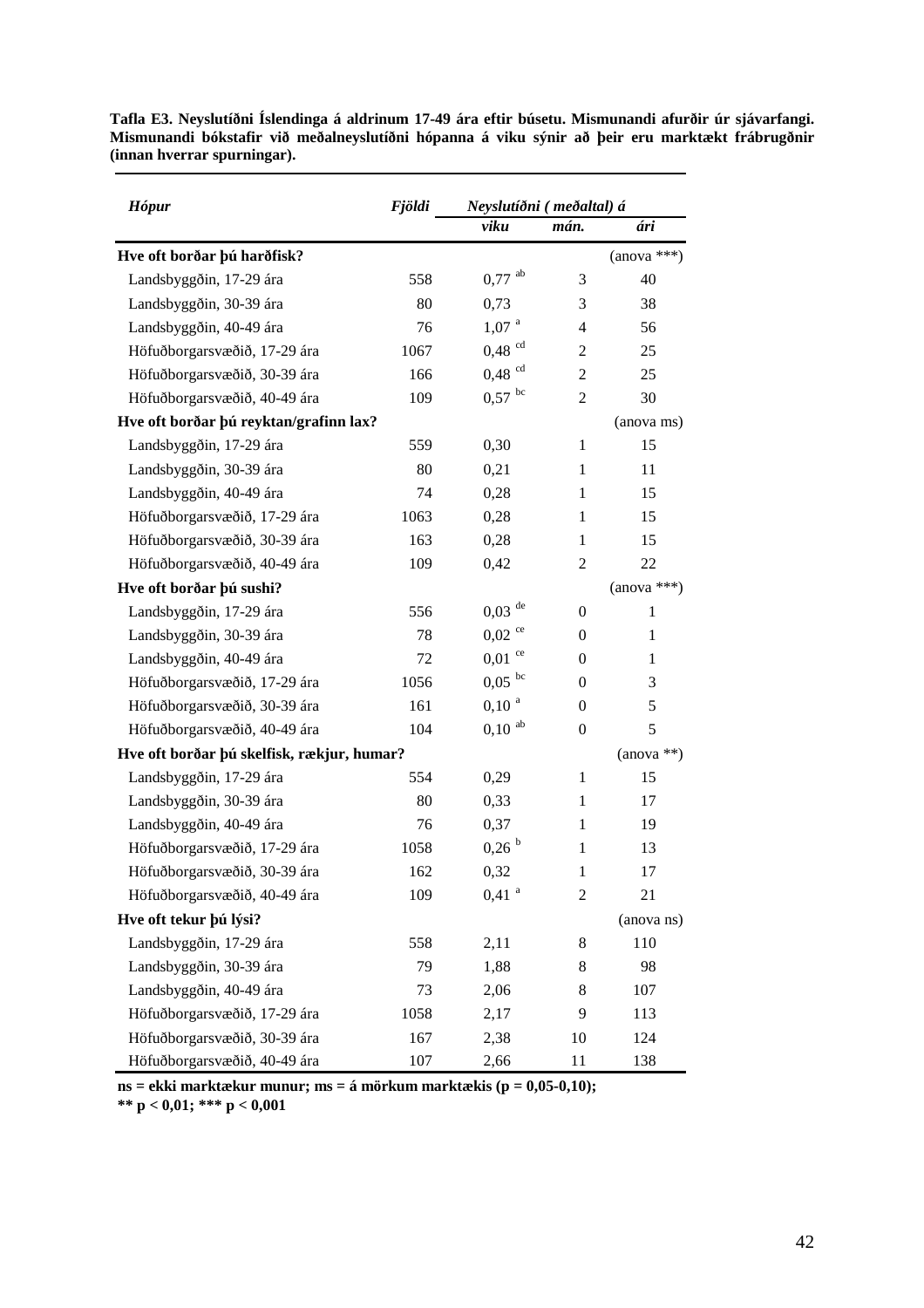**Tafla E3. Neyslutíðni Íslendinga á aldrinum 17-49 ára eftir búsetu. Mismunandi afurðir úr sjávarfangi. Mismunandi bókstafir við meðalneyslutíðni hópanna á viku sýnir að þeir eru marktækt frábrugðnir (innan hverrar spurningar).**

| *Hópur* | *Fjöldi* | *Neyslutíðni ( meðaltal) á* | | |
|---|---|---|---|---|
| | | *viku* | *mán.* | *ári* |
| **Hve oft borðar þú harðfisk?** | | | | (anova ***) |
| Landsbyggðin, 17-29 ára | 558 | 0,77 [ab] | 3 | 40 |
| Landsbyggðin, 30-39 ára | 80 | 0,73 | 3 | 38 |
| Landsbyggðin, 40-49 ára | 76 | 1,07 [a] | 4 | 56 |
| Höfuðborgarsvæðið, 17-29 ára | 1067 | 0,48 [cd] | 2 | 25 |
| Höfuðborgarsvæðið, 30-39 ára | 166 | 0,48 [cd] | 2 | 25 |
| Höfuðborgarsvæðið, 40-49 ára | 109 | 0,57 [bc] | 2 | 30 |
| **Hve oft borðar þú reyktan/grafinn lax?** | | | | (anova ms) |
| Landsbyggðin, 17-29 ára | 559 | 0,30 | 1 | 15 |
| Landsbyggðin, 30-39 ára | 80 | 0,21 | 1 | 11 |
| Landsbyggðin, 40-49 ára | 74 | 0,28 | 1 | 15 |
| Höfuðborgarsvæðið, 17-29 ára | 1063 | 0,28 | 1 | 15 |
| Höfuðborgarsvæðið, 30-39 ára | 163 | 0,28 | 1 | 15 |
| Höfuðborgarsvæðið, 40-49 ára | 109 | 0,42 | 2 | 22 |
| **Hve oft borðar þú sushi?** | | | | (anova ***) |
| Landsbyggðin, 17-29 ára | 556 | 0,03 [de] | 0 | 1 |
| Landsbyggðin, 30-39 ára | 78 | 0,02 [ce] | 0 | 1 |
| Landsbyggðin, 40-49 ára | 72 | 0,01 [ce] | 0 | 1 |
| Höfuðborgarsvæðið, 17-29 ára | 1056 | 0,05 [bc] | 0 | 3 |
| Höfuðborgarsvæðið, 30-39 ára | 161 | 0,10 [a] | 0 | 5 |
| Höfuðborgarsvæðið, 40-49 ára | 104 | 0,10 [ab] | 0 | 5 |
| **Hve oft borðar þú skelfisk, rækjur, humar?** | | | | (anova **) |
| Landsbyggðin, 17-29 ára | 554 | 0,29 | 1 | 15 |
| Landsbyggðin, 30-39 ára | 80 | 0,33 | 1 | 17 |
| Landsbyggðin, 40-49 ára | 76 | 0,37 | 1 | 19 |
| Höfuðborgarsvæðið, 17-29 ára | 1058 | 0,26 [b] | 1 | 13 |
| Höfuðborgarsvæðið, 30-39 ára | 162 | 0,32 | 1 | 17 |
| Höfuðborgarsvæðið, 40-49 ára | 109 | 0,41 [a] | 2 | 21 |
| **Hve oft tekur þú lýsi?** | | | | (anova ns) |
| Landsbyggðin, 17-29 ára | 558 | 2,11 | 8 | 110 |
| Landsbyggðin, 30-39 ára | 79 | 1,88 | 8 | 98 |
| Landsbyggðin, 40-49 ára | 73 | 2,06 | 8 | 107 |
| Höfuðborgarsvæðið, 17-29 ára | 1058 | 2,17 | 9 | 113 |
| Höfuðborgarsvæðið, 30-39 ára | 167 | 2,38 | 10 | 124 |
| Höfuðborgarsvæðið, 40-49 ára | 107 | 2,66 | 11 | 138 |

**ns = ekki marktækur munur; ms = á mörkum marktækis ($p = 0,05$-$0,10$);**
**** $p < 0,01$; *** $p < 0,001$**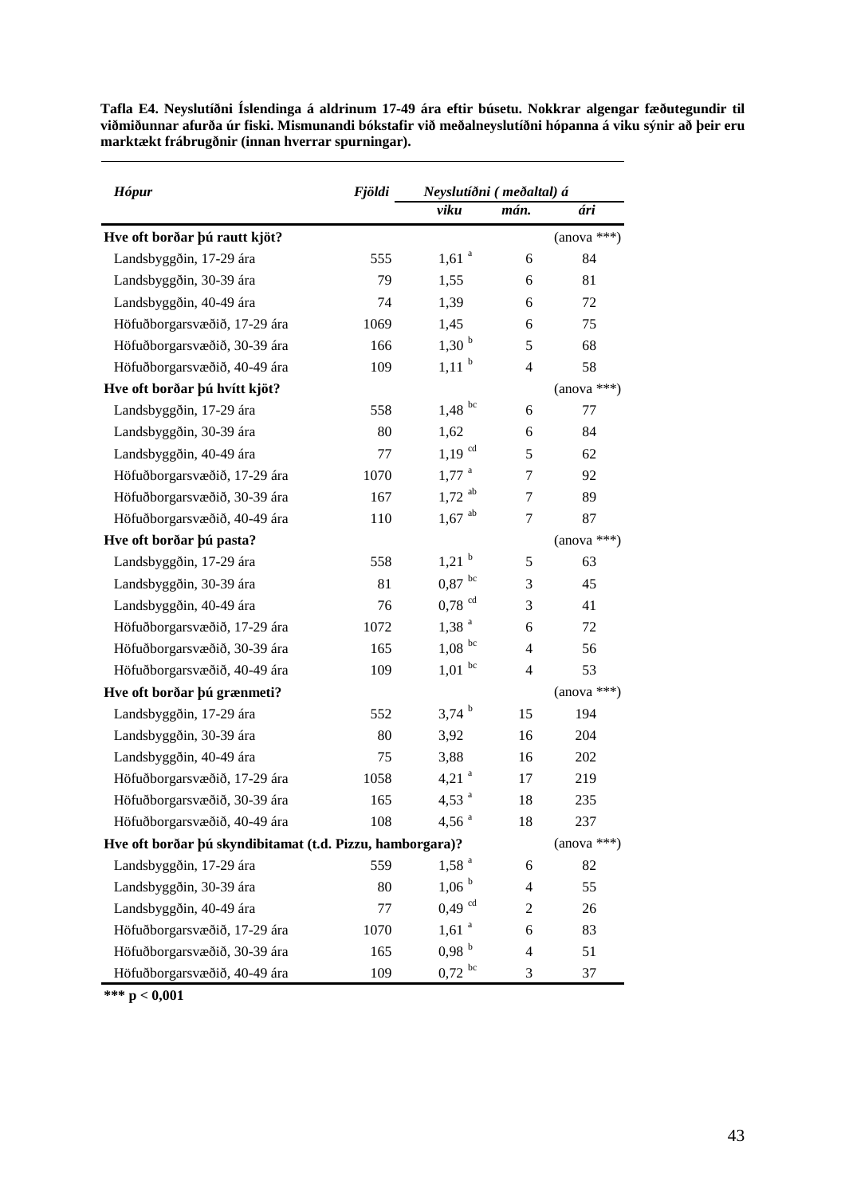**Tafla E4. Neyslutíðni Íslendinga á aldrinum 17-49 ára eftir búsetu. Nokkrar algengar fæðutegundir til viðmiðunnar afurða úr fiski. Mismunandi bókstafir við meðalneyslutíðni hópanna á viku sýnir að þeir eru marktækt frábrugðnir (innan hverrar spurningar).**

| *Hópur* | *Fjöldi* | *Neyslutíðni ( meðaltal) á* | | |
|---|---|---|---|---|
| | | *viku* | *mán.* | *ári* |
| **Hve oft borðar þú rautt kjöt?** | | | | (anova ***) |
| Landsbyggðin, 17-29 ára | 555 | 1,61 [a] | 6 | 84 |
| Landsbyggðin, 30-39 ára | 79 | 1,55 | 6 | 81 |
| Landsbyggðin, 40-49 ára | 74 | 1,39 | 6 | 72 |
| Höfuðborgarsvæðið, 17-29 ára | 1069 | 1,45 | 6 | 75 |
| Höfuðborgarsvæðið, 30-39 ára | 166 | 1,30 [b] | 5 | 68 |
| Höfuðborgarsvæðið, 40-49 ára | 109 | 1,11 [b] | 4 | 58 |
| **Hve oft borðar þú hvítt kjöt?** | | | | (anova ***) |
| Landsbyggðin, 17-29 ára | 558 | 1,48 [bc] | 6 | 77 |
| Landsbyggðin, 30-39 ára | 80 | 1,62 | 6 | 84 |
| Landsbyggðin, 40-49 ára | 77 | 1,19 [cd] | 5 | 62 |
| Höfuðborgarsvæðið, 17-29 ára | 1070 | 1,77 [a] | 7 | 92 |
| Höfuðborgarsvæðið, 30-39 ára | 167 | 1,72 [ab] | 7 | 89 |
| Höfuðborgarsvæðið, 40-49 ára | 110 | 1,67 [ab] | 7 | 87 |
| **Hve oft borðar þú pasta?** | | | | (anova ***) |
| Landsbyggðin, 17-29 ára | 558 | 1,21 [b] | 5 | 63 |
| Landsbyggðin, 30-39 ára | 81 | 0,87 [bc] | 3 | 45 |
| Landsbyggðin, 40-49 ára | 76 | 0,78 [cd] | 3 | 41 |
| Höfuðborgarsvæðið, 17-29 ára | 1072 | 1,38 [a] | 6 | 72 |
| Höfuðborgarsvæðið, 30-39 ára | 165 | 1,08 [bc] | 4 | 56 |
| Höfuðborgarsvæðið, 40-49 ára | 109 | 1,01 [bc] | 4 | 53 |
| **Hve oft borðar þú grænmeti?** | | | | (anova ***) |
| Landsbyggðin, 17-29 ára | 552 | 3,74 [b] | 15 | 194 |
| Landsbyggðin, 30-39 ára | 80 | 3,92 | 16 | 204 |
| Landsbyggðin, 40-49 ára | 75 | 3,88 | 16 | 202 |
| Höfuðborgarsvæðið, 17-29 ára | 1058 | 4,21 [a] | 17 | 219 |
| Höfuðborgarsvæðið, 30-39 ára | 165 | 4,53 [a] | 18 | 235 |
| Höfuðborgarsvæðið, 40-49 ára | 108 | 4,56 [a] | 18 | 237 |
| **Hve oft borðar þú skyndibitamat (t.d. Pizzu, hamborgara)?** | | | | (anova ***) |
| Landsbyggðin, 17-29 ára | 559 | 1,58 [a] | 6 | 82 |
| Landsbyggðin, 30-39 ára | 80 | 1,06 [b] | 4 | 55 |
| Landsbyggðin, 40-49 ára | 77 | 0,49 [cd] | 2 | 26 |
| Höfuðborgarsvæðið, 17-29 ára | 1070 | 1,61 [a] | 6 | 83 |
| Höfuðborgarsvæðið, 30-39 ára | 165 | 0,98 [b] | 4 | 51 |
| Höfuðborgarsvæðið, 40-49 ára | 109 | 0,72 [bc] | 3 | 37 |

**\*\*\* p < 0,001**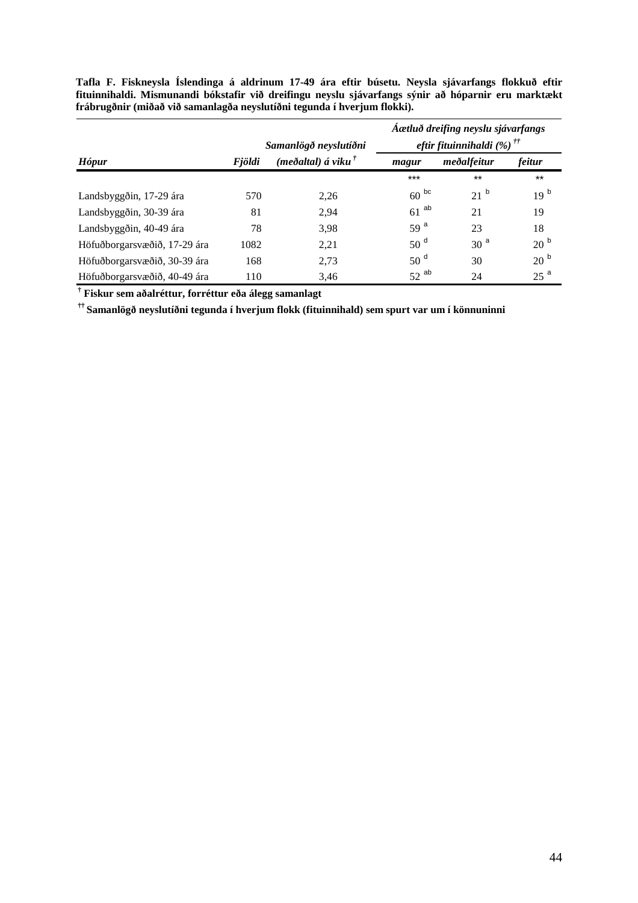**Tafla F. Fiskneysla Íslendinga á aldrinum 17-49 ára eftir búsetu. Neysla sjávarfangs flokkuð eftir fituinnihaldi. Mismunandi bókstafir við dreifingu neyslu sjávarfangs sýnir að hóparnir eru marktækt frábrugðnir (miðað við samanlagða neyslutíðni tegunda í hverjum flokki).**

| | | | *Áætluð dreifing neyslu sjávarfangs eftir fituinnihaldi (%)* [††] | | |
|---|---|---|---|---|---|
| ***Hópur*** | ***Fjöldi*** | ***Samanlögð neyslutíðni (meðaltal) á viku*** [†] | ***magur*** | ***meðalfeitur*** | ***feitur*** |
| | | | *** | ** | ** |
| Landsbyggðin, 17-29 ára | 570 | 2,26 | 60 [bc] | 21 [b] | 19 [b] |
| Landsbyggðin, 30-39 ára | 81 | 2,94 | 61 [ab] | 21 | 19 |
| Landsbyggðin, 40-49 ára | 78 | 3,98 | 59 [a] | 23 | 18 |
| Höfuðborgarsvæðið, 17-29 ára | 1082 | 2,21 | 50 [d] | 30 [a] | 20 [b] |
| Höfuðborgarsvæðið, 30-39 ára | 168 | 2,73 | 50 [d] | 30 | 20 [b] |
| Höfuðborgarsvæðið, 40-49 ára | 110 | 3,46 | 52 [ab] | 24 | 25 [a] |

**[†] Fiskur sem aðalréttur, forréttur eða álegg samanlagt**

**[††] Samanlögð neyslutíðni tegunda í hverjum flokk (fituinnihald) sem spurt var um í könnuninni**